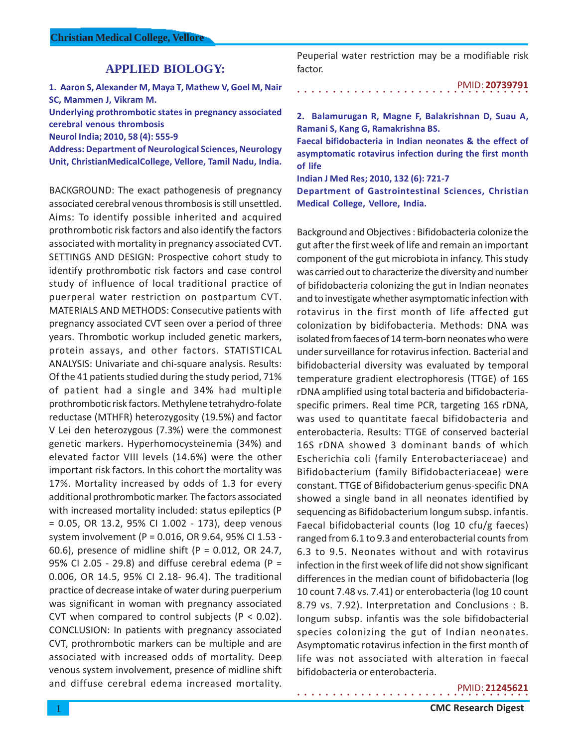# APPLIED BIOLOGY:

**1. Aaron S, Alexander M, Maya T, Mathew V, Goel M, Nair SC, Mammen J, Vikram M.**

**Underlying prothrombotic states in pregnancy associated cerebral venous thrombosis**

**Neurol India; 2010, 58 (4): 555-9**

**Address: Department of Neurological Sciences, Neurology Unit, ChristianMedicalCollege, Vellore, Tamil Nadu, India.**

BACKGROUND: The exact pathogenesis of pregnancy associated cerebral venous thrombosis is still unsettled. Aims: To identify possible inherited and acquired prothrombotic risk factors and also identify the factors associated with mortality in pregnancy associated CVT. SETTINGS AND DESIGN: Prospective cohort study to identify prothrombotic risk factors and case control study of influence of local traditional practice of puerperal water restriction on postpartum CVT. MATERIALS AND METHODS: Consecutive patients with pregnancy associated CVT seen over a period of three years. Thrombotic workup included genetic markers, protein assays, and other factors. STATISTICAL ANALYSIS: Univariate and chi-square analysis. Results: Of the 41 patients studied during the study period, 71% of patient had a single and 34% had multiple prothrombotic risk factors. Methylene tetrahydro-folate reductase (MTHFR) heterozygosity (19.5%) and factor V Lei den heterozygous (7.3%) were the commonest genetic markers. Hyperhomocysteinemia (34%) and elevated factor VIII levels (14.6%) were the other important risk factors. In this cohort the mortality was 17%. Mortality increased by odds of 1.3 for every additional prothrombotic marker. The factors associated with increased mortality included: status epileptics (P = 0.05, OR 13.2, 95% CI 1.002 - 173), deep venous system involvement (P = 0.016, OR 9.64, 95% CI 1.53 - 60.6), presence of midline shift (P = 0.012, OR 24.7, 95% CI 2.05 - 29.8) and diffuse cerebral edema (P = 0.006, OR 14.5, 95% CI 2.18- 96.4). The traditional practice of decrease intake of water during puerperium was significant in woman with pregnancy associated CVT when compared to control subjects (P < 0.02). CONCLUSION: In patients with pregnancy associated CVT, prothrombotic markers can be multiple and are associated with increased odds of mortality. Deep venous system involvement, presence of midline shift and diffuse cerebral edema increased mortality. Peuperial water restriction may be a modifiable risk factor.

PMID: **20739791**

**2. Balamurugan R, Magne F, Balakrishnan D, Suau A, Ramani S, Kang G, Ramakrishna BS.**

**Faecal bifidobacteria in Indian neonates & the effect of asymptomatic rotavirus infection during the first month of life**

**Indian J Med Res; 2010, 132 (6): 721-7**

**Department of Gastrointestinal Sciences, Christian Medical College, Vellore, India.**

Background and Objectives : Bifidobacteria colonize the gut after the first week of life and remain an important component of the gut microbiota in infancy. This study was carried out to characterize the diversity and number of bifidobacteria colonizing the gut in Indian neonates and to investigate whether asymptomatic infection with rotavirus in the first month of life affected gut colonization by bidifobacteria. Methods: DNA was isolated from faeces of 14 term-born neonates who were under surveillance for rotavirus infection. Bacterial and bifidobacterial diversity was evaluated by temporal temperature gradient electrophoresis (TTGE) of 16S rDNA amplified using total bacteria and bifidobacteria-specific primers. Real time PCR, targeting 16S rDNA, was used to quantitate faecal bifidobacteria and enterobacteria. Results: TTGE of conserved bacterial 16S rDNA showed 3 dominant bands of which Escherichia coli (family Enterobacteriaceae) and Bifidobacterium (family Bifidobacteriaceae) were constant. TTGE of Bifidobacterium genus-specific DNA showed a single band in all neonates identified by sequencing as Bifidobacterium longum subsp. infantis. Faecal bifidobacterial counts (log 10 cfu/g faeces) ranged from 6.1 to 9.3 and enterobacterial counts from 6.3 to 9.5. Neonates without and with rotavirus infection in the first week of life did not show significant differences in the median count of bifidobacteria (log 10 count 7.48 vs. 7.41) or enterobacteria (log 10 count 8.79 vs. 7.92). Interpretation and Conclusions : B. longum subsp. infantis was the sole bifidobacterial species colonizing the gut of Indian neonates. Asymptomatic rotavirus infection in the first month of life was not associated with alteration in faecal bifidobacteria or enterobacteria.

PMID: **21245621**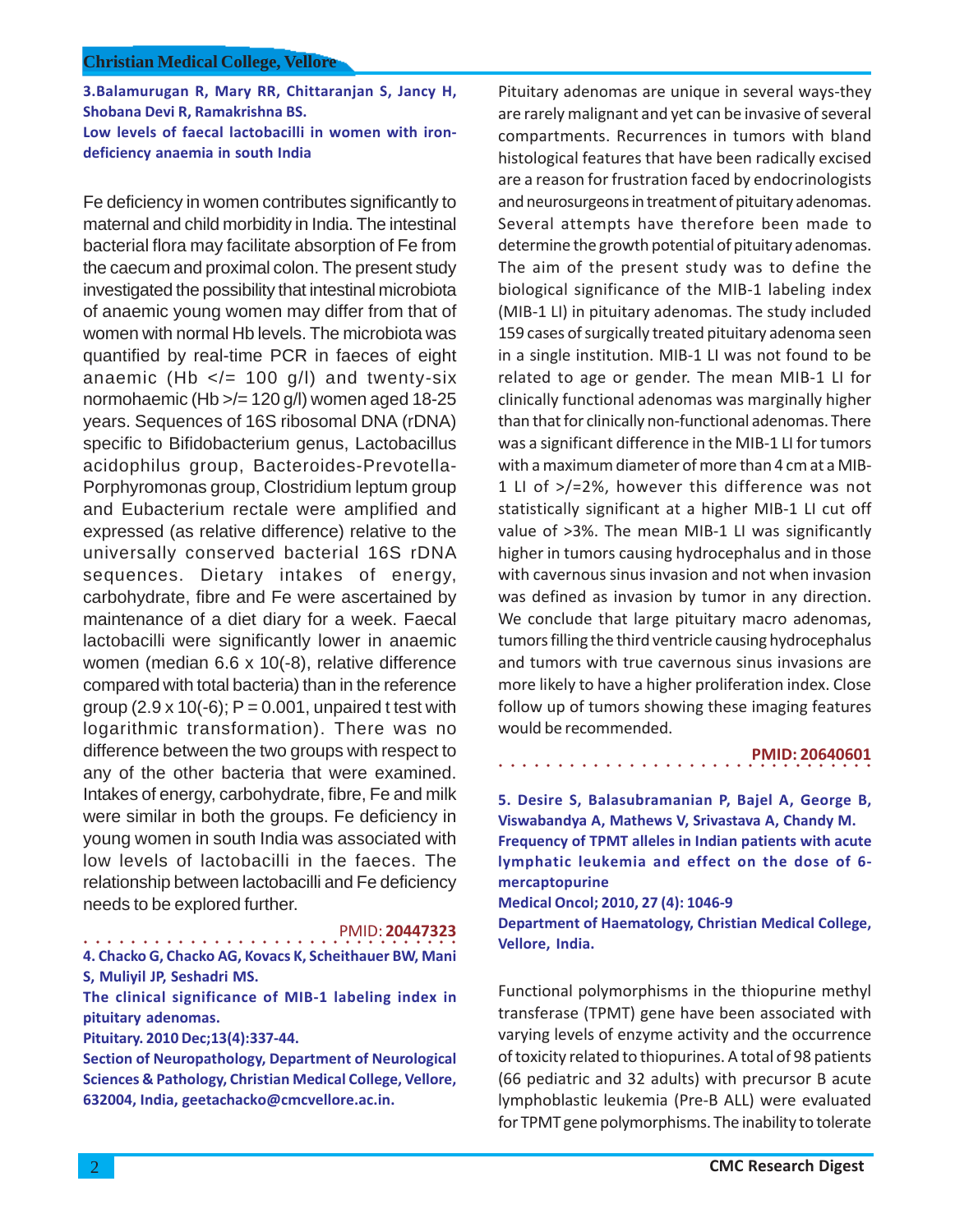**3.Balamurugan R, Mary RR, Chittaranjan S, Jancy H, Shobana Devi R, Ramakrishna BS.**

**Low levels of faecal lactobacilli in women with iron-deficiency anaemia in south India**

Fe deficiency in women contributes significantly to maternal and child morbidity in India. The intestinal bacterial flora may facilitate absorption of Fe from the caecum and proximal colon. The present study investigated the possibility that intestinal microbiota of anaemic young women may differ from that of women with normal Hb levels. The microbiota was quantified by real-time PCR in faeces of eight anaemic (Hb </= 100 g/l) and twenty-six normohaemic (Hb >/= 120 g/l) women aged 18-25 years. Sequences of 16S ribosomal DNA (rDNA) specific to Bifidobacterium genus, Lactobacillus acidophilus group, Bacteroides-Prevotella-Porphyromonas group, Clostridium leptum group and Eubacterium rectale were amplified and expressed (as relative difference) relative to the universally conserved bacterial 16S rDNA sequences. Dietary intakes of energy, carbohydrate, fibre and Fe were ascertained by maintenance of a diet diary for a week. Faecal lactobacilli were significantly lower in anaemic women (median 6.6 x 10(-8), relative difference compared with total bacteria) than in the reference group (2.9 x 10(-6); P = 0.001, unpaired t test with logarithmic transformation). There was no difference between the two groups with respect to any of the other bacteria that were examined. Intakes of energy, carbohydrate, fibre, Fe and milk were similar in both the groups. Fe deficiency in young women in south India was associated with low levels of lactobacilli in the faeces. The relationship between lactobacilli and Fe deficiency needs to be explored further.

PMID: **20447323**

**4. Chacko G, Chacko AG, Kovacs K, Scheithauer BW, Mani S, Muliyil JP, Seshadri MS.**

**The clinical significance of MIB-1 labeling index in pituitary adenomas.**

**Pituitary. 2010 Dec;13(4):337-44.**

**Section of Neuropathology, Department of Neurological Sciences & Pathology, Christian Medical College, Vellore, 632004, India, geetachacko@cmcvellore.ac.in.**

Pituitary adenomas are unique in several ways-they are rarely malignant and yet can be invasive of several compartments. Recurrences in tumors with bland histological features that have been radically excised are a reason for frustration faced by endocrinologists and neurosurgeons in treatment of pituitary adenomas. Several attempts have therefore been made to determine the growth potential of pituitary adenomas. The aim of the present study was to define the biological significance of the MIB-1 labeling index (MIB-1 LI) in pituitary adenomas. The study included 159 cases of surgically treated pituitary adenoma seen in a single institution. MIB-1 LI was not found to be related to age or gender. The mean MIB-1 LI for clinically functional adenomas was marginally higher than that for clinically non-functional adenomas. There was a significant difference in the MIB-1 LI for tumors with a maximum diameter of more than 4 cm at a MIB-1 LI of >/=2%, however this difference was not statistically significant at a higher MIB-1 LI cut off value of >3%. The mean MIB-1 LI was significantly higher in tumors causing hydrocephalus and in those with cavernous sinus invasion and not when invasion was defined as invasion by tumor in any direction. We conclude that large pituitary macro adenomas, tumors filling the third ventricle causing hydrocephalus and tumors with true cavernous sinus invasions are more likely to have a higher proliferation index. Close follow up of tumors showing these imaging features would be recommended.

**PMID: 20640601**

**5. Desire S, Balasubramanian P, Bajel A, George B, Viswabandya A, Mathews V, Srivastava A, Chandy M.**

**Frequency of TPMT alleles in Indian patients with acute lymphatic leukemia and effect on the dose of 6-mercaptopurine**

**Medical Oncol; 2010, 27 (4): 1046-9**

**Department of Haematology, Christian Medical College, Vellore, India.**

Functional polymorphisms in the thiopurine methyl transferase (TPMT) gene have been associated with varying levels of enzyme activity and the occurrence of toxicity related to thiopurines. A total of 98 patients (66 pediatric and 32 adults) with precursor B acute lymphoblastic leukemia (Pre-B ALL) were evaluated for TPMT gene polymorphisms. The inability to tolerate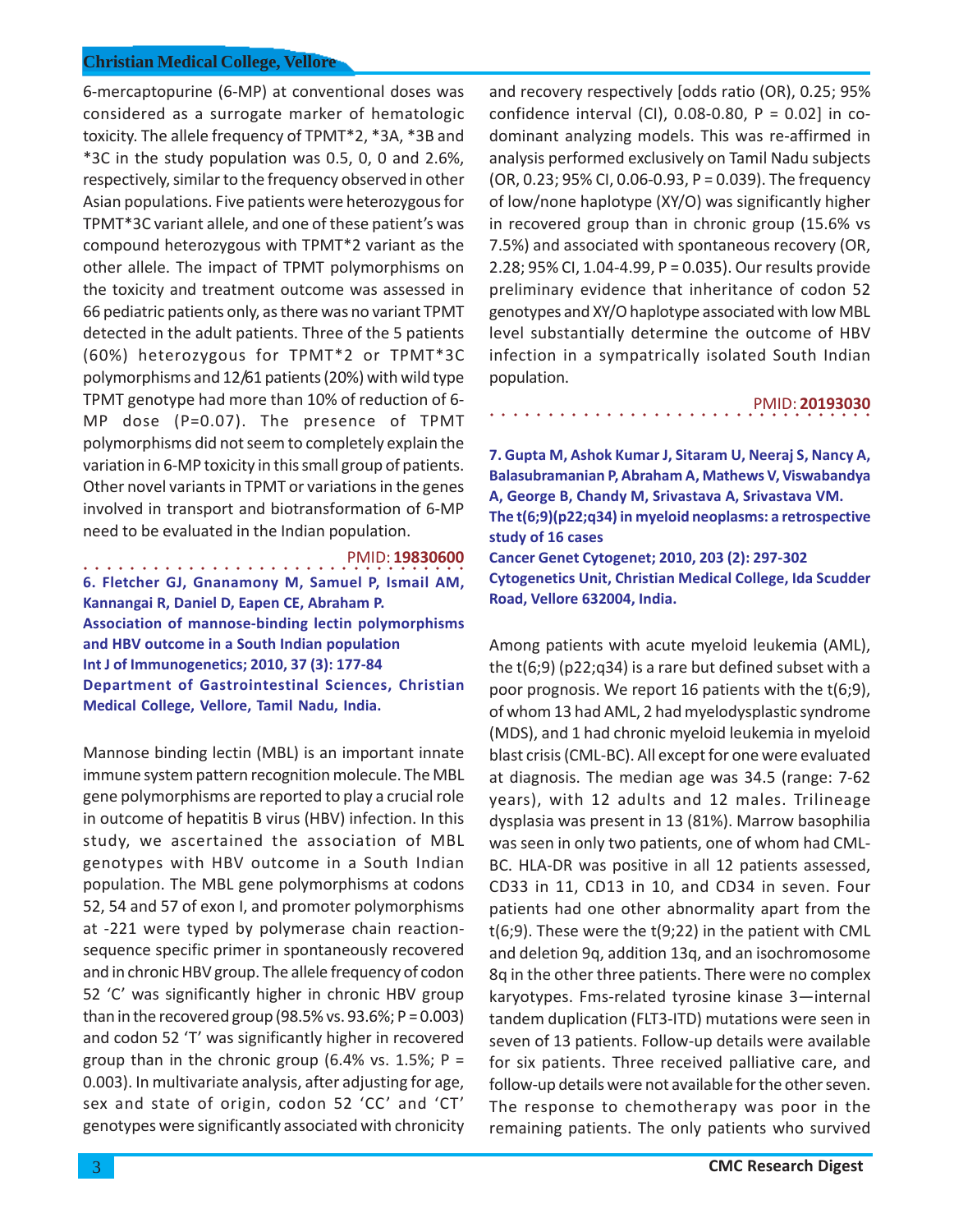6-mercaptopurine (6-MP) at conventional doses was considered as a surrogate marker of hematologic toxicity. The allele frequency of TPMT*2, *3A, *3B and *3C in the study population was 0.5, 0, 0 and 2.6%, respectively, similar to the frequency observed in other Asian populations. Five patients were heterozygous for TPMT*3C variant allele, and one of these patient's was compound heterozygous with TPMT*2 variant as the other allele. The impact of TPMT polymorphisms on the toxicity and treatment outcome was assessed in 66 pediatric patients only, as there was no variant TPMT detected in the adult patients. Three of the 5 patients (60%) heterozygous for TPMT*2 or TPMT*3C polymorphisms and 12/61 patients (20%) with wild type TPMT genotype had more than 10% of reduction of 6-MP dose (P=0.07). The presence of TPMT polymorphisms did not seem to completely explain the variation in 6-MP toxicity in this small group of patients. Other novel variants in TPMT or variations in the genes involved in transport and biotransformation of 6-MP need to be evaluated in the Indian population.

PMID: **19830600**

**6. Fletcher GJ, Gnanamony M, Samuel P, Ismail AM, Kannangai R, Daniel D, Eapen CE, Abraham P.**
**Association of mannose-binding lectin polymorphisms and HBV outcome in a South Indian population**
**Int J of Immunogenetics; 2010, 37 (3): 177-84**
**Department of Gastrointestinal Sciences, Christian Medical College, Vellore, Tamil Nadu, India.**

Mannose binding lectin (MBL) is an important innate immune system pattern recognition molecule. The MBL gene polymorphisms are reported to play a crucial role in outcome of hepatitis B virus (HBV) infection. In this study, we ascertained the association of MBL genotypes with HBV outcome in a South Indian population. The MBL gene polymorphisms at codons 52, 54 and 57 of exon I, and promoter polymorphisms at -221 were typed by polymerase chain reaction-sequence specific primer in spontaneously recovered and in chronic HBV group. The allele frequency of codon 52 'C' was significantly higher in chronic HBV group than in the recovered group (98.5% vs. 93.6%; P = 0.003) and codon 52 'T' was significantly higher in recovered group than in the chronic group (6.4% vs. 1.5%; P = 0.003). In multivariate analysis, after adjusting for age, sex and state of origin, codon 52 'CC' and 'CT' genotypes were significantly associated with chronicity and recovery respectively [odds ratio (OR), 0.25; 95% confidence interval (CI), 0.08-0.80, P = 0.02] in co-dominant analyzing models. This was re-affirmed in analysis performed exclusively on Tamil Nadu subjects (OR, 0.23; 95% CI, 0.06-0.93, P = 0.039). The frequency of low/none haplotype (XY/O) was significantly higher in recovered group than in chronic group (15.6% vs 7.5%) and associated with spontaneous recovery (OR, 2.28; 95% CI, 1.04-4.99, P = 0.035). Our results provide preliminary evidence that inheritance of codon 52 genotypes and XY/O haplotype associated with low MBL level substantially determine the outcome of HBV infection in a sympatrically isolated South Indian population.

PMID: **20193030**

**7. Gupta M, Ashok Kumar J, Sitaram U, Neeraj S, Nancy A, Balasubramanian P, Abraham A, Mathews V, Viswabandya A, George B, Chandy M, Srivastava A, Srivastava VM.**
**The t(6;9)(p22;q34) in myeloid neoplasms: a retrospective study of 16 cases**
**Cancer Genet Cytogenet; 2010, 203 (2): 297-302**
**Cytogenetics Unit, Christian Medical College, Ida Scudder Road, Vellore 632004, India.**

Among patients with acute myeloid leukemia (AML), the t(6;9) (p22;q34) is a rare but defined subset with a poor prognosis. We report 16 patients with the t(6;9), of whom 13 had AML, 2 had myelodysplastic syndrome (MDS), and 1 had chronic myeloid leukemia in myeloid blast crisis (CML-BC). All except for one were evaluated at diagnosis. The median age was 34.5 (range: 7-62 years), with 12 adults and 12 males. Trilineage dysplasia was present in 13 (81%). Marrow basophilia was seen in only two patients, one of whom had CML-BC. HLA-DR was positive in all 12 patients assessed, CD33 in 11, CD13 in 10, and CD34 in seven. Four patients had one other abnormality apart from the t(6;9). These were the t(9;22) in the patient with CML and deletion 9q, addition 13q, and an isochromosome 8q in the other three patients. There were no complex karyotypes. Fms-related tyrosine kinase 3—internal tandem duplication (FLT3-ITD) mutations were seen in seven of 13 patients. Follow-up details were available for six patients. Three received palliative care, and follow-up details were not available for the other seven. The response to chemotherapy was poor in the remaining patients. The only patients who survived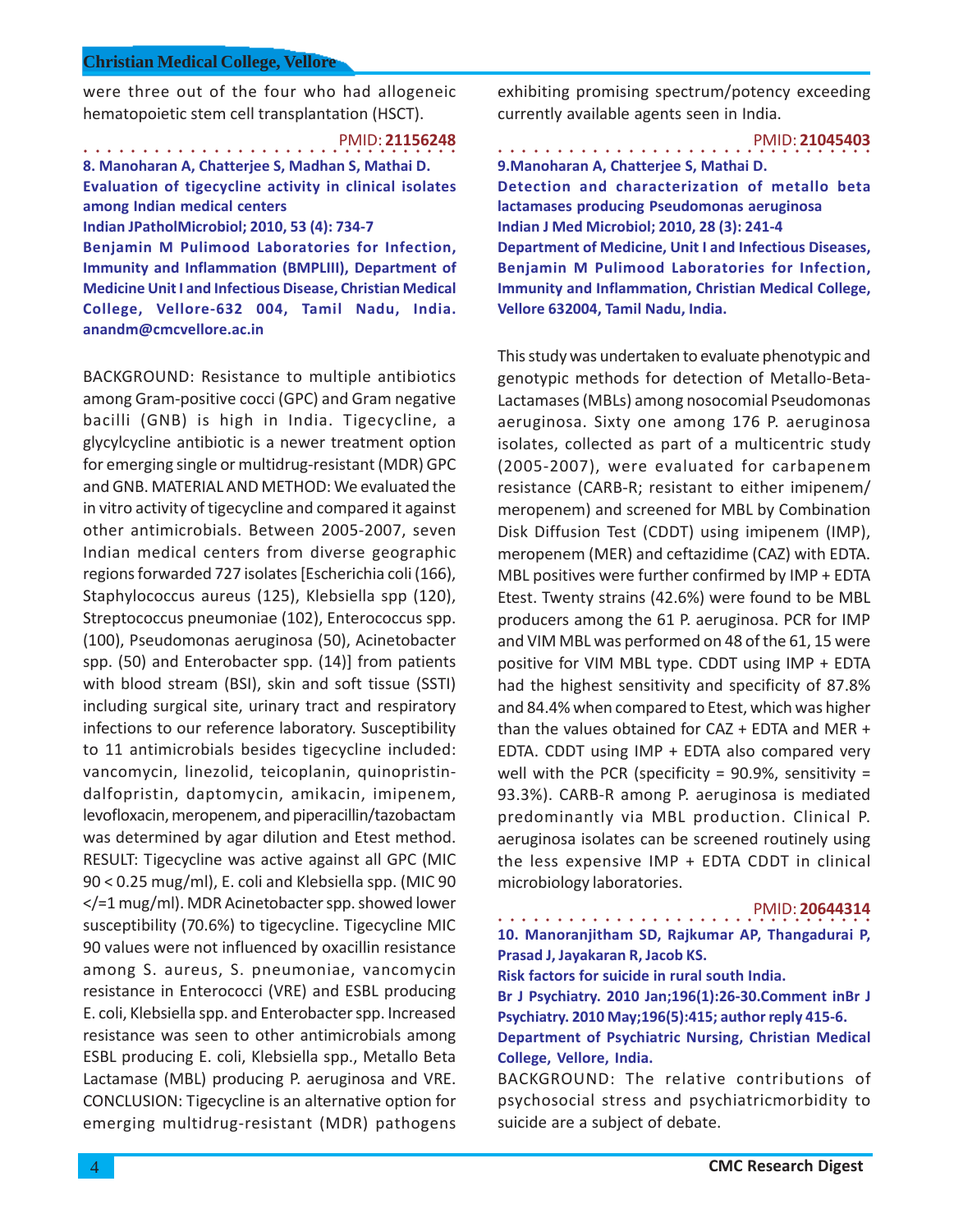were three out of the four who had allogeneic hematopoietic stem cell transplantation (HSCT).

PMID: **21156248**

**8. Manoharan A, Chatterjee S, Madhan S, Mathai D.**
**Evaluation of tigecycline activity in clinical isolates among Indian medical centers**
**Indian JPatholMicrobiol; 2010, 53 (4): 734-7**
**Benjamin M Pulimood Laboratories for Infection, Immunity and Inflammation (BMPLIII), Department of Medicine Unit I and Infectious Disease, Christian Medical College, Vellore-632 004, Tamil Nadu, India. anandm@cmcvellore.ac.in**

BACKGROUND: Resistance to multiple antibiotics among Gram-positive cocci (GPC) and Gram negative bacilli (GNB) is high in India. Tigecycline, a glycylcycline antibiotic is a newer treatment option for emerging single or multidrug-resistant (MDR) GPC and GNB. MATERIAL AND METHOD: We evaluated the in vitro activity of tigecycline and compared it against other antimicrobials. Between 2005-2007, seven Indian medical centers from diverse geographic regions forwarded 727 isolates [Escherichia coli (166), Staphylococcus aureus (125), Klebsiella spp (120), Streptococcus pneumoniae (102), Enterococcus spp. (100), Pseudomonas aeruginosa (50), Acinetobacter spp. (50) and Enterobacter spp. (14)] from patients with blood stream (BSI), skin and soft tissue (SSTI) including surgical site, urinary tract and respiratory infections to our reference laboratory. Susceptibility to 11 antimicrobials besides tigecycline included: vancomycin, linezolid, teicoplanin, quinopristin-dalfopristin, daptomycin, amikacin, imipenem, levofloxacin, meropenem, and piperacillin/tazobactam was determined by agar dilution and Etest method. RESULT: Tigecycline was active against all GPC (MIC 90 < 0.25 mug/ml), E. coli and Klebsiella spp. (MIC 90 </=1 mug/ml). MDR Acinetobacter spp. showed lower susceptibility (70.6%) to tigecycline. Tigecycline MIC 90 values were not influenced by oxacillin resistance among S. aureus, S. pneumoniae, vancomycin resistance in Enterococci (VRE) and ESBL producing E. coli, Klebsiella spp. and Enterobacter spp. Increased resistance was seen to other antimicrobials among ESBL producing E. coli, Klebsiella spp., Metallo Beta Lactamase (MBL) producing P. aeruginosa and VRE. CONCLUSION: Tigecycline is an alternative option for emerging multidrug-resistant (MDR) pathogens exhibiting promising spectrum/potency exceeding currently available agents seen in India.

PMID: **21045403**

**9.Manoharan A, Chatterjee S, Mathai D.**
**Detection and characterization of metallo beta lactamases producing Pseudomonas aeruginosa**
**Indian J Med Microbiol; 2010, 28 (3): 241-4**
**Department of Medicine, Unit I and Infectious Diseases, Benjamin M Pulimood Laboratories for Infection, Immunity and Inflammation, Christian Medical College, Vellore 632004, Tamil Nadu, India.**

This study was undertaken to evaluate phenotypic and genotypic methods for detection of Metallo-Beta-Lactamases (MBLs) among nosocomial Pseudomonas aeruginosa. Sixty one among 176 P. aeruginosa isolates, collected as part of a multicentric study (2005-2007), were evaluated for carbapenem resistance (CARB-R; resistant to either imipenem/meropenem) and screened for MBL by Combination Disk Diffusion Test (CDDT) using imipenem (IMP), meropenem (MER) and ceftazidime (CAZ) with EDTA. MBL positives were further confirmed by IMP + EDTA Etest. Twenty strains (42.6%) were found to be MBL producers among the 61 P. aeruginosa. PCR for IMP and VIM MBL was performed on 48 of the 61, 15 were positive for VIM MBL type. CDDT using IMP + EDTA had the highest sensitivity and specificity of 87.8% and 84.4% when compared to Etest, which was higher than the values obtained for CAZ + EDTA and MER + EDTA. CDDT using IMP + EDTA also compared very well with the PCR (specificity = 90.9%, sensitivity = 93.3%). CARB-R among P. aeruginosa is mediated predominantly via MBL production. Clinical P. aeruginosa isolates can be screened routinely using the less expensive IMP + EDTA CDDT in clinical microbiology laboratories.

PMID: **20644314**

**10. Manoranjitham SD, Rajkumar AP, Thangadurai P, Prasad J, Jayakaran R, Jacob KS.**
**Risk factors for suicide in rural south India.**
**Br J Psychiatry. 2010 Jan;196(1):26-30.Comment inBr J Psychiatry. 2010 May;196(5):415; author reply 415-6.**
**Department of Psychiatric Nursing, Christian Medical College, Vellore, India.**

BACKGROUND: The relative contributions of psychosocial stress and psychiatricmorbidity to suicide are a subject of debate.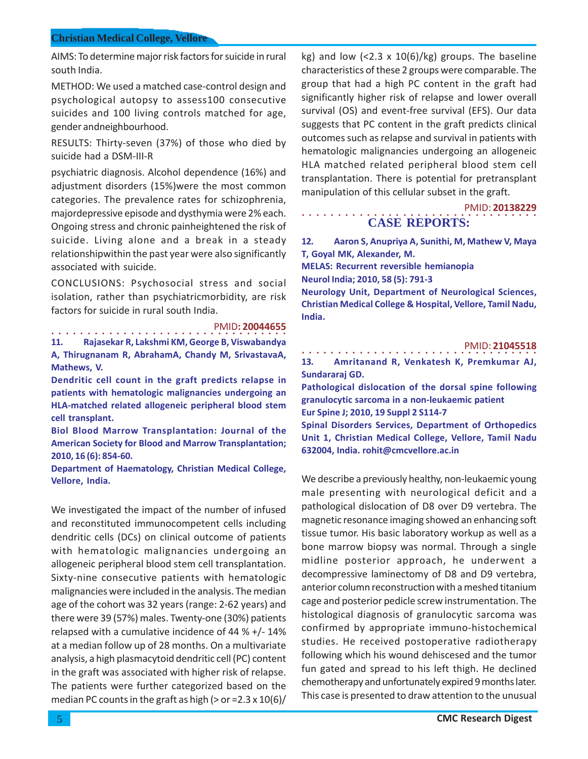AIMS: To determine major risk factors for suicide in rural south India.

METHOD: We used a matched case-control design and psychological autopsy to assess100 consecutive suicides and 100 living controls matched for age, gender andneighbourhood.

RESULTS: Thirty-seven (37%) of those who died by suicide had a DSM-III-R

psychiatric diagnosis. Alcohol dependence (16%) and adjustment disorders (15%)were the most common categories. The prevalence rates for schizophrenia, majordepressive episode and dysthymia were 2% each. Ongoing stress and chronic painheightened the risk of suicide. Living alone and a break in a steady relationshipwithin the past year were also significantly associated with suicide.

CONCLUSIONS: Psychosocial stress and social isolation, rather than psychiatricmorbidity, are risk factors for suicide in rural south India.

PMID: **20044655**

**11. Rajasekar R, Lakshmi KM, George B, Viswabandya A, Thirugnanam R, AbrahamA, Chandy M, SrivastavaA, Mathews, V.**

**Dendritic cell count in the graft predicts relapse in patients with hematologic malignancies undergoing an HLA-matched related allogeneic peripheral blood stem cell transplant.**

**Biol Blood Marrow Transplantation: Journal of the American Society for Blood and Marrow Transplantation; 2010, 16 (6): 854-60.**

**Department of Haematology, Christian Medical College, Vellore, India.**

We investigated the impact of the number of infused and reconstituted immunocompetent cells including dendritic cells (DCs) on clinical outcome of patients with hematologic malignancies undergoing an allogeneic peripheral blood stem cell transplantation. Sixty-nine consecutive patients with hematologic malignancies were included in the analysis. The median age of the cohort was 32 years (range: 2-62 years) and there were 39 (57%) males. Twenty-one (30%) patients relapsed with a cumulative incidence of 44 % +/- 14% at a median follow up of 28 months. On a multivariate analysis, a high plasmacytoid dendritic cell (PC) content in the graft was associated with higher risk of relapse. The patients were further categorized based on the median PC counts in the graft as high (> or =2.3 x 10(6)/kg) and low (<2.3 x 10(6)/kg) groups. The baseline characteristics of these 2 groups were comparable. The group that had a high PC content in the graft had significantly higher risk of relapse and lower overall survival (OS) and event-free survival (EFS). Our data suggests that PC content in the graft predicts clinical outcomes such as relapse and survival in patients with hematologic malignancies undergoing an allogeneic HLA matched related peripheral blood stem cell transplantation. There is potential for pretransplant manipulation of this cellular subset in the graft.

PMID: **20138229**

## CASE REPORTS:

**12. Aaron S, Anupriya A, Sunithi, M, Mathew V, Maya T, Goyal MK, Alexander, M.**

**MELAS: Recurrent reversible hemianopia**

**Neurol India; 2010, 58 (5): 791-3**

**Neurology Unit, Department of Neurological Sciences, Christian Medical College & Hospital, Vellore, Tamil Nadu, India.**

PMID: **21045518**

**13. Amritanand R, Venkatesh K, Premkumar AJ, Sundararaj GD.**

**Pathological dislocation of the dorsal spine following granulocytic sarcoma in a non-leukaemic patient**

**Eur Spine J; 2010, 19 Suppl 2 S114-7**

**Spinal Disorders Services, Department of Orthopedics Unit 1, Christian Medical College, Vellore, Tamil Nadu 632004, India. rohit@cmcvellore.ac.in**

We describe a previously healthy, non-leukaemic young male presenting with neurological deficit and a pathological dislocation of D8 over D9 vertebra. The magnetic resonance imaging showed an enhancing soft tissue tumor. His basic laboratory workup as well as a bone marrow biopsy was normal. Through a single midline posterior approach, he underwent a decompressive laminectomy of D8 and D9 vertebra, anterior column reconstruction with a meshed titanium cage and posterior pedicle screw instrumentation. The histological diagnosis of granulocytic sarcoma was confirmed by appropriate immuno-histochemical studies. He received postoperative radiotherapy following which his wound dehisceced and the tumor fun gated and spread to his left thigh. He declined chemotherapy and unfortunately expired 9 months later. This case is presented to draw attention to the unusual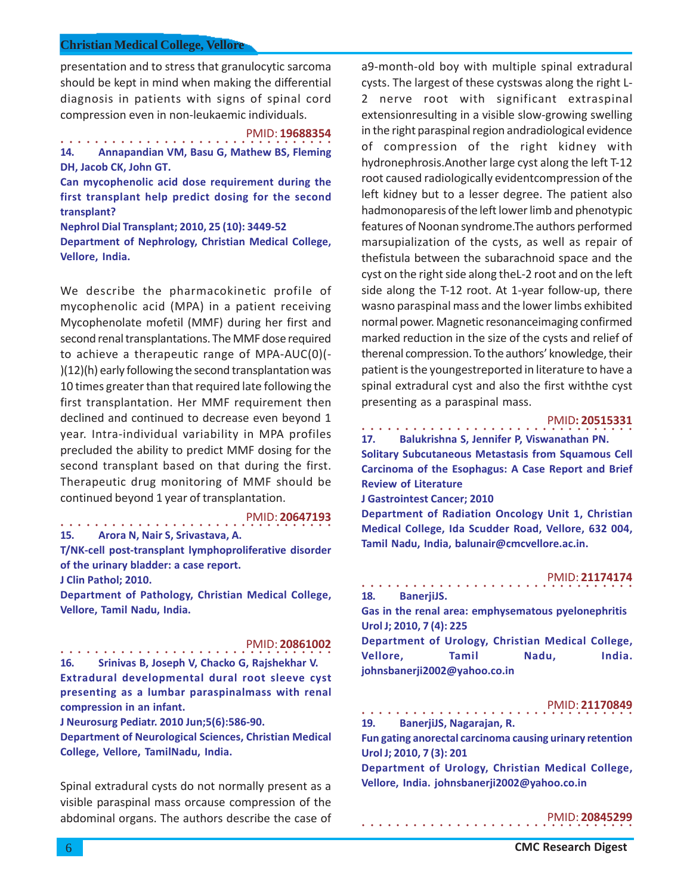presentation and to stress that granulocytic sarcoma should be kept in mind when making the differential diagnosis in patients with signs of spinal cord compression even in non-leukaemic individuals.

PMID: **19688354**

**14. Annapandian VM, Basu G, Mathew BS, Fleming DH, Jacob CK, John GT.**

**Can mycophenolic acid dose requirement during the first transplant help predict dosing for the second transplant?**

**Nephrol Dial Transplant; 2010, 25 (10): 3449-52**

**Department of Nephrology, Christian Medical College, Vellore, India.**

We describe the pharmacokinetic profile of mycophenolic acid (MPA) in a patient receiving Mycophenolate mofetil (MMF) during her first and second renal transplantations. The MMF dose required to achieve a therapeutic range of MPA-AUC(0)(-)(12)(h) early following the second transplantation was 10 times greater than that required late following the first transplantation. Her MMF requirement then declined and continued to decrease even beyond 1 year. Intra-individual variability in MPA profiles precluded the ability to predict MMF dosing for the second transplant based on that during the first. Therapeutic drug monitoring of MMF should be continued beyond 1 year of transplantation.

PMID: **20647193**

**15. Arora N, Nair S, Srivastava, A.**

**T/NK-cell post-transplant lymphoproliferative disorder of the urinary bladder: a case report.**

**J Clin Pathol; 2010.**

**Department of Pathology, Christian Medical College, Vellore, Tamil Nadu, India.**

PMID: **20861002**

**16. Srinivas B, Joseph V, Chacko G, Rajshekhar V.**

**Extradural developmental dural root sleeve cyst presenting as a lumbar paraspinalmass with renal compression in an infant.**

**J Neurosurg Pediatr. 2010 Jun;5(6):586-90.**

**Department of Neurological Sciences, Christian Medical College, Vellore, TamilNadu, India.**

Spinal extradural cysts do not normally present as a visible paraspinal mass orcause compression of the abdominal organs. The authors describe the case of a9-month-old boy with multiple spinal extradural cysts. The largest of these cystswas along the right L-2 nerve root with significant extraspinal extensionresulting in a visible slow-growing swelling in the right paraspinal region andradiological evidence of compression of the right kidney with hydronephrosis.Another large cyst along the left T-12 root caused radiologically evidentcompression of the left kidney but to a lesser degree. The patient also hadmonoparesis of the left lower limb and phenotypic features of Noonan syndrome.The authors performed marsupialization of the cysts, as well as repair of thefistula between the subarachnoid space and the cyst on the right side along theL-2 root and on the left side along the T-12 root. At 1-year follow-up, there wasno paraspinal mass and the lower limbs exhibited normal power. Magnetic resonanceimaging confirmed marked reduction in the size of the cysts and relief of therenal compression. To the authors' knowledge, their patient is the youngestreported in literature to have a spinal extradural cyst and also the first withthe cyst presenting as a paraspinal mass.

PMID**: 20515331**

**17. Balukrishna S, Jennifer P, Viswanathan PN.**

**Solitary Subcutaneous Metastasis from Squamous Cell Carcinoma of the Esophagus: A Case Report and Brief Review of Literature**

**J Gastrointest Cancer; 2010**

**Department of Radiation Oncology Unit 1, Christian Medical College, Ida Scudder Road, Vellore, 632 004, Tamil Nadu, India, balunair@cmcvellore.ac.in.**

PMID: **21174174**

**18. BanerjiJS.**

**Gas in the renal area: emphysematous pyelonephritis**

**Urol J; 2010, 7 (4): 225**

**Department of Urology, Christian Medical College, Vellore, Tamil Nadu, India. johnsbanerji2002@yahoo.co.in**

PMID: **21170849**

**19. BanerjiJS, Nagarajan, R.**

**Fun gating anorectal carcinoma causing urinary retention**

**Urol J; 2010, 7 (3): 201**

**Department of Urology, Christian Medical College, Vellore, India. johnsbanerji2002@yahoo.co.in**

PMID: **20845299**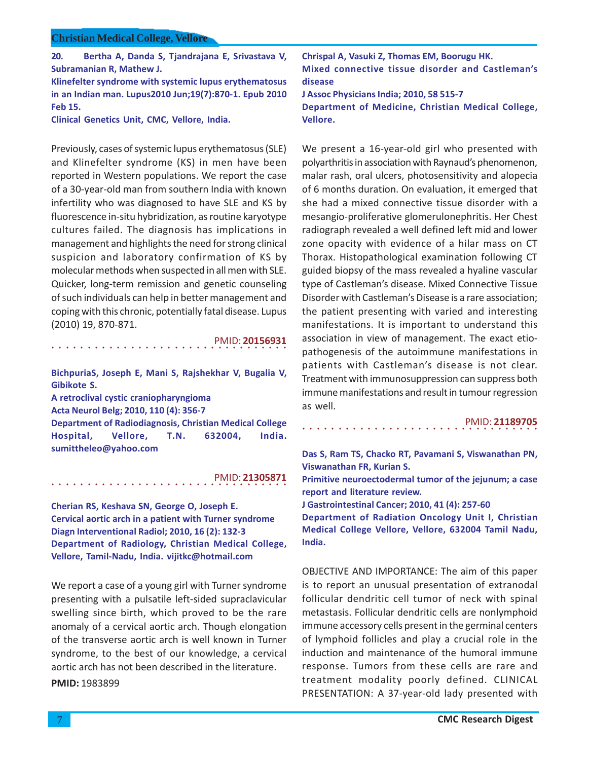**20. Bertha A, Danda S, Tjandrajana E, Srivastava V, Subramanian R, Mathew J.**
**Klinefelter syndrome with systemic lupus erythematosus in an Indian man. Lupus2010 Jun;19(7):870-1. Epub 2010 Feb 15.**
**Clinical Genetics Unit, CMC, Vellore, India.**

Previously, cases of systemic lupus erythematosus (SLE) and Klinefelter syndrome (KS) in men have been reported in Western populations. We report the case of a 30-year-old man from southern India with known infertility who was diagnosed to have SLE and KS by fluorescence in-situ hybridization, as routine karyotype cultures failed. The diagnosis has implications in management and highlights the need for strong clinical suspicion and laboratory confirmation of KS by molecular methods when suspected in all men with SLE. Quicker, long-term remission and genetic counseling of such individuals can help in better management and coping with this chronic, potentially fatal disease. Lupus (2010) 19, 870-871.

PMID: **20156931**

**BichpuriaS, Joseph E, Mani S, Rajshekhar V, Bugalia V, Gibikote S.**
**A retroclival cystic craniopharyngioma**
**Acta Neurol Belg; 2010, 110 (4): 356-7**
**Department of Radiodiagnosis, Christian Medical College Hospital, Vellore, T.N. 632004, India. sumittheleo@yahoo.com**

PMID: **21305871**

**Cherian RS, Keshava SN, George O, Joseph E.**
**Cervical aortic arch in a patient with Turner syndrome**
**Diagn Interventional Radiol; 2010, 16 (2): 132-3**
**Department of Radiology, Christian Medical College, Vellore, Tamil-Nadu, India. vijitkc@hotmail.com**

We report a case of a young girl with Turner syndrome presenting with a pulsatile left-sided supraclavicular swelling since birth, which proved to be the rare anomaly of a cervical aortic arch. Though elongation of the transverse aortic arch is well known in Turner syndrome, to the best of our knowledge, a cervical aortic arch has not been described in the literature.

**PMID:** 1983899

**Chrispal A, Vasuki Z, Thomas EM, Boorugu HK.**
**Mixed connective tissue disorder and Castleman's disease**
**J Assoc Physicians India; 2010, 58 515-7**
**Department of Medicine, Christian Medical College, Vellore.**

We present a 16-year-old girl who presented with polyarthritis in association with Raynaud's phenomenon, malar rash, oral ulcers, photosensitivity and alopecia of 6 months duration. On evaluation, it emerged that she had a mixed connective tissue disorder with a mesangio-proliferative glomerulonephritis. Her Chest radiograph revealed a well defined left mid and lower zone opacity with evidence of a hilar mass on CT Thorax. Histopathological examination following CT guided biopsy of the mass revealed a hyaline vascular type of Castleman's disease. Mixed Connective Tissue Disorder with Castleman's Disease is a rare association; the patient presenting with varied and interesting manifestations. It is important to understand this association in view of management. The exact etio-pathogenesis of the autoimmune manifestations in patients with Castleman's disease is not clear. Treatment with immunosuppression can suppress both immune manifestations and result in tumour regression as well.

PMID: **21189705**

**Das S, Ram TS, Chacko RT, Pavamani S, Viswanathan PN, Viswanathan FR, Kurian S.**
**Primitive neuroectodermal tumor of the jejunum; a case report and literature review.**
**J Gastrointestinal Cancer; 2010, 41 (4): 257-60**
**Department of Radiation Oncology Unit I, Christian Medical College Vellore, Vellore, 632004 Tamil Nadu, India.**

OBJECTIVE AND IMPORTANCE: The aim of this paper is to report an unusual presentation of extranodal follicular dendritic cell tumor of neck with spinal metastasis. Follicular dendritic cells are nonlymphoid immune accessory cells present in the germinal centers of lymphoid follicles and play a crucial role in the induction and maintenance of the humoral immune response. Tumors from these cells are rare and treatment modality poorly defined. CLINICAL PRESENTATION: A 37-year-old lady presented with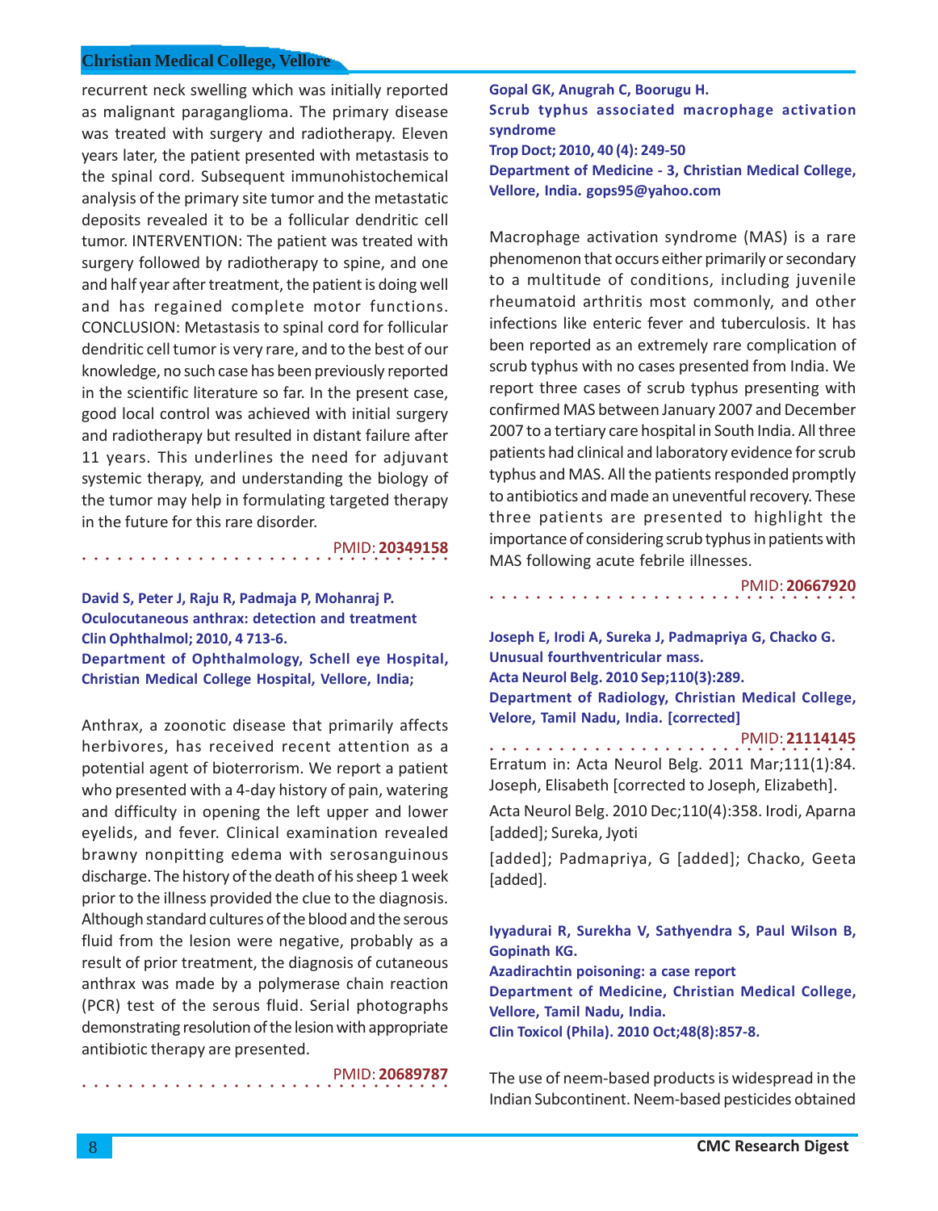recurrent neck swelling which was initially reported as malignant paraganglioma. The primary disease was treated with surgery and radiotherapy. Eleven years later, the patient presented with metastasis to the spinal cord. Subsequent immunohistochemical analysis of the primary site tumor and the metastatic deposits revealed it to be a follicular dendritic cell tumor. INTERVENTION: The patient was treated with surgery followed by radiotherapy to spine, and one and half year after treatment, the patient is doing well and has regained complete motor functions. CONCLUSION: Metastasis to spinal cord for follicular dendritic cell tumor is very rare, and to the best of our knowledge, no such case has been previously reported in the scientific literature so far. In the present case, good local control was achieved with initial surgery and radiotherapy but resulted in distant failure after 11 years. This underlines the need for adjuvant systemic therapy, and understanding the biology of the tumor may help in formulating targeted therapy in the future for this rare disorder.

PMID: **20349158**

**David S, Peter J, Raju R, Padmaja P, Mohanraj P.**
**Oculocutaneous anthrax: detection and treatment**
**Clin Ophthalmol; 2010, 4 713-6.**
**Department of Ophthalmology, Schell eye Hospital, Christian Medical College Hospital, Vellore, India;**

Anthrax, a zoonotic disease that primarily affects herbivores, has received recent attention as a potential agent of bioterrorism. We report a patient who presented with a 4-day history of pain, watering and difficulty in opening the left upper and lower eyelids, and fever. Clinical examination revealed brawny nonpitting edema with serosanguinous discharge. The history of the death of his sheep 1 week prior to the illness provided the clue to the diagnosis. Although standard cultures of the blood and the serous fluid from the lesion were negative, probably as a result of prior treatment, the diagnosis of cutaneous anthrax was made by a polymerase chain reaction (PCR) test of the serous fluid. Serial photographs demonstrating resolution of the lesion with appropriate antibiotic therapy are presented.

PMID: **20689787**

**Gopal GK, Anugrah C, Boorugu H.**
**Scrub typhus associated macrophage activation syndrome**
**Trop Doct; 2010, 40 (4): 249-50**
**Department of Medicine - 3, Christian Medical College, Vellore, India. gops95@yahoo.com**

Macrophage activation syndrome (MAS) is a rare phenomenon that occurs either primarily or secondary to a multitude of conditions, including juvenile rheumatoid arthritis most commonly, and other infections like enteric fever and tuberculosis. It has been reported as an extremely rare complication of scrub typhus with no cases presented from India. We report three cases of scrub typhus presenting with confirmed MAS between January 2007 and December 2007 to a tertiary care hospital in South India. All three patients had clinical and laboratory evidence for scrub typhus and MAS. All the patients responded promptly to antibiotics and made an uneventful recovery. These three patients are presented to highlight the importance of considering scrub typhus in patients with MAS following acute febrile illnesses.

PMID: **20667920**

**Joseph E, Irodi A, Sureka J, Padmapriya G, Chacko G.**
**Unusual fourthventricular mass.**
**Acta Neurol Belg. 2010 Sep;110(3):289.**
**Department of Radiology, Christian Medical College, Velore, Tamil Nadu, India. [corrected]**

PMID: **21114145**

Erratum in: Acta Neurol Belg. 2011 Mar;111(1):84. Joseph, Elisabeth [corrected to Joseph, Elizabeth].

Acta Neurol Belg. 2010 Dec;110(4):358. Irodi, Aparna [added]; Sureka, Jyoti

[added]; Padmapriya, G [added]; Chacko, Geeta [added].

**Iyyadurai R, Surekha V, Sathyendra S, Paul Wilson B, Gopinath KG.**
**Azadirachtin poisoning: a case report**
**Department of Medicine, Christian Medical College, Vellore, Tamil Nadu, India.**
**Clin Toxicol (Phila). 2010 Oct;48(8):857-8.**

The use of neem-based products is widespread in the Indian Subcontinent. Neem-based pesticides obtained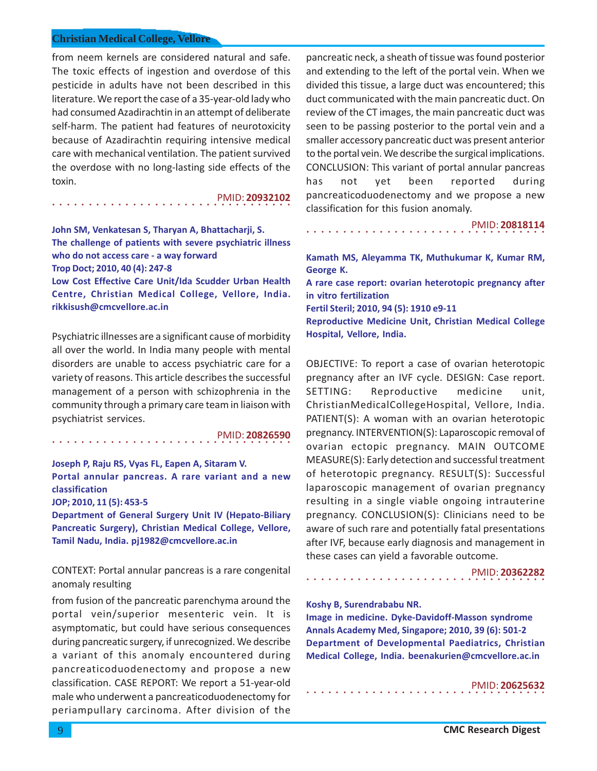from neem kernels are considered natural and safe. The toxic effects of ingestion and overdose of this pesticide in adults have not been described in this literature. We report the case of a 35-year-old lady who had consumed Azadirachtin in an attempt of deliberate self-harm. The patient had features of neurotoxicity because of Azadirachtin requiring intensive medical care with mechanical ventilation. The patient survived the overdose with no long-lasting side effects of the toxin.

PMID: **20932102**

**John SM, Venkatesan S, Tharyan A, Bhattacharji, S.**
**The challenge of patients with severe psychiatric illness who do not access care - a way forward**
**Trop Doct; 2010, 40 (4): 247-8**
**Low Cost Effective Care Unit/Ida Scudder Urban Health Centre, Christian Medical College, Vellore, India. rikkisush@cmcvellore.ac.in**

Psychiatric illnesses are a significant cause of morbidity all over the world. In India many people with mental disorders are unable to access psychiatric care for a variety of reasons. This article describes the successful management of a person with schizophrenia in the community through a primary care team in liaison with psychiatrist services.

PMID: **20826590**

**Joseph P, Raju RS, Vyas FL, Eapen A, Sitaram V.**
**Portal annular pancreas. A rare variant and a new classification**
**JOP; 2010, 11 (5): 453-5**
**Department of General Surgery Unit IV (Hepato-Biliary Pancreatic Surgery), Christian Medical College, Vellore, Tamil Nadu, India. pj1982@cmcvellore.ac.in**

CONTEXT: Portal annular pancreas is a rare congenital anomaly resulting from fusion of the pancreatic parenchyma around the portal vein/superior mesenteric vein. It is asymptomatic, but could have serious consequences during pancreatic surgery, if unrecognized. We describe a variant of this anomaly encountered during pancreaticoduodenectomy and propose a new classification. CASE REPORT: We report a 51-year-old male who underwent a pancreaticoduodenectomy for periampullary carcinoma. After division of the pancreatic neck, a sheath of tissue was found posterior and extending to the left of the portal vein. When we divided this tissue, a large duct was encountered; this duct communicated with the main pancreatic duct. On review of the CT images, the main pancreatic duct was seen to be passing posterior to the portal vein and a smaller accessory pancreatic duct was present anterior to the portal vein. We describe the surgical implications. CONCLUSION: This variant of portal annular pancreas has not yet been reported during pancreaticoduodenectomy and we propose a new classification for this fusion anomaly.

PMID: **20818114**

**Kamath MS, Aleyamma TK, Muthukumar K, Kumar RM, George K.**
**A rare case report: ovarian heterotopic pregnancy after in vitro fertilization**
**Fertil Steril; 2010, 94 (5): 1910 e9-11**
**Reproductive Medicine Unit, Christian Medical College Hospital, Vellore, India.**

OBJECTIVE: To report a case of ovarian heterotopic pregnancy after an IVF cycle. DESIGN: Case report. SETTING: Reproductive medicine unit, ChristianMedicalCollegeHospital, Vellore, India. PATIENT(S): A woman with an ovarian heterotopic pregnancy. INTERVENTION(S): Laparoscopic removal of ovarian ectopic pregnancy. MAIN OUTCOME MEASURE(S): Early detection and successful treatment of heterotopic pregnancy. RESULT(S): Successful laparoscopic management of ovarian pregnancy resulting in a single viable ongoing intrauterine pregnancy. CONCLUSION(S): Clinicians need to be aware of such rare and potentially fatal presentations after IVF, because early diagnosis and management in these cases can yield a favorable outcome.

PMID: **20362282**

**Koshy B, Surendrababu NR.**
**Image in medicine. Dyke-Davidoff-Masson syndrome**
**Annals Academy Med, Singapore; 2010, 39 (6): 501-2**
**Department of Developmental Paediatrics, Christian Medical College, India. beenakurien@cmcvellore.ac.in**

PMID: **20625632**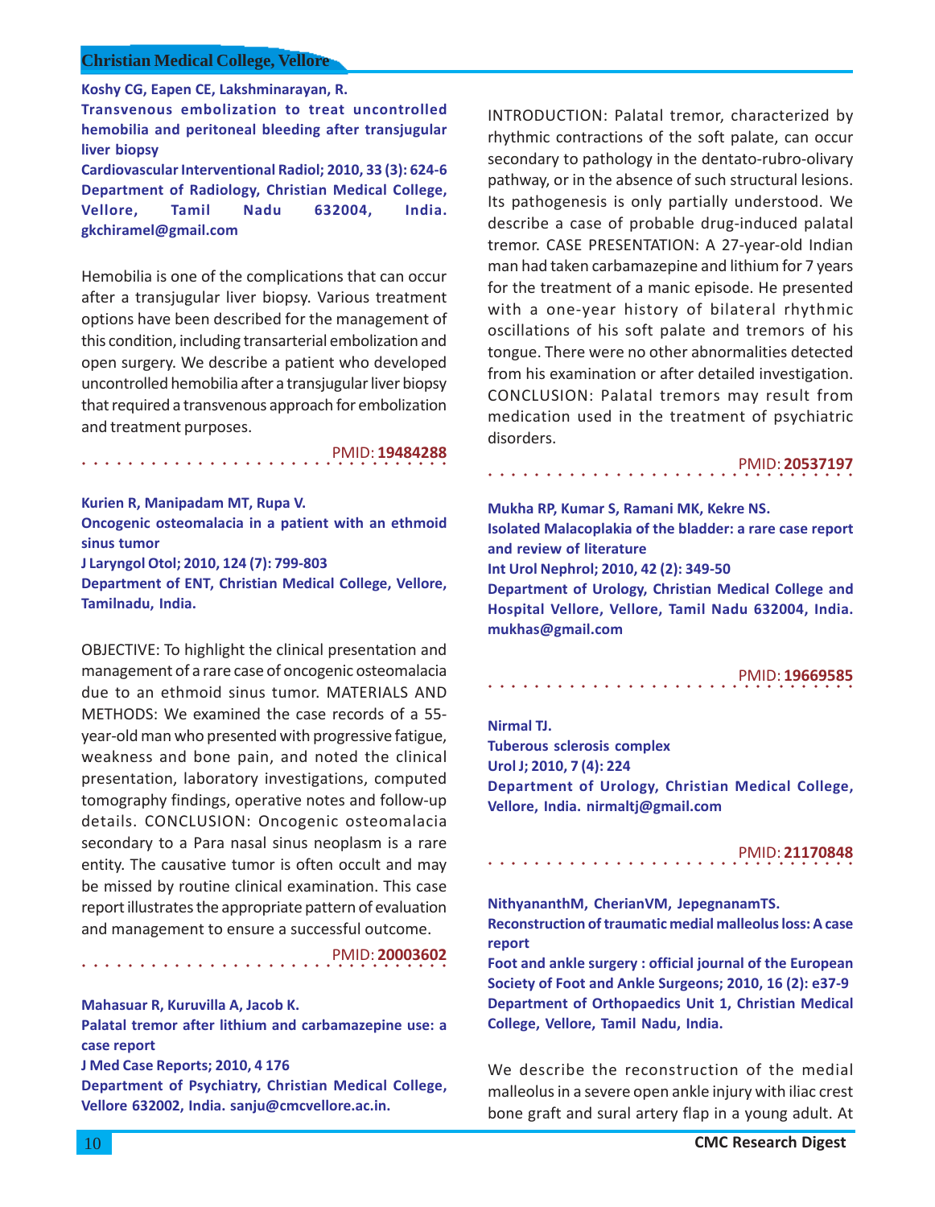**Koshy CG, Eapen CE, Lakshminarayan, R.**

**Transvenous embolization to treat uncontrolled hemobilia and peritoneal bleeding after transjugular liver biopsy**

**Cardiovascular Interventional Radiol; 2010, 33 (3): 624-6**

**Department of Radiology, Christian Medical College, Vellore, Tamil Nadu 632004, India. gkchiramel@gmail.com**

Hemobilia is one of the complications that can occur after a transjugular liver biopsy. Various treatment options have been described for the management of this condition, including transarterial embolization and open surgery. We describe a patient who developed uncontrolled hemobilia after a transjugular liver biopsy that required a transvenous approach for embolization and treatment purposes.

PMID: **19484288**

---

**Kurien R, Manipadam MT, Rupa V.**

**Oncogenic osteomalacia in a patient with an ethmoid sinus tumor**

**J Laryngol Otol; 2010, 124 (7): 799-803**

**Department of ENT, Christian Medical College, Vellore, Tamilnadu, India.**

OBJECTIVE: To highlight the clinical presentation and management of a rare case of oncogenic osteomalacia due to an ethmoid sinus tumor. MATERIALS AND METHODS: We examined the case records of a 55-year-old man who presented with progressive fatigue, weakness and bone pain, and noted the clinical presentation, laboratory investigations, computed tomography findings, operative notes and follow-up details. CONCLUSION: Oncogenic osteomalacia secondary to a Para nasal sinus neoplasm is a rare entity. The causative tumor is often occult and may be missed by routine clinical examination. This case report illustrates the appropriate pattern of evaluation and management to ensure a successful outcome.

PMID: **20003602**

---

**Mahasuar R, Kuruvilla A, Jacob K.**

**Palatal tremor after lithium and carbamazepine use: a case report**

**J Med Case Reports; 2010, 4 176**

**Department of Psychiatry, Christian Medical College, Vellore 632002, India. sanju@cmcvellore.ac.in.**

INTRODUCTION: Palatal tremor, characterized by rhythmic contractions of the soft palate, can occur secondary to pathology in the dentato-rubro-olivary pathway, or in the absence of such structural lesions. Its pathogenesis is only partially understood. We describe a case of probable drug-induced palatal tremor. CASE PRESENTATION: A 27-year-old Indian man had taken carbamazepine and lithium for 7 years for the treatment of a manic episode. He presented with a one-year history of bilateral rhythmic oscillations of his soft palate and tremors of his tongue. There were no other abnormalities detected from his examination or after detailed investigation. CONCLUSION: Palatal tremors may result from medication used in the treatment of psychiatric disorders.

PMID: **20537197**

---

**Mukha RP, Kumar S, Ramani MK, Kekre NS.**

**Isolated Malacoplakia of the bladder: a rare case report and review of literature**

**Int Urol Nephrol; 2010, 42 (2): 349-50**

**Department of Urology, Christian Medical College and Hospital Vellore, Vellore, Tamil Nadu 632004, India. mukhas@gmail.com**

PMID: **19669585**

---

**Nirmal TJ.**

**Tuberous sclerosis complex**

**Urol J; 2010, 7 (4): 224**

**Department of Urology, Christian Medical College, Vellore, India. nirmaltj@gmail.com**

PMID: **21170848**

---

**NithyananthM, CherianVM, JepegnanamTS.**

**Reconstruction of traumatic medial malleolus loss: A case report**

**Foot and ankle surgery : official journal of the European Society of Foot and Ankle Surgeons; 2010, 16 (2): e37-9**

**Department of Orthopaedics Unit 1, Christian Medical College, Vellore, Tamil Nadu, India.**

We describe the reconstruction of the medial malleolus in a severe open ankle injury with iliac crest bone graft and sural artery flap in a young adult. At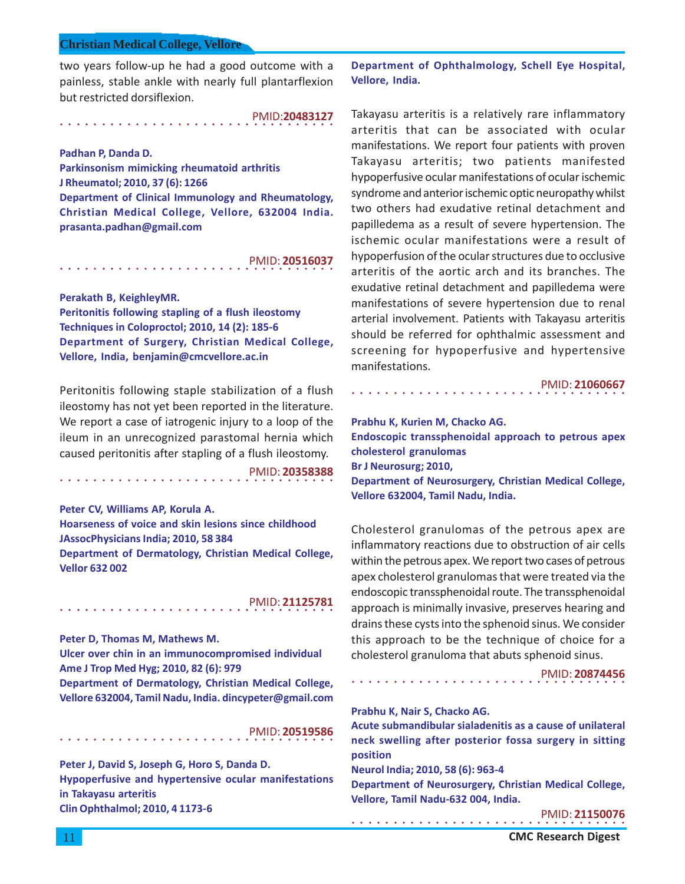two years follow-up he had a good outcome with a painless, stable ankle with nearly full plantarflexion but restricted dorsiflexion.

PMID:**20483127**

**Padhan P, Danda D.**
**Parkinsonism mimicking rheumatoid arthritis**
**J Rheumatol; 2010, 37 (6): 1266**
**Department of Clinical Immunology and Rheumatology, Christian Medical College, Vellore, 632004 India. prasanta.padhan@gmail.com**

PMID: **20516037**

**Perakath B, KeighleyMR.**
**Peritonitis following stapling of a flush ileostomy**
**Techniques in Coloproctol; 2010, 14 (2): 185-6**
**Department of Surgery, Christian Medical College, Vellore, India, benjamin@cmcvellore.ac.in**

Peritonitis following staple stabilization of a flush ileostomy has not yet been reported in the literature. We report a case of iatrogenic injury to a loop of the ileum in an unrecognized parastomal hernia which caused peritonitis after stapling of a flush ileostomy.

PMID: **20358388**

**Peter CV, Williams AP, Korula A.**
**Hoarseness of voice and skin lesions since childhood**
**JAssocPhysicians India; 2010, 58 384**
**Department of Dermatology, Christian Medical College, Vellor 632 002**

PMID: **21125781**

**Peter D, Thomas M, Mathews M.**
**Ulcer over chin in an immunocompromised individual**
**Ame J Trop Med Hyg; 2010, 82 (6): 979**
**Department of Dermatology, Christian Medical College, Vellore 632004, Tamil Nadu, India. dincypeter@gmail.com**

PMID: **20519586**

**Peter J, David S, Joseph G, Horo S, Danda D.**
**Hypoperfusive and hypertensive ocular manifestations in Takayasu arteritis**
**Clin Ophthalmol; 2010, 4 1173-6**
**Department of Ophthalmology, Schell Eye Hospital, Vellore, India.**

Takayasu arteritis is a relatively rare inflammatory arteritis that can be associated with ocular manifestations. We report four patients with proven Takayasu arteritis; two patients manifested hypoperfusive ocular manifestations of ocular ischemic syndrome and anterior ischemic optic neuropathy whilst two others had exudative retinal detachment and papilledema as a result of severe hypertension. The ischemic ocular manifestations were a result of hypoperfusion of the ocular structures due to occlusive arteritis of the aortic arch and its branches. The exudative retinal detachment and papilledema were manifestations of severe hypertension due to renal arterial involvement. Patients with Takayasu arteritis should be referred for ophthalmic assessment and screening for hypoperfusive and hypertensive manifestations.

PMID: **21060667**

**Prabhu K, Kurien M, Chacko AG.**
**Endoscopic transsphenoidal approach to petrous apex cholesterol granulomas**
**Br J Neurosurg; 2010,**
**Department of Neurosurgery, Christian Medical College, Vellore 632004, Tamil Nadu, India.**

Cholesterol granulomas of the petrous apex are inflammatory reactions due to obstruction of air cells within the petrous apex. We report two cases of petrous apex cholesterol granulomas that were treated via the endoscopic transsphenoidal route. The transsphenoidal approach is minimally invasive, preserves hearing and drains these cysts into the sphenoid sinus. We consider this approach to be the technique of choice for a cholesterol granuloma that abuts sphenoid sinus.

PMID: **20874456**

**Prabhu K, Nair S, Chacko AG.**
**Acute submandibular sialadenitis as a cause of unilateral neck swelling after posterior fossa surgery in sitting position**
**Neurol India; 2010, 58 (6): 963-4**
**Department of Neurosurgery, Christian Medical College, Vellore, Tamil Nadu-632 004, India.**

PMID: **21150076**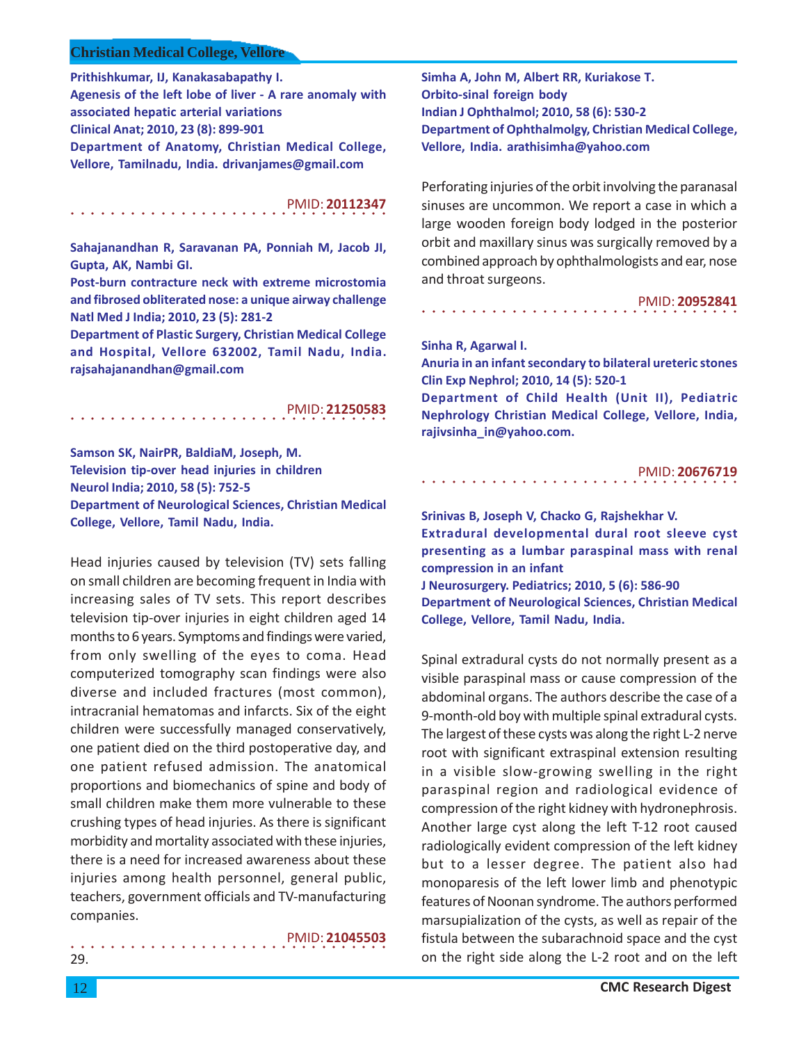**Prithishkumar, IJ, Kanakasabapathy I.**
**Agenesis of the left lobe of liver - A rare anomaly with associated hepatic arterial variations**
**Clinical Anat; 2010, 23 (8): 899-901**
**Department of Anatomy, Christian Medical College, Vellore, Tamilnadu, India. drivanjames@gmail.com**

PMID: **20112347**

**Sahajanandhan R, Saravanan PA, Ponniah M, Jacob JI, Gupta, AK, Nambi GI.**
**Post-burn contracture neck with extreme microstomia and fibrosed obliterated nose: a unique airway challenge**
**Natl Med J India; 2010, 23 (5): 281-2**
**Department of Plastic Surgery, Christian Medical College and Hospital, Vellore 632002, Tamil Nadu, India. rajsahajanandhan@gmail.com**

PMID: **21250583**

**Samson SK, NairPR, BaldiaM, Joseph, M.**
**Television tip-over head injuries in children**
**Neurol India; 2010, 58 (5): 752-5**
**Department of Neurological Sciences, Christian Medical College, Vellore, Tamil Nadu, India.**

Head injuries caused by television (TV) sets falling on small children are becoming frequent in India with increasing sales of TV sets. This report describes television tip-over injuries in eight children aged 14 months to 6 years. Symptoms and findings were varied, from only swelling of the eyes to coma. Head computerized tomography scan findings were also diverse and included fractures (most common), intracranial hematomas and infarcts. Six of the eight children were successfully managed conservatively, one patient died on the third postoperative day, and one patient refused admission. The anatomical proportions and biomechanics of spine and body of small children make them more vulnerable to these crushing types of head injuries. As there is significant morbidity and mortality associated with these injuries, there is a need for increased awareness about these injuries among health personnel, general public, teachers, government officials and TV-manufacturing companies.

PMID: **21045503**

29.

**Simha A, John M, Albert RR, Kuriakose T.**
**Orbito-sinal foreign body**
**Indian J Ophthalmol; 2010, 58 (6): 530-2**
**Department of Ophthalmolgy, Christian Medical College, Vellore, India. arathisimha@yahoo.com**

Perforating injuries of the orbit involving the paranasal sinuses are uncommon. We report a case in which a large wooden foreign body lodged in the posterior orbit and maxillary sinus was surgically removed by a combined approach by ophthalmologists and ear, nose and throat surgeons.

PMID: **20952841**

**Sinha R, Agarwal I.**
**Anuria in an infant secondary to bilateral ureteric stones**
**Clin Exp Nephrol; 2010, 14 (5): 520-1**
**Department of Child Health (Unit II), Pediatric Nephrology Christian Medical College, Vellore, India, rajivsinha_in@yahoo.com.**

PMID: **20676719**

**Srinivas B, Joseph V, Chacko G, Rajshekhar V.**
**Extradural developmental dural root sleeve cyst presenting as a lumbar paraspinal mass with renal compression in an infant**
**J Neurosurgery. Pediatrics; 2010, 5 (6): 586-90**
**Department of Neurological Sciences, Christian Medical College, Vellore, Tamil Nadu, India.**

Spinal extradural cysts do not normally present as a visible paraspinal mass or cause compression of the abdominal organs. The authors describe the case of a 9-month-old boy with multiple spinal extradural cysts. The largest of these cysts was along the right L-2 nerve root with significant extraspinal extension resulting in a visible slow-growing swelling in the right paraspinal region and radiological evidence of compression of the right kidney with hydronephrosis. Another large cyst along the left T-12 root caused radiologically evident compression of the left kidney but to a lesser degree. The patient also had monoparesis of the left lower limb and phenotypic features of Noonan syndrome. The authors performed marsupialization of the cysts, as well as repair of the fistula between the subarachnoid space and the cyst on the right side along the L-2 root and on the left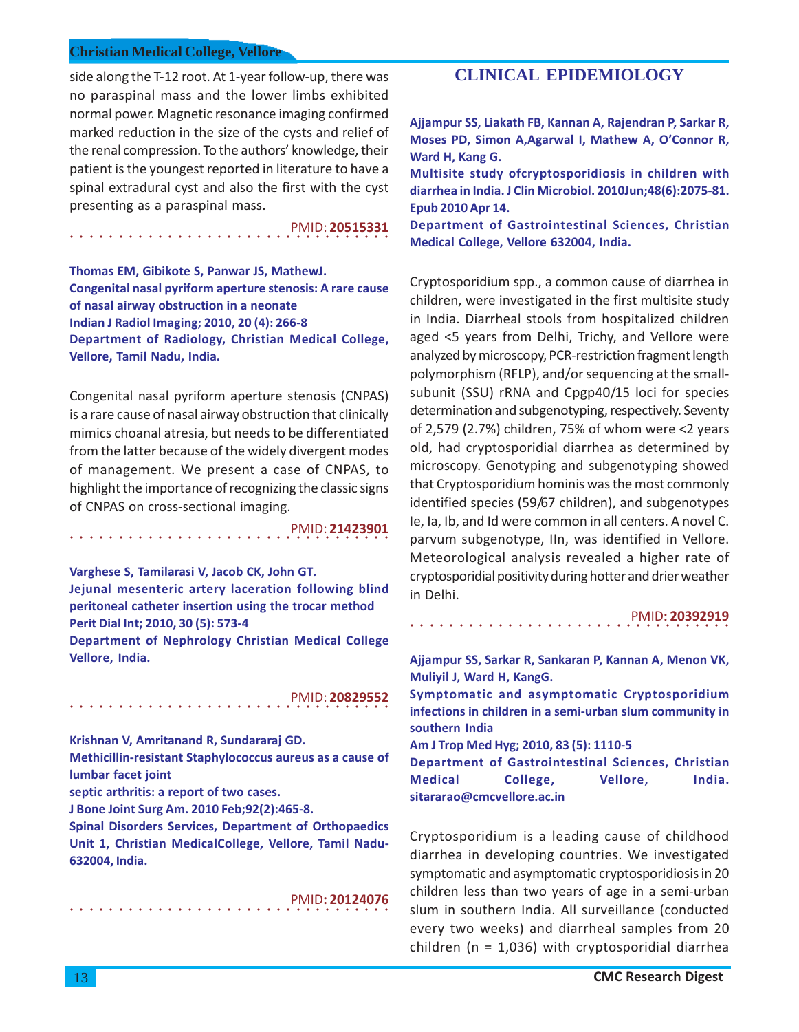side along the T-12 root. At 1-year follow-up, there was no paraspinal mass and the lower limbs exhibited normal power. Magnetic resonance imaging confirmed marked reduction in the size of the cysts and relief of the renal compression. To the authors' knowledge, their patient is the youngest reported in literature to have a spinal extradural cyst and also the first with the cyst presenting as a paraspinal mass.

PMID: **20515331**

**Thomas EM, Gibikote S, Panwar JS, MathewJ.**
**Congenital nasal pyriform aperture stenosis: A rare cause of nasal airway obstruction in a neonate**
**Indian J Radiol Imaging; 2010, 20 (4): 266-8**
**Department of Radiology, Christian Medical College, Vellore, Tamil Nadu, India.**

Congenital nasal pyriform aperture stenosis (CNPAS) is a rare cause of nasal airway obstruction that clinically mimics choanal atresia, but needs to be differentiated from the latter because of the widely divergent modes of management. We present a case of CNPAS, to highlight the importance of recognizing the classic signs of CNPAS on cross-sectional imaging.

PMID: **21423901**

**Varghese S, Tamilarasi V, Jacob CK, John GT.**
**Jejunal mesenteric artery laceration following blind peritoneal catheter insertion using the trocar method**
**Perit Dial Int; 2010, 30 (5): 573-4**
**Department of Nephrology Christian Medical College Vellore, India.**

PMID: **20829552**

**Krishnan V, Amritanand R, Sundararaj GD.**
**Methicillin-resistant Staphylococcus aureus as a cause of lumbar facet joint**
**septic arthritis: a report of two cases.**
**J Bone Joint Surg Am. 2010 Feb;92(2):465-8.**
**Spinal Disorders Services, Department of Orthopaedics Unit 1, Christian MedicalCollege, Vellore, Tamil Nadu-632004, India.**

PMID: **20124076**

## CLINICAL EPIDEMIOLOGY

**Ajjampur SS, Liakath FB, Kannan A, Rajendran P, Sarkar R, Moses PD, Simon A,Agarwal I, Mathew A, O'Connor R, Ward H, Kang G.**
**Multisite study ofcryptosporidiosis in children with diarrhea in India. J Clin Microbiol. 2010Jun;48(6):2075-81. Epub 2010 Apr 14.**
**Department of Gastrointestinal Sciences, Christian Medical College, Vellore 632004, India.**

Cryptosporidium spp., a common cause of diarrhea in children, were investigated in the first multisite study in India. Diarrheal stools from hospitalized children aged <5 years from Delhi, Trichy, and Vellore were analyzed by microscopy, PCR-restriction fragment length polymorphism (RFLP), and/or sequencing at the small-subunit (SSU) rRNA and Cpgp40/15 loci for species determination and subgenotyping, respectively. Seventy of 2,579 (2.7%) children, 75% of whom were <2 years old, had cryptosporidial diarrhea as determined by microscopy. Genotyping and subgenotyping showed that Cryptosporidium hominis was the most commonly identified species (59/67 children), and subgenotypes Ie, Ia, Ib, and Id were common in all centers. A novel C. parvum subgenotype, IIn, was identified in Vellore. Meteorological analysis revealed a higher rate of cryptosporidial positivity during hotter and drier weather in Delhi.

PMID: **20392919**

**Ajjampur SS, Sarkar R, Sankaran P, Kannan A, Menon VK, Muliyil J, Ward H, KangG.**
**Symptomatic and asymptomatic Cryptosporidium infections in children in a semi-urban slum community in southern India**
**Am J Trop Med Hyg; 2010, 83 (5): 1110-5**
**Department of Gastrointestinal Sciences, Christian Medical College, Vellore, India. sitararao@cmcvellore.ac.in**

Cryptosporidium is a leading cause of childhood diarrhea in developing countries. We investigated symptomatic and asymptomatic cryptosporidiosis in 20 children less than two years of age in a semi-urban slum in southern India. All surveillance (conducted every two weeks) and diarrheal samples from 20 children (n = 1,036) with cryptosporidial diarrhea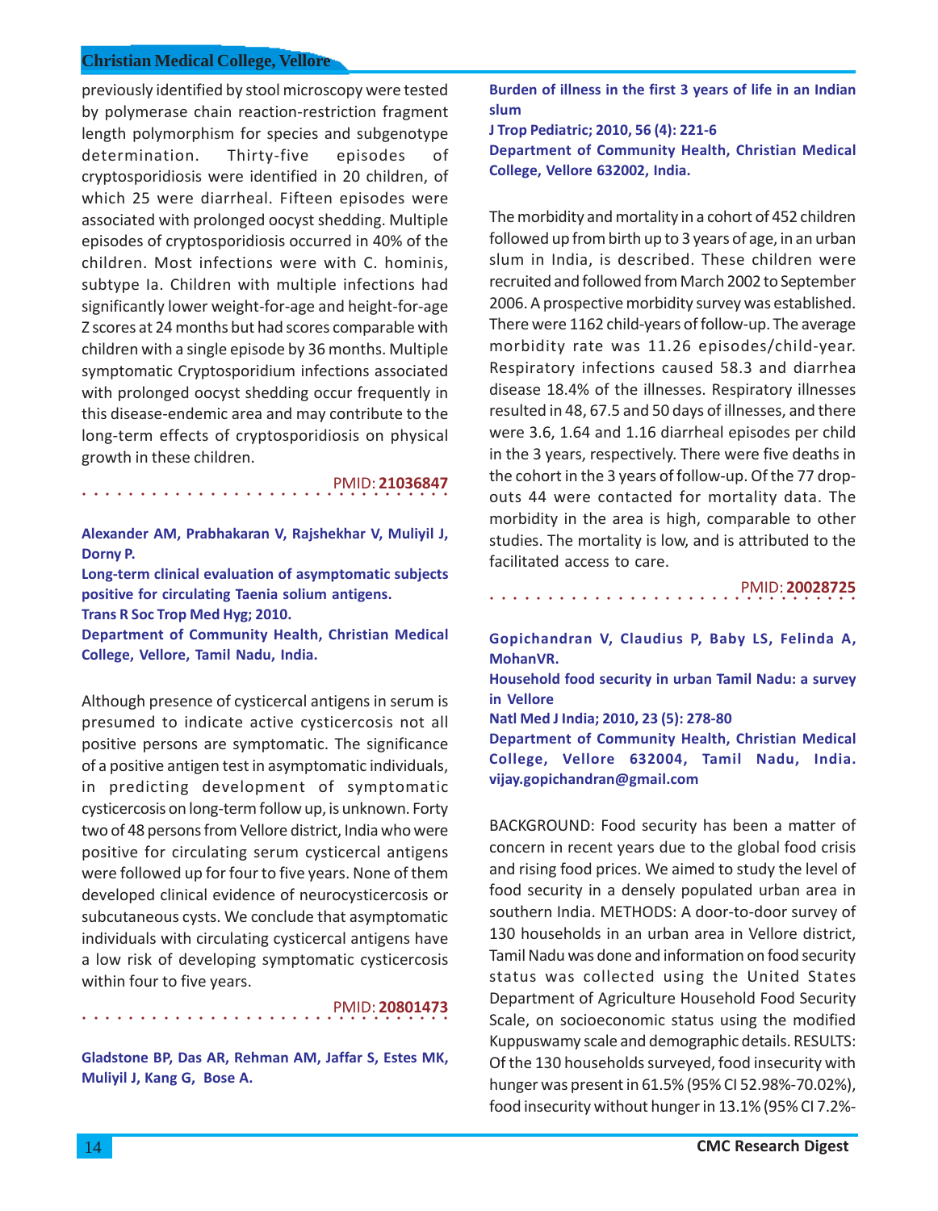previously identified by stool microscopy were tested by polymerase chain reaction-restriction fragment length polymorphism for species and subgenotype determination. Thirty-five episodes of cryptosporidiosis were identified in 20 children, of which 25 were diarrheal. Fifteen episodes were associated with prolonged oocyst shedding. Multiple episodes of cryptosporidiosis occurred in 40% of the children. Most infections were with C. hominis, subtype Ia. Children with multiple infections had significantly lower weight-for-age and height-for-age Z scores at 24 months but had scores comparable with children with a single episode by 36 months. Multiple symptomatic Cryptosporidium infections associated with prolonged oocyst shedding occur frequently in this disease-endemic area and may contribute to the long-term effects of cryptosporidiosis on physical growth in these children.

PMID: **21036847**

---

**Alexander AM, Prabhakaran V, Rajshekhar V, Muliyil J, Dorny P.**

**Long-term clinical evaluation of asymptomatic subjects positive for circulating Taenia solium antigens.**

**Trans R Soc Trop Med Hyg; 2010.**

**Department of Community Health, Christian Medical College, Vellore, Tamil Nadu, India.**

Although presence of cysticercal antigens in serum is presumed to indicate active cysticercosis not all positive persons are symptomatic. The significance of a positive antigen test in asymptomatic individuals, in predicting development of symptomatic cysticercosis on long-term follow up, is unknown. Forty two of 48 persons from Vellore district, India who were positive for circulating serum cysticercal antigens were followed up for four to five years. None of them developed clinical evidence of neurocysticercosis or subcutaneous cysts. We conclude that asymptomatic individuals with circulating cysticercal antigens have a low risk of developing symptomatic cysticercosis within four to five years.

PMID: **20801473**

---

**Gladstone BP, Das AR, Rehman AM, Jaffar S, Estes MK, Muliyil J, Kang G, Bose A.**

**Burden of illness in the first 3 years of life in an Indian slum**

**J Trop Pediatric; 2010, 56 (4): 221-6**

**Department of Community Health, Christian Medical College, Vellore 632002, India.**

The morbidity and mortality in a cohort of 452 children followed up from birth up to 3 years of age, in an urban slum in India, is described. These children were recruited and followed from March 2002 to September 2006. A prospective morbidity survey was established. There were 1162 child-years of follow-up. The average morbidity rate was 11.26 episodes/child-year. Respiratory infections caused 58.3 and diarrhea disease 18.4% of the illnesses. Respiratory illnesses resulted in 48, 67.5 and 50 days of illnesses, and there were 3.6, 1.64 and 1.16 diarrheal episodes per child in the 3 years, respectively. There were five deaths in the cohort in the 3 years of follow-up. Of the 77 drop-outs 44 were contacted for mortality data. The morbidity in the area is high, comparable to other studies. The mortality is low, and is attributed to the facilitated access to care.

PMID: **20028725**

---

**Gopichandran V, Claudius P, Baby LS, Felinda A, MohanVR.**

**Household food security in urban Tamil Nadu: a survey in Vellore**

**Natl Med J India; 2010, 23 (5): 278-80**

**Department of Community Health, Christian Medical College, Vellore 632004, Tamil Nadu, India. vijay.gopichandran@gmail.com**

BACKGROUND: Food security has been a matter of concern in recent years due to the global food crisis and rising food prices. We aimed to study the level of food security in a densely populated urban area in southern India. METHODS: A door-to-door survey of 130 households in an urban area in Vellore district, Tamil Nadu was done and information on food security status was collected using the United States Department of Agriculture Household Food Security Scale, on socioeconomic status using the modified Kuppuswamy scale and demographic details. RESULTS: Of the 130 households surveyed, food insecurity with hunger was present in 61.5% (95% CI 52.98%-70.02%), food insecurity without hunger in 13.1% (95% CI 7.2%-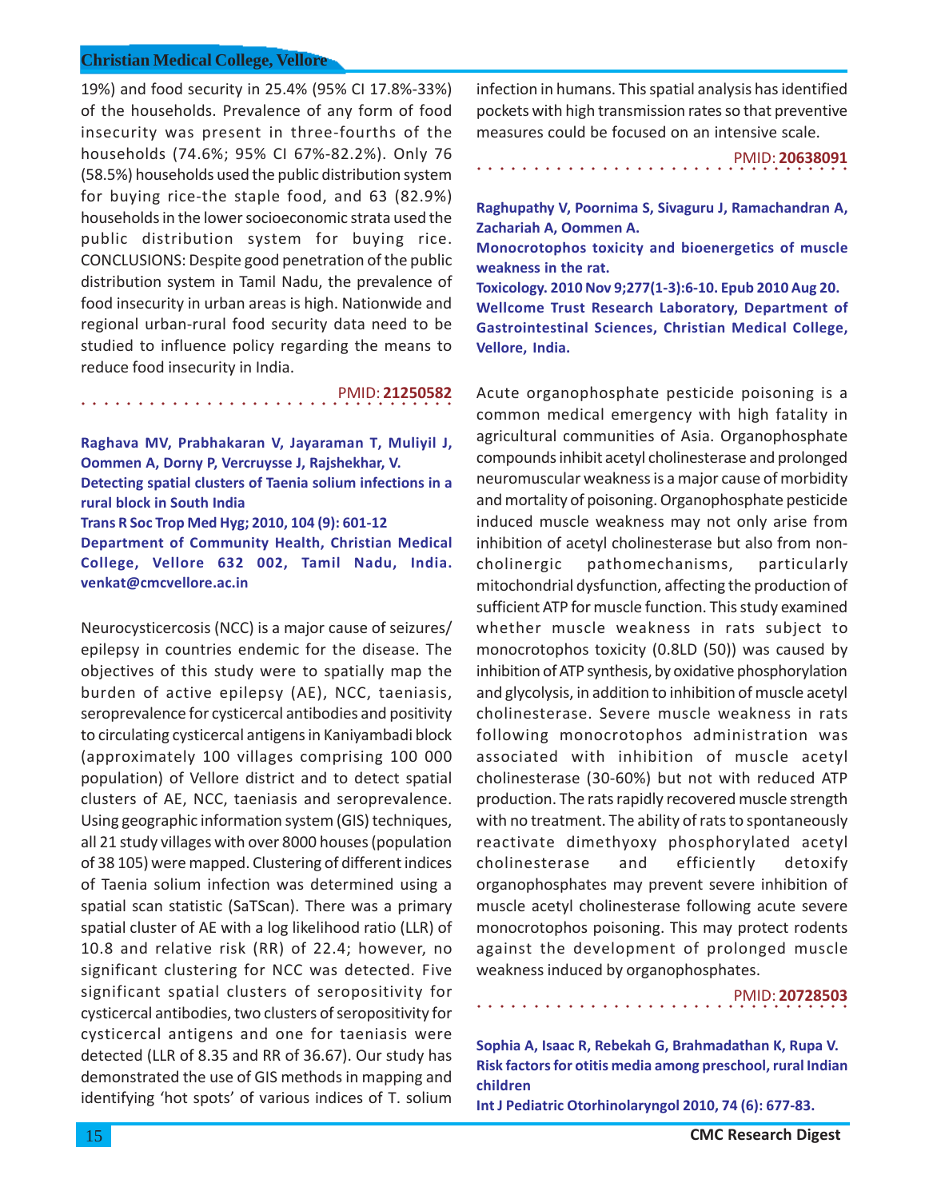19%) and food security in 25.4% (95% CI 17.8%-33%) of the households. Prevalence of any form of food insecurity was present in three-fourths of the households (74.6%; 95% CI 67%-82.2%). Only 76 (58.5%) households used the public distribution system for buying rice-the staple food, and 63 (82.9%) households in the lower socioeconomic strata used the public distribution system for buying rice. CONCLUSIONS: Despite good penetration of the public distribution system in Tamil Nadu, the prevalence of food insecurity in urban areas is high. Nationwide and regional urban-rural food security data need to be studied to influence policy regarding the means to reduce food insecurity in India.

PMID: **21250582**

---

**Raghava MV, Prabhakaran V, Jayaraman T, Muliyil J, Oommen A, Dorny P, Vercruysse J, Rajshekhar, V.**

**Detecting spatial clusters of Taenia solium infections in a rural block in South India**

**Trans R Soc Trop Med Hyg; 2010, 104 (9): 601-12**

**Department of Community Health, Christian Medical College, Vellore 632 002, Tamil Nadu, India. venkat@cmcvellore.ac.in**

Neurocysticercosis (NCC) is a major cause of seizures/epilepsy in countries endemic for the disease. The objectives of this study were to spatially map the burden of active epilepsy (AE), NCC, taeniasis, seroprevalence for cysticercal antibodies and positivity to circulating cysticercal antigens in Kaniyambadi block (approximately 100 villages comprising 100 000 population) of Vellore district and to detect spatial clusters of AE, NCC, taeniasis and seroprevalence. Using geographic information system (GIS) techniques, all 21 study villages with over 8000 houses (population of 38 105) were mapped. Clustering of different indices of Taenia solium infection was determined using a spatial scan statistic (SaTScan). There was a primary spatial cluster of AE with a log likelihood ratio (LLR) of 10.8 and relative risk (RR) of 22.4; however, no significant clustering for NCC was detected. Five significant spatial clusters of seropositivity for cysticercal antibodies, two clusters of seropositivity for cysticercal antigens and one for taeniasis were detected (LLR of 8.35 and RR of 36.67). Our study has demonstrated the use of GIS methods in mapping and identifying 'hot spots' of various indices of T. solium infection in humans. This spatial analysis has identified pockets with high transmission rates so that preventive measures could be focused on an intensive scale.

PMID: **20638091**

---

**Raghupathy V, Poornima S, Sivaguru J, Ramachandran A, Zachariah A, Oommen A.**

**Monocrotophos toxicity and bioenergetics of muscle weakness in the rat.**

**Toxicology. 2010 Nov 9;277(1-3):6-10. Epub 2010 Aug 20.**

**Wellcome Trust Research Laboratory, Department of Gastrointestinal Sciences, Christian Medical College, Vellore, India.**

Acute organophosphate pesticide poisoning is a common medical emergency with high fatality in agricultural communities of Asia. Organophosphate compounds inhibit acetyl cholinesterase and prolonged neuromuscular weakness is a major cause of morbidity and mortality of poisoning. Organophosphate pesticide induced muscle weakness may not only arise from inhibition of acetyl cholinesterase but also from non-cholinergic pathomechanisms, particularly mitochondrial dysfunction, affecting the production of sufficient ATP for muscle function. This study examined whether muscle weakness in rats subject to monocrotophos toxicity (0.8LD (50)) was caused by inhibition of ATP synthesis, by oxidative phosphorylation and glycolysis, in addition to inhibition of muscle acetyl cholinesterase. Severe muscle weakness in rats following monocrotophos administration was associated with inhibition of muscle acetyl cholinesterase (30-60%) but not with reduced ATP production. The rats rapidly recovered muscle strength with no treatment. The ability of rats to spontaneously reactivate dimethyoxy phosphorylated acetyl cholinesterase and efficiently detoxify organophosphates may prevent severe inhibition of muscle acetyl cholinesterase following acute severe monocrotophos poisoning. This may protect rodents against the development of prolonged muscle weakness induced by organophosphates.

PMID: **20728503**

---

**Sophia A, Isaac R, Rebekah G, Brahmadathan K, Rupa V.**

**Risk factors for otitis media among preschool, rural Indian children**

**Int J Pediatric Otorhinolaryngol 2010, 74 (6): 677-83.**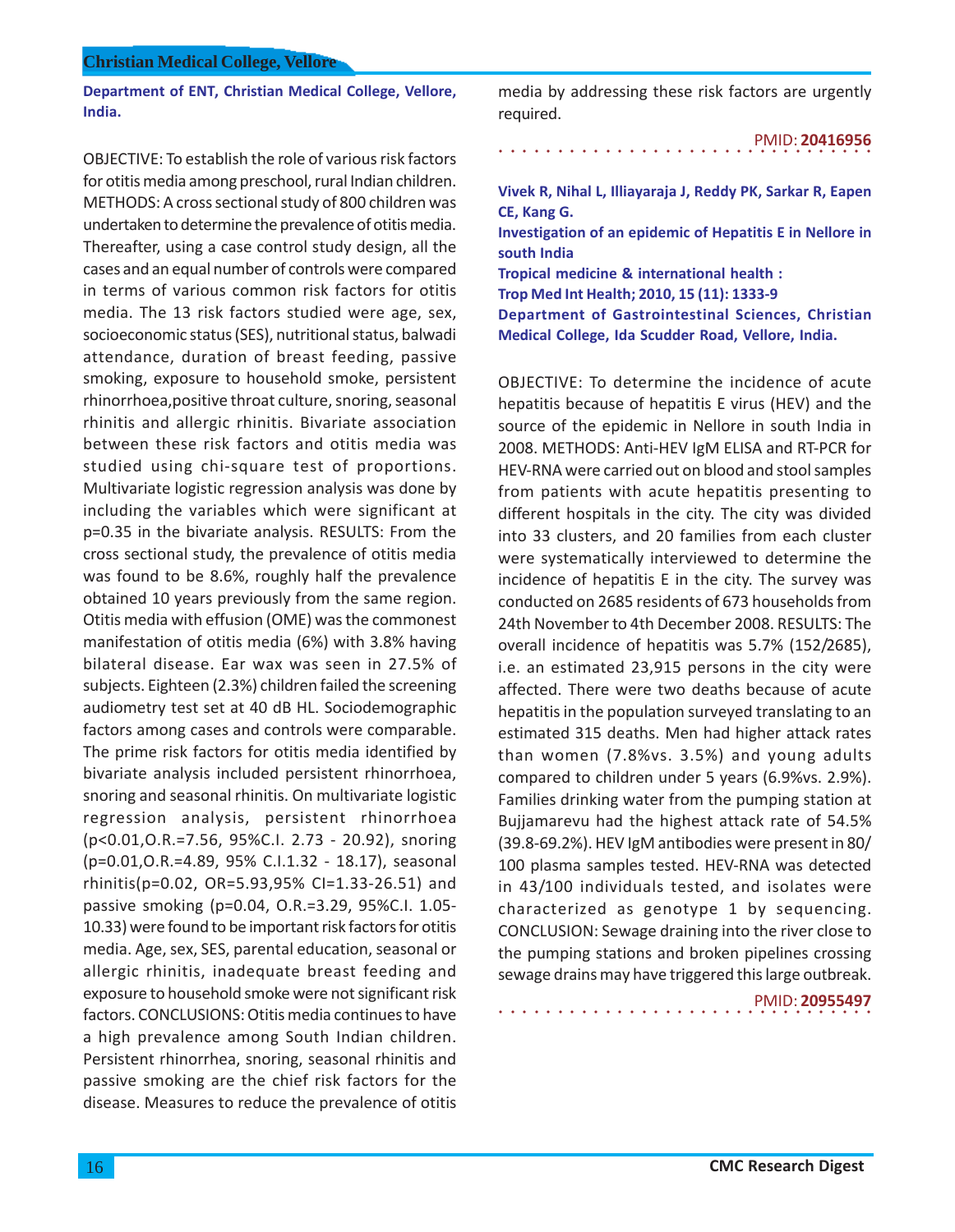**Department of ENT, Christian Medical College, Vellore, India.**

OBJECTIVE: To establish the role of various risk factors for otitis media among preschool, rural Indian children. METHODS: A cross sectional study of 800 children was undertaken to determine the prevalence of otitis media. Thereafter, using a case control study design, all the cases and an equal number of controls were compared in terms of various common risk factors for otitis media. The 13 risk factors studied were age, sex, socioeconomic status (SES), nutritional status, balwadi attendance, duration of breast feeding, passive smoking, exposure to household smoke, persistent rhinorrhoea, positive throat culture, snoring, seasonal rhinitis and allergic rhinitis. Bivariate association between these risk factors and otitis media was studied using chi-square test of proportions. Multivariate logistic regression analysis was done by including the variables which were significant at p=0.35 in the bivariate analysis. RESULTS: From the cross sectional study, the prevalence of otitis media was found to be 8.6%, roughly half the prevalence obtained 10 years previously from the same region. Otitis media with effusion (OME) was the commonest manifestation of otitis media (6%) with 3.8% having bilateral disease. Ear wax was seen in 27.5% of subjects. Eighteen (2.3%) children failed the screening audiometry test set at 40 dB HL. Sociodemographic factors among cases and controls were comparable. The prime risk factors for otitis media identified by bivariate analysis included persistent rhinorrhoea, snoring and seasonal rhinitis. On multivariate logistic regression analysis, persistent rhinorrhoea (p<0.01,O.R.=7.56, 95%C.I. 2.73 - 20.92), snoring (p=0.01,O.R.=4.89, 95% C.I.1.32 - 18.17), seasonal rhinitis(p=0.02, OR=5.93,95% CI=1.33-26.51) and passive smoking (p=0.04, O.R.=3.29, 95%C.I. 1.05-10.33) were found to be important risk factors for otitis media. Age, sex, SES, parental education, seasonal or allergic rhinitis, inadequate breast feeding and exposure to household smoke were not significant risk factors. CONCLUSIONS: Otitis media continues to have a high prevalence among South Indian children. Persistent rhinorrhea, snoring, seasonal rhinitis and passive smoking are the chief risk factors for the disease. Measures to reduce the prevalence of otitis media by addressing these risk factors are urgently required.

PMID: **20416956**

---

**Vivek R, Nihal L, Illiayaraja J, Reddy PK, Sarkar R, Eapen CE, Kang G.**

**Investigation of an epidemic of Hepatitis E in Nellore in south India**

**Tropical medicine & international health :**

**Trop Med Int Health; 2010, 15 (11): 1333-9**

**Department of Gastrointestinal Sciences, Christian Medical College, Ida Scudder Road, Vellore, India.**

OBJECTIVE: To determine the incidence of acute hepatitis because of hepatitis E virus (HEV) and the source of the epidemic in Nellore in south India in 2008. METHODS: Anti-HEV IgM ELISA and RT-PCR for HEV-RNA were carried out on blood and stool samples from patients with acute hepatitis presenting to different hospitals in the city. The city was divided into 33 clusters, and 20 families from each cluster were systematically interviewed to determine the incidence of hepatitis E in the city. The survey was conducted on 2685 residents of 673 households from 24th November to 4th December 2008. RESULTS: The overall incidence of hepatitis was 5.7% (152/2685), i.e. an estimated 23,915 persons in the city were affected. There were two deaths because of acute hepatitis in the population surveyed translating to an estimated 315 deaths. Men had higher attack rates than women (7.8%vs. 3.5%) and young adults compared to children under 5 years (6.9%vs. 2.9%). Families drinking water from the pumping station at Bujjamarevu had the highest attack rate of 54.5% (39.8-69.2%). HEV IgM antibodies were present in 80/100 plasma samples tested. HEV-RNA was detected in 43/100 individuals tested, and isolates were characterized as genotype 1 by sequencing. CONCLUSION: Sewage draining into the river close to the pumping stations and broken pipelines crossing sewage drains may have triggered this large outbreak.

PMID: **20955497**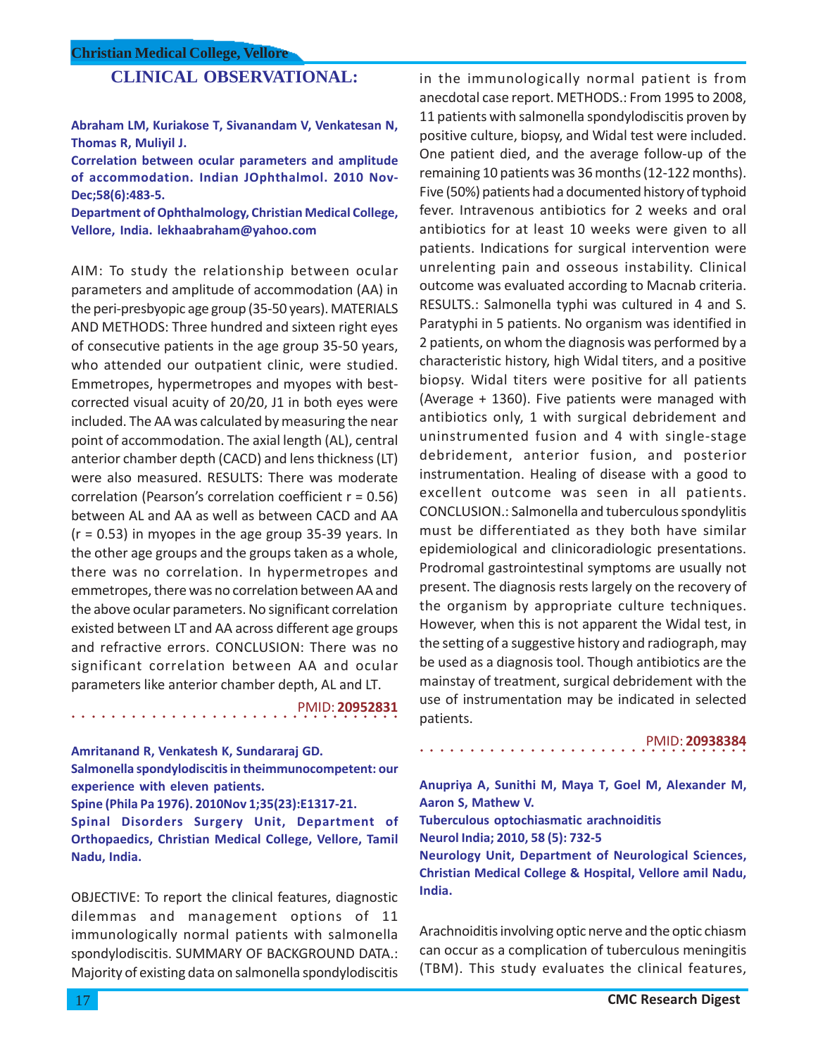## CLINICAL OBSERVATIONAL:

**Abraham LM, Kuriakose T, Sivanandam V, Venkatesan N, Thomas R, Muliyil J.**

**Correlation between ocular parameters and amplitude of accommodation. Indian JOphthalmol. 2010 Nov-Dec;58(6):483-5.**

**Department of Ophthalmology, Christian Medical College, Vellore, India. lekhaabraham@yahoo.com**

AIM: To study the relationship between ocular parameters and amplitude of accommodation (AA) in the peri-presbyopic age group (35-50 years). MATERIALS AND METHODS: Three hundred and sixteen right eyes of consecutive patients in the age group 35-50 years, who attended our outpatient clinic, were studied. Emmetropes, hypermetropes and myopes with best-corrected visual acuity of 20/20, J1 in both eyes were included. The AA was calculated by measuring the near point of accommodation. The axial length (AL), central anterior chamber depth (CACD) and lens thickness (LT) were also measured. RESULTS: There was moderate correlation (Pearson's correlation coefficient r = 0.56) between AL and AA as well as between CACD and AA (r = 0.53) in myopes in the age group 35-39 years. In the other age groups and the groups taken as a whole, there was no correlation. In hypermetropes and emmetropes, there was no correlation between AA and the above ocular parameters. No significant correlation existed between LT and AA across different age groups and refractive errors. CONCLUSION: There was no significant correlation between AA and ocular parameters like anterior chamber depth, AL and LT.

PMID: **20952831**

**Amritanand R, Venkatesh K, Sundararaj GD.**

**Salmonella spondylodiscitis in theimmunocompetent: our experience with eleven patients.**

**Spine (Phila Pa 1976). 2010Nov 1;35(23):E1317-21.**

**Spinal Disorders Surgery Unit, Department of Orthopaedics, Christian Medical College, Vellore, Tamil Nadu, India.**

OBJECTIVE: To report the clinical features, diagnostic dilemmas and management options of 11 immunologically normal patients with salmonella spondylodiscitis. SUMMARY OF BACKGROUND DATA.: Majority of existing data on salmonella spondylodiscitis in the immunologically normal patient is from anecdotal case report. METHODS.: From 1995 to 2008, 11 patients with salmonella spondylodiscitis proven by positive culture, biopsy, and Widal test were included. One patient died, and the average follow-up of the remaining 10 patients was 36 months (12-122 months). Five (50%) patients had a documented history of typhoid fever. Intravenous antibiotics for 2 weeks and oral antibiotics for at least 10 weeks were given to all patients. Indications for surgical intervention were unrelenting pain and osseous instability. Clinical outcome was evaluated according to Macnab criteria. RESULTS.: Salmonella typhi was cultured in 4 and S. Paratyphi in 5 patients. No organism was identified in 2 patients, on whom the diagnosis was performed by a characteristic history, high Widal titers, and a positive biopsy. Widal titers were positive for all patients (Average + 1360). Five patients were managed with antibiotics only, 1 with surgical debridement and uninstrumented fusion and 4 with single-stage debridement, anterior fusion, and posterior instrumentation. Healing of disease with a good to excellent outcome was seen in all patients. CONCLUSION.: Salmonella and tuberculous spondylitis must be differentiated as they both have similar epidemiological and clinicoradiologic presentations. Prodromal gastrointestinal symptoms are usually not present. The diagnosis rests largely on the recovery of the organism by appropriate culture techniques. However, when this is not apparent the Widal test, in the setting of a suggestive history and radiograph, may be used as a diagnosis tool. Though antibiotics are the mainstay of treatment, surgical debridement with the use of instrumentation may be indicated in selected patients.

PMID: **20938384**

**Anupriya A, Sunithi M, Maya T, Goel M, Alexander M, Aaron S, Mathew V.**

**Tuberculous optochiasmatic arachnoiditis**

**Neurol India; 2010, 58 (5): 732-5**

**Neurology Unit, Department of Neurological Sciences, Christian Medical College & Hospital, Vellore amil Nadu, India.**

Arachnoiditis involving optic nerve and the optic chiasm can occur as a complication of tuberculous meningitis (TBM). This study evaluates the clinical features,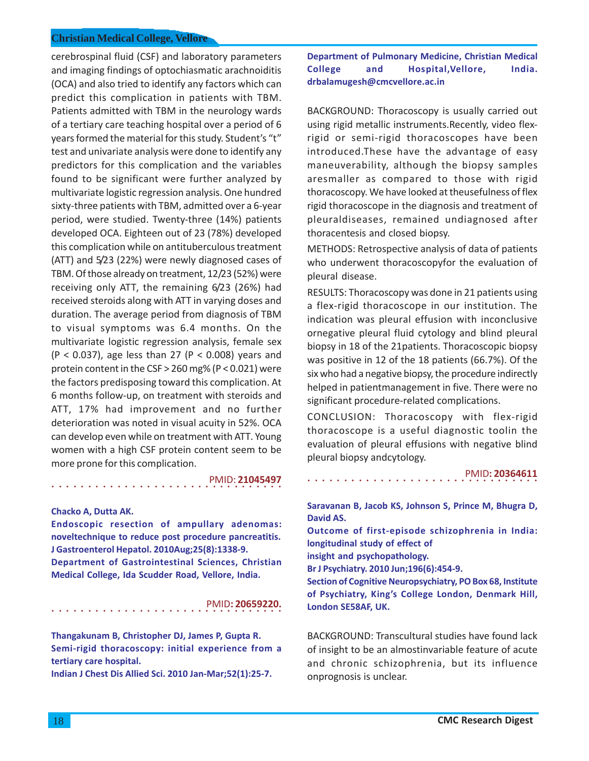cerebrospinal fluid (CSF) and laboratory parameters and imaging findings of optochiasmatic arachnoiditis (OCA) and also tried to identify any factors which can predict this complication in patients with TBM. Patients admitted with TBM in the neurology wards of a tertiary care teaching hospital over a period of 6 years formed the material for this study. Student's "t" test and univariate analysis were done to identify any predictors for this complication and the variables found to be significant were further analyzed by multivariate logistic regression analysis. One hundred sixty-three patients with TBM, admitted over a 6-year period, were studied. Twenty-three (14%) patients developed OCA. Eighteen out of 23 (78%) developed this complication while on antituberculous treatment (ATT) and 5/23 (22%) were newly diagnosed cases of TBM. Of those already on treatment, 12/23 (52%) were receiving only ATT, the remaining 6/23 (26%) had received steroids along with ATT in varying doses and duration. The average period from diagnosis of TBM to visual symptoms was 6.4 months. On the multivariate logistic regression analysis, female sex ($P < 0.037$), age less than 27 ($P < 0.008$) years and protein content in the CSF > 260 mg% ($P < 0.021$) were the factors predisposing toward this complication. At 6 months follow-up, on treatment with steroids and ATT, 17% had improvement and no further deterioration was noted in visual acuity in 52%. OCA can develop even while on treatment with ATT. Young women with a high CSF protein content seem to be more prone for this complication.

PMID: **21045497**

---

**Chacko A, Dutta AK.**

**Endoscopic resection of ampullary adenomas: noveltechnique to reduce post procedure pancreatitis.**

**J Gastroenterol Hepatol. 2010Aug;25(8):1338-9.**

**Department of Gastrointestinal Sciences, Christian Medical College, Ida Scudder Road, Vellore, India.**

PMID**: 20659220.**

---

**Thangakunam B, Christopher DJ, James P, Gupta R.**

**Semi-rigid thoracoscopy: initial experience from a tertiary care hospital.**

**Indian J Chest Dis Allied Sci. 2010 Jan-Mar;52(1):25-7.**

**Department of Pulmonary Medicine, Christian Medical College and Hospital,Vellore, India. drbalamugesh@cmcvellore.ac.in**

BACKGROUND: Thoracoscopy is usually carried out using rigid metallic instruments.Recently, video flex-rigid or semi-rigid thoracoscopes have been introduced.These have the advantage of easy maneuverability, although the biopsy samples aresmaller as compared to those with rigid thoracoscopy. We have looked at theusefulness of flex rigid thoracoscope in the diagnosis and treatment of pleuraldiseases, remained undiagnosed after thoracentesis and closed biopsy.

METHODS: Retrospective analysis of data of patients who underwent thoracoscopyfor the evaluation of pleural disease.

RESULTS: Thoracoscopy was done in 21 patients using a flex-rigid thoracoscope in our institution. The indication was pleural effusion with inconclusive ornegative pleural fluid cytology and blind pleural biopsy in 18 of the 21patients. Thoracoscopic biopsy was positive in 12 of the 18 patients (66.7%). Of the six who had a negative biopsy, the procedure indirectly helped in patientmanagement in five. There were no significant procedure-related complications.

CONCLUSION: Thoracoscopy with flex-rigid thoracoscope is a useful diagnostic toolin the evaluation of pleural effusions with negative blind pleural biopsy andcytology.

PMID: **20364611**

---

**Saravanan B, Jacob KS, Johnson S, Prince M, Bhugra D, David AS.**

**Outcome of first-episode schizophrenia in India: longitudinal study of effect of insight and psychopathology.**

**Br J Psychiatry. 2010 Jun;196(6):454-9.**

**Section of Cognitive Neuropsychiatry, PO Box 68, Institute of Psychiatry, King's College London, Denmark Hill, London SE58AF, UK.**

BACKGROUND: Transcultural studies have found lack of insight to be an almostinvariable feature of acute and chronic schizophrenia, but its influence onprognosis is unclear.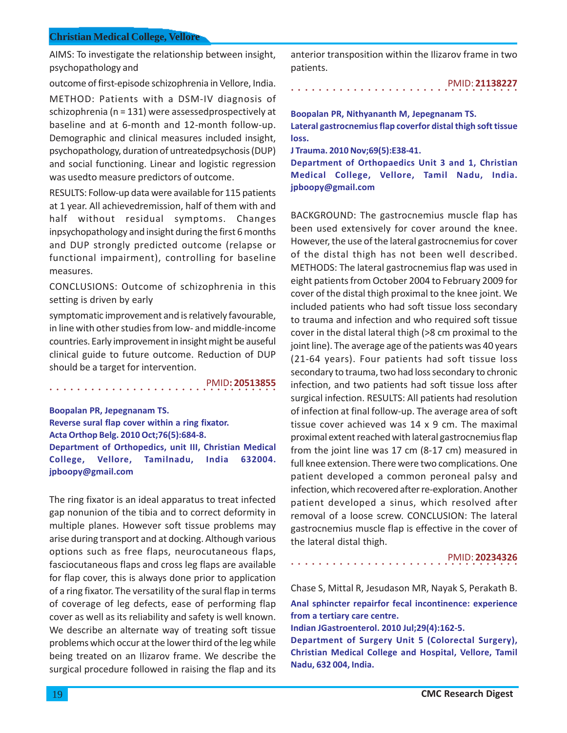AIMS: To investigate the relationship between insight, psychopathology and

outcome of first-episode schizophrenia in Vellore, India.

METHOD: Patients with a DSM-IV diagnosis of schizophrenia (n = 131) were assessedprospectively at baseline and at 6-month and 12-month follow-up. Demographic and clinical measures included insight, psychopathology, duration of untreatedpsychosis (DUP) and social functioning. Linear and logistic regression was usedto measure predictors of outcome.

RESULTS: Follow-up data were available for 115 patients at 1 year. All achievedremission, half of them with and half without residual symptoms. Changes inpsychopathology and insight during the first 6 months and DUP strongly predicted outcome (relapse or functional impairment), controlling for baseline measures.

CONCLUSIONS: Outcome of schizophrenia in this setting is driven by early

symptomatic improvement and is relatively favourable, in line with other studies from low- and middle-income countries. Early improvement in insight might be auseful clinical guide to future outcome. Reduction of DUP should be a target for intervention.

PMID: **20513855**

**Boopalan PR, Jepegnanam TS.**
**Reverse sural flap cover within a ring fixator.**
**Acta Orthop Belg. 2010 Oct;76(5):684-8.**
**Department of Orthopedics, unit III, Christian Medical College, Vellore, Tamilnadu, India 632004. jpboopy@gmail.com**

The ring fixator is an ideal apparatus to treat infected gap nonunion of the tibia and to correct deformity in multiple planes. However soft tissue problems may arise during transport and at docking. Although various options such as free flaps, neurocutaneous flaps, fasciocutaneous flaps and cross leg flaps are available for flap cover, this is always done prior to application of a ring fixator. The versatility of the sural flap in terms of coverage of leg defects, ease of performing flap cover as well as its reliability and safety is well known. We describe an alternate way of treating soft tissue problems which occur at the lower third of the leg while being treated on an Ilizarov frame. We describe the surgical procedure followed in raising the flap and its anterior transposition within the Ilizarov frame in two patients.

PMID: **21138227**

**Boopalan PR, Nithyananth M, Jepegnanam TS.**
**Lateral gastrocnemius flap coverfor distal thigh soft tissue loss.**
**J Trauma. 2010 Nov;69(5):E38-41.**
**Department of Orthopaedics Unit 3 and 1, Christian Medical College, Vellore, Tamil Nadu, India. jpboopy@gmail.com**

BACKGROUND: The gastrocnemius muscle flap has been used extensively for cover around the knee. However, the use of the lateral gastrocnemius for cover of the distal thigh has not been well described. METHODS: The lateral gastrocnemius flap was used in eight patients from October 2004 to February 2009 for cover of the distal thigh proximal to the knee joint. We included patients who had soft tissue loss secondary to trauma and infection and who required soft tissue cover in the distal lateral thigh (>8 cm proximal to the joint line). The average age of the patients was 40 years (21-64 years). Four patients had soft tissue loss secondary to trauma, two had loss secondary to chronic infection, and two patients had soft tissue loss after surgical infection. RESULTS: All patients had resolution of infection at final follow-up. The average area of soft tissue cover achieved was 14 x 9 cm. The maximal proximal extent reached with lateral gastrocnemius flap from the joint line was 17 cm (8-17 cm) measured in full knee extension. There were two complications. One patient developed a common peroneal palsy and infection, which recovered after re-exploration. Another patient developed a sinus, which resolved after removal of a loose screw. CONCLUSION: The lateral gastrocnemius muscle flap is effective in the cover of the lateral distal thigh.

PMID: **20234326**

Chase S, Mittal R, Jesudason MR, Nayak S, Perakath B.
**Anal sphincter repairfor fecal incontinence: experience from a tertiary care centre.**
**Indian JGastroenterol. 2010 Jul;29(4):162-5.**
**Department of Surgery Unit 5 (Colorectal Surgery), Christian Medical College and Hospital, Vellore, Tamil Nadu, 632 004, India.**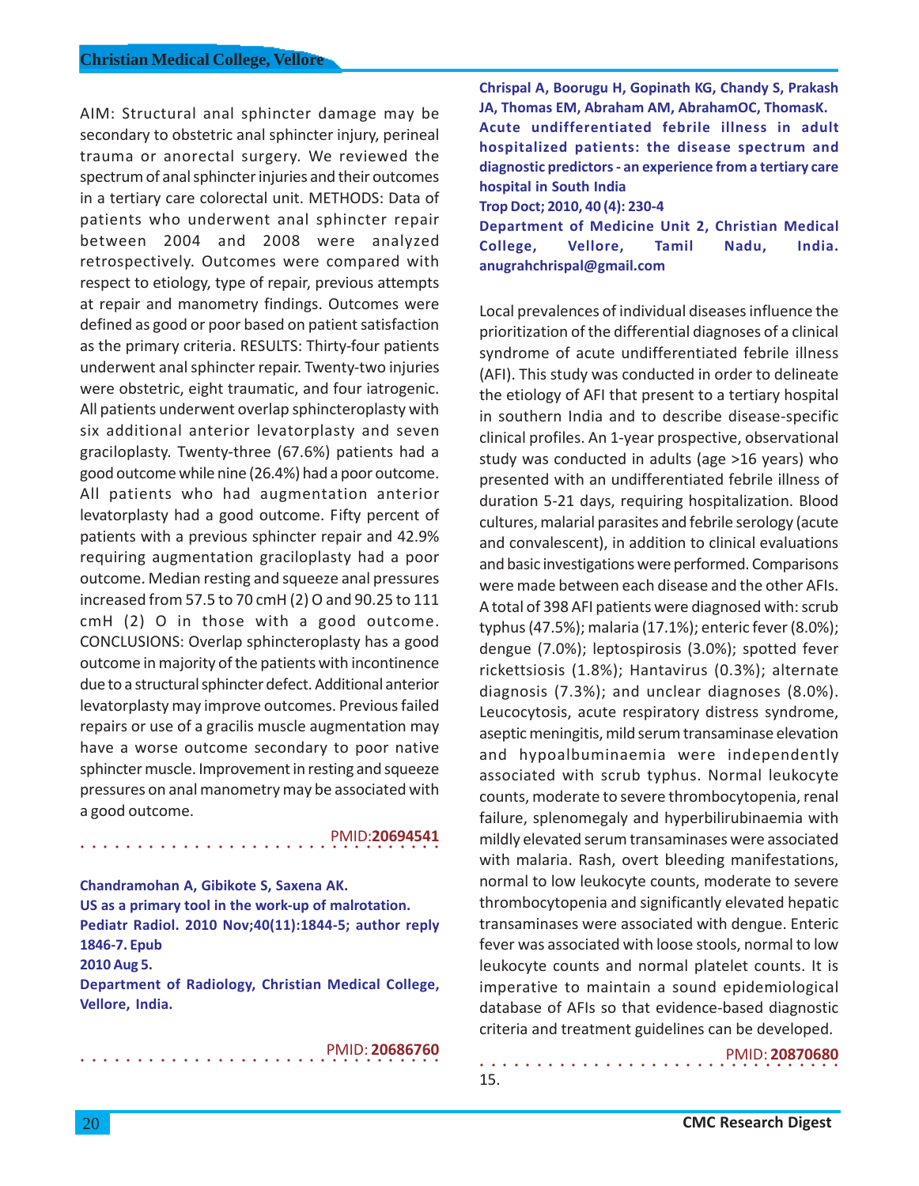AIM: Structural anal sphincter damage may be secondary to obstetric anal sphincter injury, perineal trauma or anorectal surgery. We reviewed the spectrum of anal sphincter injuries and their outcomes in a tertiary care colorectal unit. METHODS: Data of patients who underwent anal sphincter repair between 2004 and 2008 were analyzed retrospectively. Outcomes were compared with respect to etiology, type of repair, previous attempts at repair and manometry findings. Outcomes were defined as good or poor based on patient satisfaction as the primary criteria. RESULTS: Thirty-four patients underwent anal sphincter repair. Twenty-two injuries were obstetric, eight traumatic, and four iatrogenic. All patients underwent overlap sphincteroplasty with six additional anterior levatorplasty and seven graciloplasty. Twenty-three (67.6%) patients had a good outcome while nine (26.4%) had a poor outcome. All patients who had augmentation anterior levatorplasty had a good outcome. Fifty percent of patients with a previous sphincter repair and 42.9% requiring augmentation graciloplasty had a poor outcome. Median resting and squeeze anal pressures increased from 57.5 to 70 cmH (2) O and 90.25 to 111 cmH (2) O in those with a good outcome. CONCLUSIONS: Overlap sphincteroplasty has a good outcome in majority of the patients with incontinence due to a structural sphincter defect. Additional anterior levatorplasty may improve outcomes. Previous failed repairs or use of a gracilis muscle augmentation may have a worse outcome secondary to poor native sphincter muscle. Improvement in resting and squeeze pressures on anal manometry may be associated with a good outcome.

PMID:**20694541**

**Chandramohan A, Gibikote S, Saxena AK.**
**US as a primary tool in the work-up of malrotation.**
**Pediatr Radiol. 2010 Nov;40(11):1844-5; author reply 1846-7. Epub 2010 Aug 5.**
**Department of Radiology, Christian Medical College, Vellore, India.**

PMID: **20686760**

**Chrispal A, Boorugu H, Gopinath KG, Chandy S, Prakash JA, Thomas EM, Abraham AM, AbrahamOC, ThomasK.**
**Acute undifferentiated febrile illness in adult hospitalized patients: the disease spectrum and diagnostic predictors - an experience from a tertiary care hospital in South India**
**Trop Doct; 2010, 40 (4): 230-4**
**Department of Medicine Unit 2, Christian Medical College, Vellore, Tamil Nadu, India. anugrahchrispal@gmail.com**

Local prevalences of individual diseases influence the prioritization of the differential diagnoses of a clinical syndrome of acute undifferentiated febrile illness (AFI). This study was conducted in order to delineate the etiology of AFI that present to a tertiary hospital in southern India and to describe disease-specific clinical profiles. An 1-year prospective, observational study was conducted in adults (age >16 years) who presented with an undifferentiated febrile illness of duration 5-21 days, requiring hospitalization. Blood cultures, malarial parasites and febrile serology (acute and convalescent), in addition to clinical evaluations and basic investigations were performed. Comparisons were made between each disease and the other AFIs. A total of 398 AFI patients were diagnosed with: scrub typhus (47.5%); malaria (17.1%); enteric fever (8.0%); dengue (7.0%); leptospirosis (3.0%); spotted fever rickettsiosis (1.8%); Hantavirus (0.3%); alternate diagnosis (7.3%); and unclear diagnoses (8.0%). Leucocytosis, acute respiratory distress syndrome, aseptic meningitis, mild serum transaminase elevation and hypoalbuminaemia were independently associated with scrub typhus. Normal leukocyte counts, moderate to severe thrombocytopenia, renal failure, splenomegaly and hyperbilirubinaemia with mildly elevated serum transaminases were associated with malaria. Rash, overt bleeding manifestations, normal to low leukocyte counts, moderate to severe thrombocytopenia and significantly elevated hepatic transaminases were associated with dengue. Enteric fever was associated with loose stools, normal to low leukocyte counts and normal platelet counts. It is imperative to maintain a sound epidemiological database of AFIs so that evidence-based diagnostic criteria and treatment guidelines can be developed.

PMID: **20870680**

15.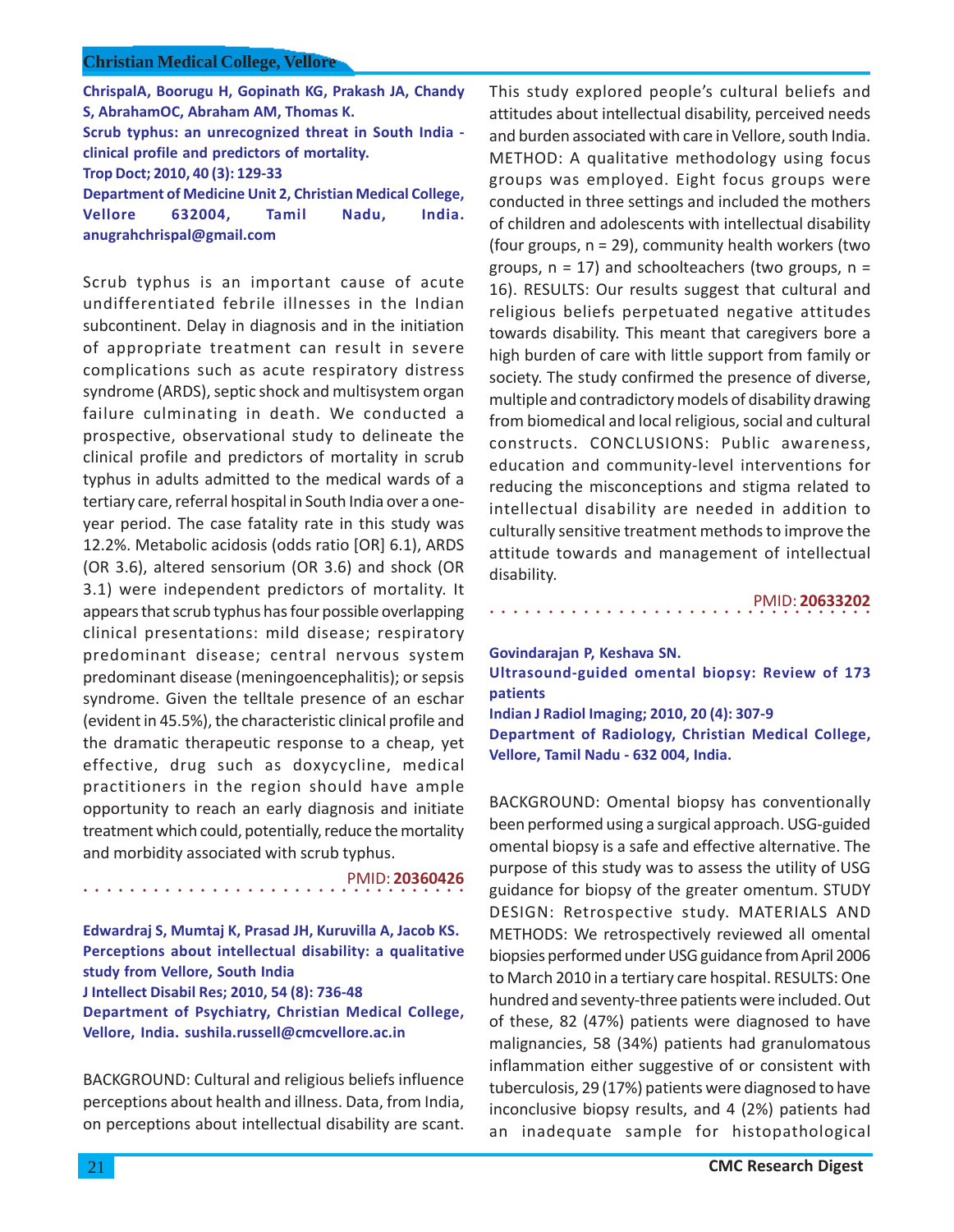**ChrispalA, Boorugu H, Gopinath KG, Prakash JA, Chandy S, AbrahamOC, Abraham AM, Thomas K.**

**Scrub typhus: an unrecognized threat in South India - clinical profile and predictors of mortality.**

**Trop Doct; 2010, 40 (3): 129-33**

**Department of Medicine Unit 2, Christian Medical College, Vellore 632004, Tamil Nadu, India. anugrahchrispal@gmail.com**

Scrub typhus is an important cause of acute undifferentiated febrile illnesses in the Indian subcontinent. Delay in diagnosis and in the initiation of appropriate treatment can result in severe complications such as acute respiratory distress syndrome (ARDS), septic shock and multisystem organ failure culminating in death. We conducted a prospective, observational study to delineate the clinical profile and predictors of mortality in scrub typhus in adults admitted to the medical wards of a tertiary care, referral hospital in South India over a one-year period. The case fatality rate in this study was 12.2%. Metabolic acidosis (odds ratio [OR] 6.1), ARDS (OR 3.6), altered sensorium (OR 3.6) and shock (OR 3.1) were independent predictors of mortality. It appears that scrub typhus has four possible overlapping clinical presentations: mild disease; respiratory predominant disease; central nervous system predominant disease (meningoencephalitis); or sepsis syndrome. Given the telltale presence of an eschar (evident in 45.5%), the characteristic clinical profile and the dramatic therapeutic response to a cheap, yet effective, drug such as doxycycline, medical practitioners in the region should have ample opportunity to reach an early diagnosis and initiate treatment which could, potentially, reduce the mortality and morbidity associated with scrub typhus.

PMID: **20360426**

**Edwardraj S, Mumtaj K, Prasad JH, Kuruvilla A, Jacob KS.**

**Perceptions about intellectual disability: a qualitative study from Vellore, South India**

**J Intellect Disabil Res; 2010, 54 (8): 736-48**

**Department of Psychiatry, Christian Medical College, Vellore, India. sushila.russell@cmcvellore.ac.in**

BACKGROUND: Cultural and religious beliefs influence perceptions about health and illness. Data, from India, on perceptions about intellectual disability are scant. This study explored people's cultural beliefs and attitudes about intellectual disability, perceived needs and burden associated with care in Vellore, south India. METHOD: A qualitative methodology using focus groups was employed. Eight focus groups were conducted in three settings and included the mothers of children and adolescents with intellectual disability (four groups, n = 29), community health workers (two groups, n = 17) and schoolteachers (two groups, n = 16). RESULTS: Our results suggest that cultural and religious beliefs perpetuated negative attitudes towards disability. This meant that caregivers bore a high burden of care with little support from family or society. The study confirmed the presence of diverse, multiple and contradictory models of disability drawing from biomedical and local religious, social and cultural constructs. CONCLUSIONS: Public awareness, education and community-level interventions for reducing the misconceptions and stigma related to intellectual disability are needed in addition to culturally sensitive treatment methods to improve the attitude towards and management of intellectual disability.

PMID: **20633202**

**Govindarajan P, Keshava SN.**

**Ultrasound-guided omental biopsy: Review of 173 patients**

**Indian J Radiol Imaging; 2010, 20 (4): 307-9**

**Department of Radiology, Christian Medical College, Vellore, Tamil Nadu - 632 004, India.**

BACKGROUND: Omental biopsy has conventionally been performed using a surgical approach. USG-guided omental biopsy is a safe and effective alternative. The purpose of this study was to assess the utility of USG guidance for biopsy of the greater omentum. STUDY DESIGN: Retrospective study. MATERIALS AND METHODS: We retrospectively reviewed all omental biopsies performed under USG guidance from April 2006 to March 2010 in a tertiary care hospital. RESULTS: One hundred and seventy-three patients were included. Out of these, 82 (47%) patients were diagnosed to have malignancies, 58 (34%) patients had granulomatous inflammation either suggestive of or consistent with tuberculosis, 29 (17%) patients were diagnosed to have inconclusive biopsy results, and 4 (2%) patients had an inadequate sample for histopathological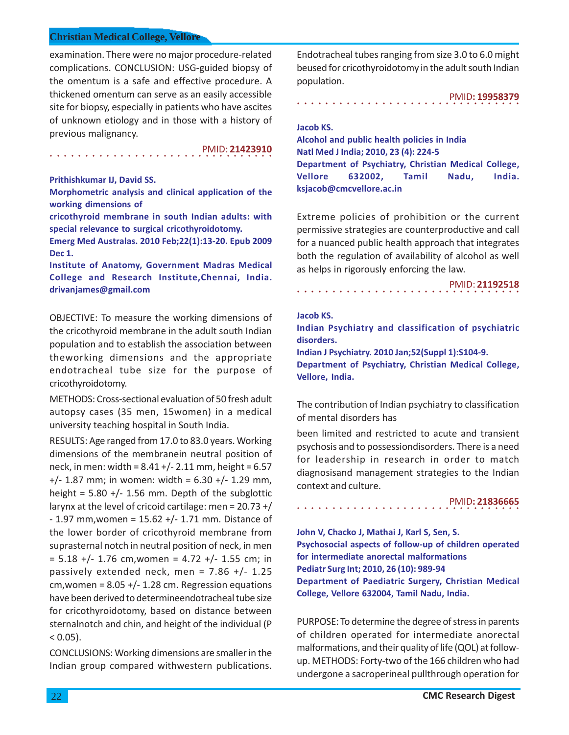examination. There were no major procedure-related complications. CONCLUSION: USG-guided biopsy of the omentum is a safe and effective procedure. A thickened omentum can serve as an easily accessible site for biopsy, especially in patients who have ascites of unknown etiology and in those with a history of previous malignancy.

PMID: **21423910**

---

**Prithishkumar IJ, David SS.**
**Morphometric analysis and clinical application of the working dimensions of cricothyroid membrane in south Indian adults: with special relevance to surgical cricothyroidotomy.**
**Emerg Med Australas. 2010 Feb;22(1):13-20. Epub 2009 Dec 1.**
**Institute of Anatomy, Government Madras Medical College and Research Institute,Chennai, India. drivanjames@gmail.com**

OBJECTIVE: To measure the working dimensions of the cricothyroid membrane in the adult south Indian population and to establish the association between theworking dimensions and the appropriate endotracheal tube size for the purpose of cricothyroidotomy.

METHODS: Cross-sectional evaluation of 50 fresh adult autopsy cases (35 men, 15women) in a medical university teaching hospital in South India.

RESULTS: Age ranged from 17.0 to 83.0 years. Working dimensions of the membranein neutral position of neck, in men: width = 8.41 +/- 2.11 mm, height = 6.57 +/- 1.87 mm; in women: width = 6.30 +/- 1.29 mm, height = 5.80 +/- 1.56 mm. Depth of the subglottic larynx at the level of cricoid cartilage: men = 20.73 +/- 1.97 mm,women = 15.62 +/- 1.71 mm. Distance of the lower border of cricothyroid membrane from suprasternal notch in neutral position of neck, in men = 5.18 +/- 1.76 cm,women = 4.72 +/- 1.55 cm; in passively extended neck, men = 7.86 +/- 1.25 cm,women = 8.05 +/- 1.28 cm. Regression equations have been derived to determineendotracheal tube size for cricothyroidotomy, based on distance between sternalnotch and chin, and height of the individual ($P < 0.05$).

CONCLUSIONS: Working dimensions are smaller in the Indian group compared withwestern publications. Endotracheal tubes ranging from size 3.0 to 6.0 might beused for cricothyroidotomy in the adult south Indian population.

PMID: **19958379**

---

**Jacob KS.**
**Alcohol and public health policies in India**
**Natl Med J India; 2010, 23 (4): 224-5**
**Department of Psychiatry, Christian Medical College, Vellore 632002, Tamil Nadu, India. ksjacob@cmcvellore.ac.in**

Extreme policies of prohibition or the current permissive strategies are counterproductive and call for a nuanced public health approach that integrates both the regulation of availability of alcohol as well as helps in rigorously enforcing the law.

PMID: **21192518**

---

**Jacob KS.**
**Indian Psychiatry and classification of psychiatric disorders.**
**Indian J Psychiatry. 2010 Jan;52(Suppl 1):S104-9.**
**Department of Psychiatry, Christian Medical College, Vellore, India.**

The contribution of Indian psychiatry to classification of mental disorders has

been limited and restricted to acute and transient psychosis and to possessiondisorders. There is a need for leadership in research in order to match diagnosisand management strategies to the Indian context and culture.

PMID: **21836665**

---

**John V, Chacko J, Mathai J, Karl S, Sen, S.**
**Psychosocial aspects of follow-up of children operated for intermediate anorectal malformations**
**Pediatr Surg Int; 2010, 26 (10): 989-94**
**Department of Paediatric Surgery, Christian Medical College, Vellore 632004, Tamil Nadu, India.**

PURPOSE: To determine the degree of stress in parents of children operated for intermediate anorectal malformations, and their quality of life (QOL) at follow-up. METHODS: Forty-two of the 166 children who had undergone a sacroperineal pullthrough operation for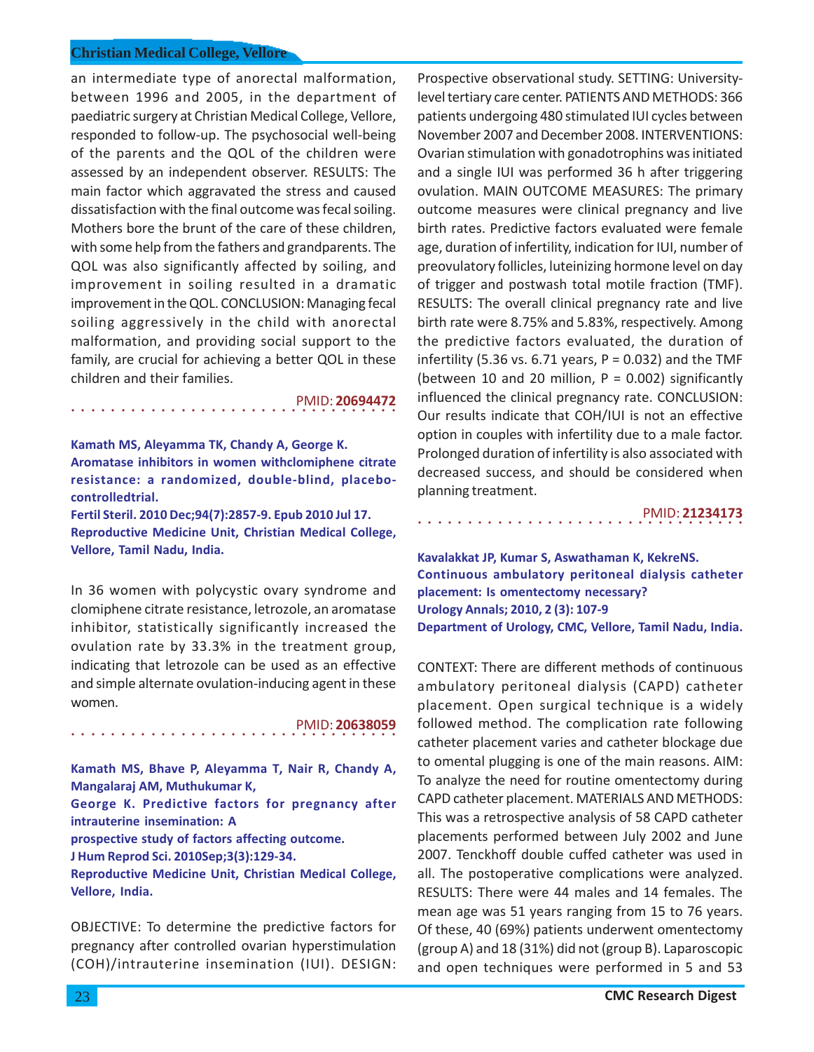an intermediate type of anorectal malformation, between 1996 and 2005, in the department of paediatric surgery at Christian Medical College, Vellore, responded to follow-up. The psychosocial well-being of the parents and the QOL of the children were assessed by an independent observer. RESULTS: The main factor which aggravated the stress and caused dissatisfaction with the final outcome was fecal soiling. Mothers bore the brunt of the care of these children, with some help from the fathers and grandparents. The QOL was also significantly affected by soiling, and improvement in soiling resulted in a dramatic improvement in the QOL. CONCLUSION: Managing fecal soiling aggressively in the child with anorectal malformation, and providing social support to the family, are crucial for achieving a better QOL in these children and their families.

PMID: **20694472**

**Kamath MS, Aleyamma TK, Chandy A, George K.**
**Aromatase inhibitors in women withclomiphene citrate resistance: a randomized, double-blind, placebo-controlledtrial.**
**Fertil Steril. 2010 Dec;94(7):2857-9. Epub 2010 Jul 17.**
**Reproductive Medicine Unit, Christian Medical College, Vellore, Tamil Nadu, India.**

In 36 women with polycystic ovary syndrome and clomiphene citrate resistance, letrozole, an aromatase inhibitor, statistically significantly increased the ovulation rate by 33.3% in the treatment group, indicating that letrozole can be used as an effective and simple alternate ovulation-inducing agent in these women.

PMID: **20638059**

**Kamath MS, Bhave P, Aleyamma T, Nair R, Chandy A, Mangalaraj AM, Muthukumar K,**
**George K. Predictive factors for pregnancy after intrauterine insemination: A**
**prospective study of factors affecting outcome.**
**J Hum Reprod Sci. 2010Sep;3(3):129-34.**
**Reproductive Medicine Unit, Christian Medical College, Vellore, India.**

OBJECTIVE: To determine the predictive factors for pregnancy after controlled ovarian hyperstimulation (COH)/intrauterine insemination (IUI). DESIGN: Prospective observational study. SETTING: University-level tertiary care center. PATIENTS AND METHODS: 366 patients undergoing 480 stimulated IUI cycles between November 2007 and December 2008. INTERVENTIONS: Ovarian stimulation with gonadotrophins was initiated and a single IUI was performed 36 h after triggering ovulation. MAIN OUTCOME MEASURES: The primary outcome measures were clinical pregnancy and live birth rates. Predictive factors evaluated were female age, duration of infertility, indication for IUI, number of preovulatory follicles, luteinizing hormone level on day of trigger and postwash total motile fraction (TMF). RESULTS: The overall clinical pregnancy rate and live birth rate were 8.75% and 5.83%, respectively. Among the predictive factors evaluated, the duration of infertility (5.36 vs. 6.71 years, $P = 0.032$) and the TMF (between 10 and 20 million, $P = 0.002$) significantly influenced the clinical pregnancy rate. CONCLUSION: Our results indicate that COH/IUI is not an effective option in couples with infertility due to a male factor. Prolonged duration of infertility is also associated with decreased success, and should be considered when planning treatment.

PMID: **21234173**

**Kavalakkat JP, Kumar S, Aswathaman K, KekreNS.**
**Continuous ambulatory peritoneal dialysis catheter placement: Is omentectomy necessary?**
**Urology Annals; 2010, 2 (3): 107-9**
**Department of Urology, CMC, Vellore, Tamil Nadu, India.**

CONTEXT: There are different methods of continuous ambulatory peritoneal dialysis (CAPD) catheter placement. Open surgical technique is a widely followed method. The complication rate following catheter placement varies and catheter blockage due to omental plugging is one of the main reasons. AIM: To analyze the need for routine omentectomy during CAPD catheter placement. MATERIALS AND METHODS: This was a retrospective analysis of 58 CAPD catheter placements performed between July 2002 and June 2007. Tenckhoff double cuffed catheter was used in all. The postoperative complications were analyzed. RESULTS: There were 44 males and 14 females. The mean age was 51 years ranging from 15 to 76 years. Of these, 40 (69%) patients underwent omentectomy (group A) and 18 (31%) did not (group B). Laparoscopic and open techniques were performed in 5 and 53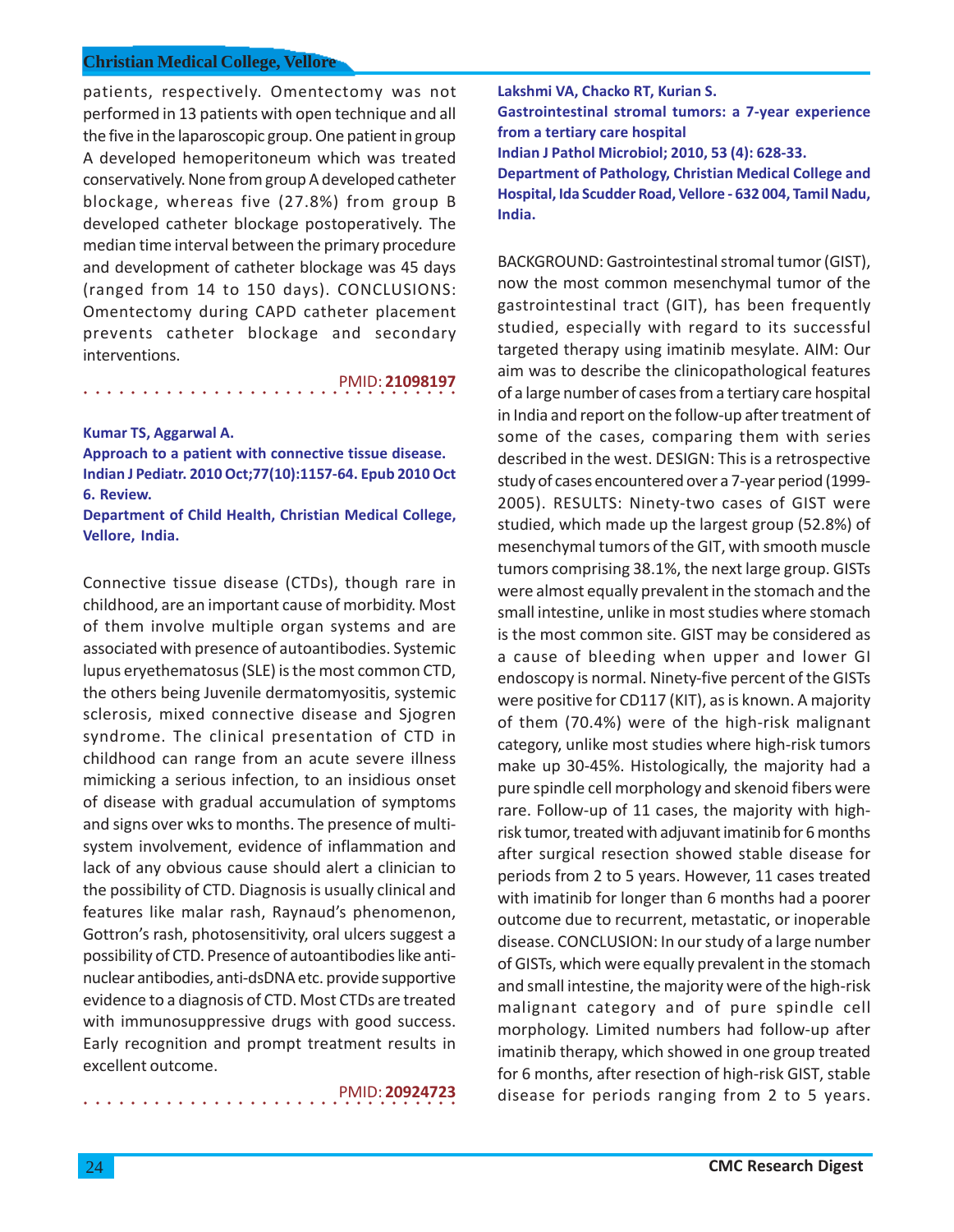patients, respectively. Omentectomy was not performed in 13 patients with open technique and all the five in the laparoscopic group. One patient in group A developed hemoperitoneum which was treated conservatively. None from group A developed catheter blockage, whereas five (27.8%) from group B developed catheter blockage postoperatively. The median time interval between the primary procedure and development of catheter blockage was 45 days (ranged from 14 to 150 days). CONCLUSIONS: Omentectomy during CAPD catheter placement prevents catheter blockage and secondary interventions.

PMID: **21098197**

---

**Kumar TS, Aggarwal A.**
**Approach to a patient with connective tissue disease.**
**Indian J Pediatr. 2010 Oct;77(10):1157-64. Epub 2010 Oct 6. Review.**
**Department of Child Health, Christian Medical College, Vellore, India.**

Connective tissue disease (CTDs), though rare in childhood, are an important cause of morbidity. Most of them involve multiple organ systems and are associated with presence of autoantibodies. Systemic lupus eryethematosus (SLE) is the most common CTD, the others being Juvenile dermatomyositis, systemic sclerosis, mixed connective disease and Sjogren syndrome. The clinical presentation of CTD in childhood can range from an acute severe illness mimicking a serious infection, to an insidious onset of disease with gradual accumulation of symptoms and signs over wks to months. The presence of multi-system involvement, evidence of inflammation and lack of any obvious cause should alert a clinician to the possibility of CTD. Diagnosis is usually clinical and features like malar rash, Raynaud's phenomenon, Gottron's rash, photosensitivity, oral ulcers suggest a possibility of CTD. Presence of autoantibodies like anti-nuclear antibodies, anti-dsDNA etc. provide supportive evidence to a diagnosis of CTD. Most CTDs are treated with immunosuppressive drugs with good success. Early recognition and prompt treatment results in excellent outcome.

PMID: **20924723**

---

**Lakshmi VA, Chacko RT, Kurian S.**
**Gastrointestinal stromal tumors: a 7-year experience from a tertiary care hospital**
**Indian J Pathol Microbiol; 2010, 53 (4): 628-33.**
**Department of Pathology, Christian Medical College and Hospital, Ida Scudder Road, Vellore - 632 004, Tamil Nadu, India.**

BACKGROUND: Gastrointestinal stromal tumor (GIST), now the most common mesenchymal tumor of the gastrointestinal tract (GIT), has been frequently studied, especially with regard to its successful targeted therapy using imatinib mesylate. AIM: Our aim was to describe the clinicopathological features of a large number of cases from a tertiary care hospital in India and report on the follow-up after treatment of some of the cases, comparing them with series described in the west. DESIGN: This is a retrospective study of cases encountered over a 7-year period (1999-2005). RESULTS: Ninety-two cases of GIST were studied, which made up the largest group (52.8%) of mesenchymal tumors of the GIT, with smooth muscle tumors comprising 38.1%, the next large group. GISTs were almost equally prevalent in the stomach and the small intestine, unlike in most studies where stomach is the most common site. GIST may be considered as a cause of bleeding when upper and lower GI endoscopy is normal. Ninety-five percent of the GISTs were positive for CD117 (KIT), as is known. A majority of them (70.4%) were of the high-risk malignant category, unlike most studies where high-risk tumors make up 30-45%. Histologically, the majority had a pure spindle cell morphology and skenoid fibers were rare. Follow-up of 11 cases, the majority with high-risk tumor, treated with adjuvant imatinib for 6 months after surgical resection showed stable disease for periods from 2 to 5 years. However, 11 cases treated with imatinib for longer than 6 months had a poorer outcome due to recurrent, metastatic, or inoperable disease. CONCLUSION: In our study of a large number of GISTs, which were equally prevalent in the stomach and small intestine, the majority were of the high-risk malignant category and of pure spindle cell morphology. Limited numbers had follow-up after imatinib therapy, which showed in one group treated for 6 months, after resection of high-risk GIST, stable disease for periods ranging from 2 to 5 years.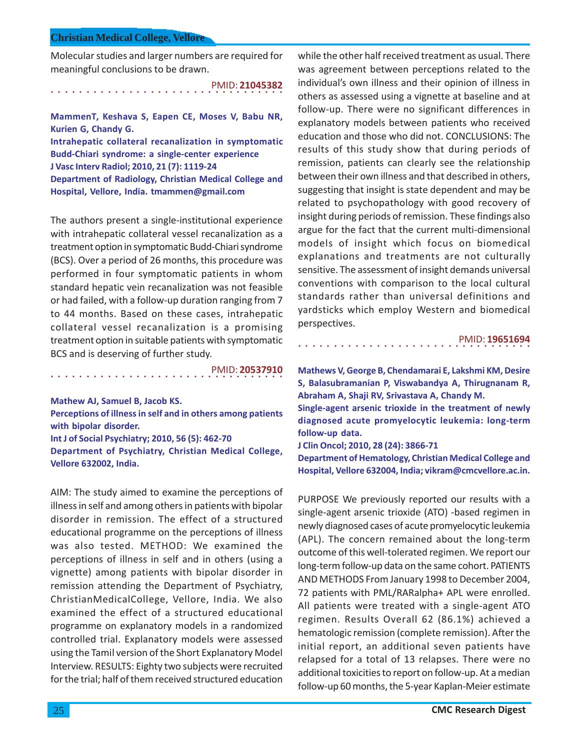Molecular studies and larger numbers are required for meaningful conclusions to be drawn.

PMID: **21045382**

**MammenT, Keshava S, Eapen CE, Moses V, Babu NR, Kurien G, Chandy G.**
**Intrahepatic collateral recanalization in symptomatic Budd-Chiari syndrome: a single-center experience**
**J Vasc Interv Radiol; 2010, 21 (7): 1119-24**
**Department of Radiology, Christian Medical College and Hospital, Vellore, India. tmammen@gmail.com**

The authors present a single-institutional experience with intrahepatic collateral vessel recanalization as a treatment option in symptomatic Budd-Chiari syndrome (BCS). Over a period of 26 months, this procedure was performed in four symptomatic patients in whom standard hepatic vein recanalization was not feasible or had failed, with a follow-up duration ranging from 7 to 44 months. Based on these cases, intrahepatic collateral vessel recanalization is a promising treatment option in suitable patients with symptomatic BCS and is deserving of further study.

PMID: **20537910**

**Mathew AJ, Samuel B, Jacob KS.**
**Perceptions of illness in self and in others among patients with bipolar disorder.**
**Int J of Social Psychiatry; 2010, 56 (5): 462-70**
**Department of Psychiatry, Christian Medical College, Vellore 632002, India.**

AIM: The study aimed to examine the perceptions of illness in self and among others in patients with bipolar disorder in remission. The effect of a structured educational programme on the perceptions of illness was also tested. METHOD: We examined the perceptions of illness in self and in others (using a vignette) among patients with bipolar disorder in remission attending the Department of Psychiatry, ChristianMedicalCollege, Vellore, India. We also examined the effect of a structured educational programme on explanatory models in a randomized controlled trial. Explanatory models were assessed using the Tamil version of the Short Explanatory Model Interview. RESULTS: Eighty two subjects were recruited for the trial; half of them received structured education while the other half received treatment as usual. There was agreement between perceptions related to the individual's own illness and their opinion of illness in others as assessed using a vignette at baseline and at follow-up. There were no significant differences in explanatory models between patients who received education and those who did not. CONCLUSIONS: The results of this study show that during periods of remission, patients can clearly see the relationship between their own illness and that described in others, suggesting that insight is state dependent and may be related to psychopathology with good recovery of insight during periods of remission. These findings also argue for the fact that the current multi-dimensional models of insight which focus on biomedical explanations and treatments are not culturally sensitive. The assessment of insight demands universal conventions with comparison to the local cultural standards rather than universal definitions and yardsticks which employ Western and biomedical perspectives.

PMID: **19651694**

**Mathews V, George B, Chendamarai E, Lakshmi KM, Desire S, Balasubramanian P, Viswabandya A, Thirugnanam R, Abraham A, Shaji RV, Srivastava A, Chandy M.**
**Single-agent arsenic trioxide in the treatment of newly diagnosed acute promyelocytic leukemia: long-term follow-up data.**
**J Clin Oncol; 2010, 28 (24): 3866-71**
**Department of Hematology, Christian Medical College and Hospital, Vellore 632004, India; vikram@cmcvellore.ac.in.**

PURPOSE We previously reported our results with a single-agent arsenic trioxide (ATO) -based regimen in newly diagnosed cases of acute promyelocytic leukemia (APL). The concern remained about the long-term outcome of this well-tolerated regimen. We report our long-term follow-up data on the same cohort. PATIENTS AND METHODS From January 1998 to December 2004, 72 patients with PML/RARalpha+ APL were enrolled. All patients were treated with a single-agent ATO regimen. Results Overall 62 (86.1%) achieved a hematologic remission (complete remission). After the initial report, an additional seven patients have relapsed for a total of 13 relapses. There were no additional toxicities to report on follow-up. At a median follow-up 60 months, the 5-year Kaplan-Meier estimate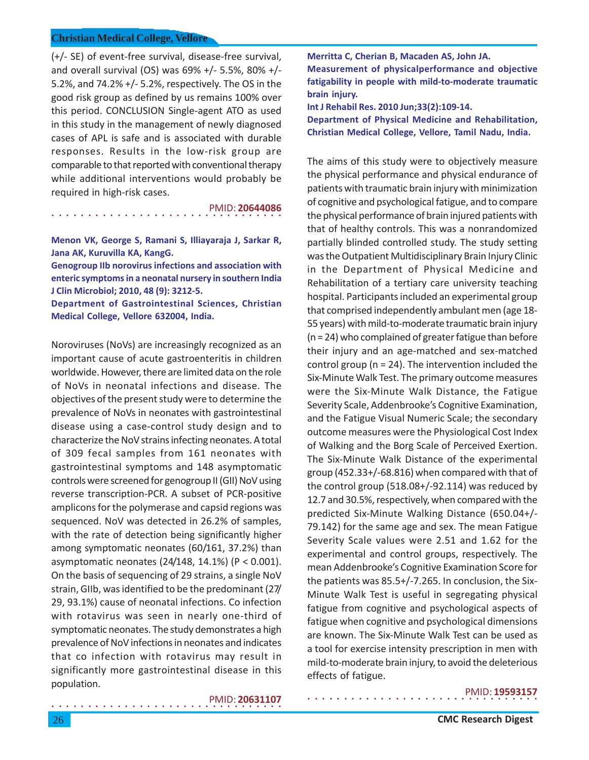(+/- SE) of event-free survival, disease-free survival, and overall survival (OS) was 69% +/- 5.5%, 80% +/- 5.2%, and 74.2% +/- 5.2%, respectively. The OS in the good risk group as defined by us remains 100% over this period. CONCLUSION Single-agent ATO as used in this study in the management of newly diagnosed cases of APL is safe and is associated with durable responses. Results in the low-risk group are comparable to that reported with conventional therapy while additional interventions would probably be required in high-risk cases.

PMID: **20644086**

**Menon VK, George S, Ramani S, Illiayaraja J, Sarkar R, Jana AK, Kuruvilla KA, KangG.**

**Genogroup IIb norovirus infections and association with enteric symptoms in a neonatal nursery in southern India**

**J Clin Microbiol; 2010, 48 (9): 3212-5.**

**Department of Gastrointestinal Sciences, Christian Medical College, Vellore 632004, India.**

Noroviruses (NoVs) are increasingly recognized as an important cause of acute gastroenteritis in children worldwide. However, there are limited data on the role of NoVs in neonatal infections and disease. The objectives of the present study were to determine the prevalence of NoVs in neonates with gastrointestinal disease using a case-control study design and to characterize the NoV strains infecting neonates. A total of 309 fecal samples from 161 neonates with gastrointestinal symptoms and 148 asymptomatic controls were screened for genogroup II (GII) NoV using reverse transcription-PCR. A subset of PCR-positive amplicons for the polymerase and capsid regions was sequenced. NoV was detected in 26.2% of samples, with the rate of detection being significantly higher among symptomatic neonates (60/161, 37.2%) than asymptomatic neonates (24/148, 14.1%) ($P < 0.001$). On the basis of sequencing of 29 strains, a single NoV strain, GIIb, was identified to be the predominant (27/29, 93.1%) cause of neonatal infections. Co infection with rotavirus was seen in nearly one-third of symptomatic neonates. The study demonstrates a high prevalence of NoV infections in neonates and indicates that co infection with rotavirus may result in significantly more gastrointestinal disease in this population.

PMID: **20631107**

**Merritta C, Cherian B, Macaden AS, John JA.**

**Measurement of physicalperformance and objective fatigability in people with mild-to-moderate traumatic brain injury.**

**Int J Rehabil Res. 2010 Jun;33(2):109-14.**

**Department of Physical Medicine and Rehabilitation, Christian Medical College, Vellore, Tamil Nadu, India.**

The aims of this study were to objectively measure the physical performance and physical endurance of patients with traumatic brain injury with minimization of cognitive and psychological fatigue, and to compare the physical performance of brain injured patients with that of healthy controls. This was a nonrandomized partially blinded controlled study. The study setting was the Outpatient Multidisciplinary Brain Injury Clinic in the Department of Physical Medicine and Rehabilitation of a tertiary care university teaching hospital. Participants included an experimental group that comprised independently ambulant men (age 18-55 years) with mild-to-moderate traumatic brain injury ($n = 24$) who complained of greater fatigue than before their injury and an age-matched and sex-matched control group ($n = 24$). The intervention included the Six-Minute Walk Test. The primary outcome measures were the Six-Minute Walk Distance, the Fatigue Severity Scale, Addenbrooke's Cognitive Examination, and the Fatigue Visual Numeric Scale; the secondary outcome measures were the Physiological Cost Index of Walking and the Borg Scale of Perceived Exertion. The Six-Minute Walk Distance of the experimental group (452.33+/-68.816) when compared with that of the control group (518.08+/-92.114) was reduced by 12.7 and 30.5%, respectively, when compared with the predicted Six-Minute Walking Distance (650.04+/-79.142) for the same age and sex. The mean Fatigue Severity Scale values were 2.51 and 1.62 for the experimental and control groups, respectively. The mean Addenbrooke's Cognitive Examination Score for the patients was 85.5+/-7.265. In conclusion, the Six-Minute Walk Test is useful in segregating physical fatigue from cognitive and psychological aspects of fatigue when cognitive and psychological dimensions are known. The Six-Minute Walk Test can be used as a tool for exercise intensity prescription in men with mild-to-moderate brain injury, to avoid the deleterious effects of fatigue.

PMID: **19593157**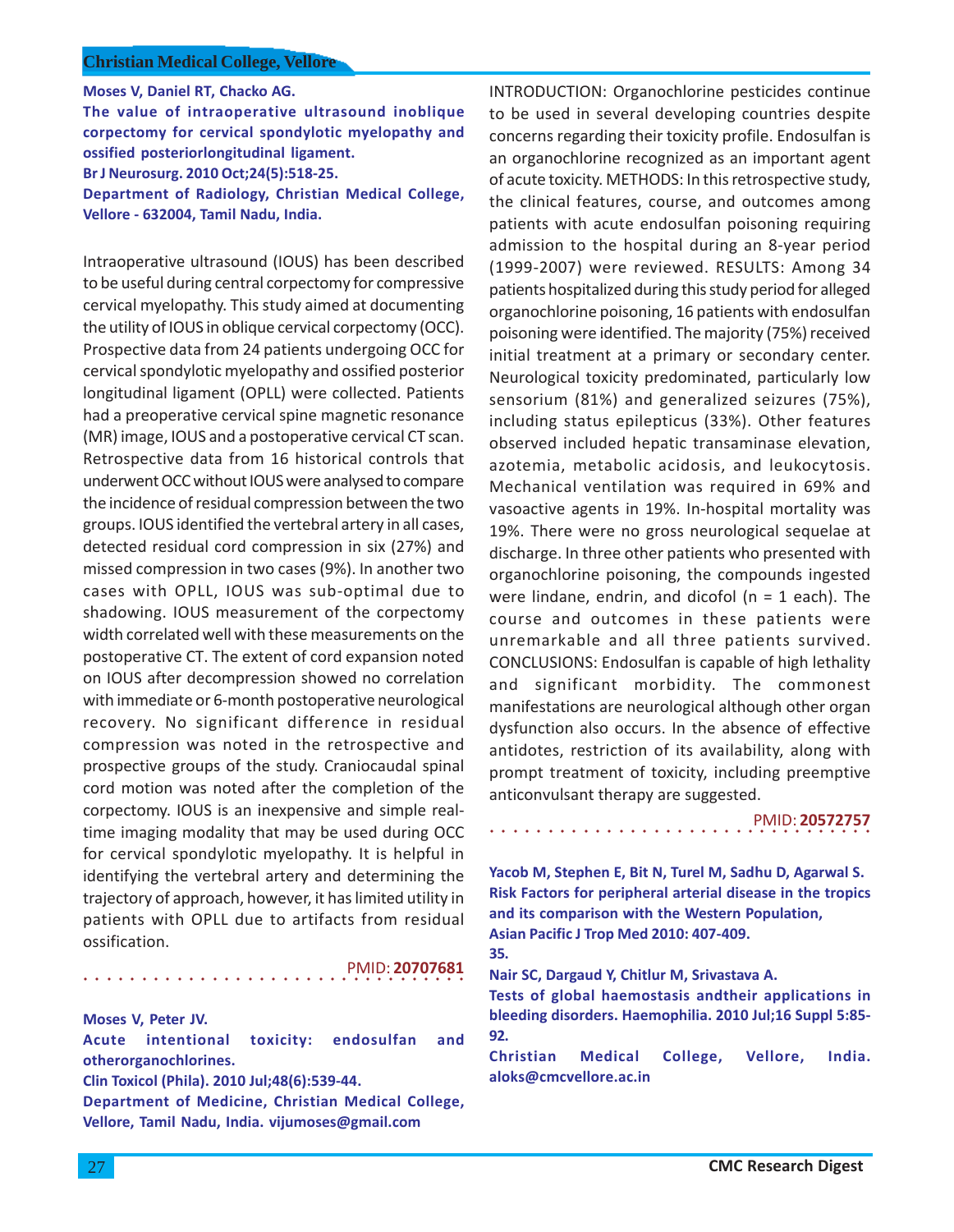**Moses V, Daniel RT, Chacko AG.**

**The value of intraoperative ultrasound inoblique corpectomy for cervical spondylotic myelopathy and ossified posteriorlongitudinal ligament.**

**Br J Neurosurg. 2010 Oct;24(5):518-25.**

**Department of Radiology, Christian Medical College, Vellore - 632004, Tamil Nadu, India.**

Intraoperative ultrasound (IOUS) has been described to be useful during central corpectomy for compressive cervical myelopathy. This study aimed at documenting the utility of IOUS in oblique cervical corpectomy (OCC). Prospective data from 24 patients undergoing OCC for cervical spondylotic myelopathy and ossified posterior longitudinal ligament (OPLL) were collected. Patients had a preoperative cervical spine magnetic resonance (MR) image, IOUS and a postoperative cervical CT scan. Retrospective data from 16 historical controls that underwent OCC without IOUS were analysed to compare the incidence of residual compression between the two groups. IOUS identified the vertebral artery in all cases, detected residual cord compression in six (27%) and missed compression in two cases (9%). In another two cases with OPLL, IOUS was sub-optimal due to shadowing. IOUS measurement of the corpectomy width correlated well with these measurements on the postoperative CT. The extent of cord expansion noted on IOUS after decompression showed no correlation with immediate or 6-month postoperative neurological recovery. No significant difference in residual compression was noted in the retrospective and prospective groups of the study. Craniocaudal spinal cord motion was noted after the completion of the corpectomy. IOUS is an inexpensive and simple real-time imaging modality that may be used during OCC for cervical spondylotic myelopathy. It is helpful in identifying the vertebral artery and determining the trajectory of approach, however, it has limited utility in patients with OPLL due to artifacts from residual ossification.

PMID: **20707681**

**Moses V, Peter JV.**

**Acute intentional toxicity: endosulfan and otherorganochlorines.**

**Clin Toxicol (Phila). 2010 Jul;48(6):539-44.**

**Department of Medicine, Christian Medical College, Vellore, Tamil Nadu, India. vijumoses@gmail.com**

INTRODUCTION: Organochlorine pesticides continue to be used in several developing countries despite concerns regarding their toxicity profile. Endosulfan is an organochlorine recognized as an important agent of acute toxicity. METHODS: In this retrospective study, the clinical features, course, and outcomes among patients with acute endosulfan poisoning requiring admission to the hospital during an 8-year period (1999-2007) were reviewed. RESULTS: Among 34 patients hospitalized during this study period for alleged organochlorine poisoning, 16 patients with endosulfan poisoning were identified. The majority (75%) received initial treatment at a primary or secondary center. Neurological toxicity predominated, particularly low sensorium (81%) and generalized seizures (75%), including status epilepticus (33%). Other features observed included hepatic transaminase elevation, azotemia, metabolic acidosis, and leukocytosis. Mechanical ventilation was required in 69% and vasoactive agents in 19%. In-hospital mortality was 19%. There were no gross neurological sequelae at discharge. In three other patients who presented with organochlorine poisoning, the compounds ingested were lindane, endrin, and dicofol (n = 1 each). The course and outcomes in these patients were unremarkable and all three patients survived. CONCLUSIONS: Endosulfan is capable of high lethality and significant morbidity. The commonest manifestations are neurological although other organ dysfunction also occurs. In the absence of effective antidotes, restriction of its availability, along with prompt treatment of toxicity, including preemptive anticonvulsant therapy are suggested.

PMID: **20572757**

**Yacob M, Stephen E, Bit N, Turel M, Sadhu D, Agarwal S.**

**Risk Factors for peripheral arterial disease in the tropics and its comparison with the Western Population,**

**Asian Pacific J Trop Med 2010: 407-409.**

**35.**

**Nair SC, Dargaud Y, Chitlur M, Srivastava A.**

**Tests of global haemostasis andtheir applications in bleeding disorders. Haemophilia. 2010 Jul;16 Suppl 5:85-92.**

**Christian Medical College, Vellore, India. aloks@cmcvellore.ac.in**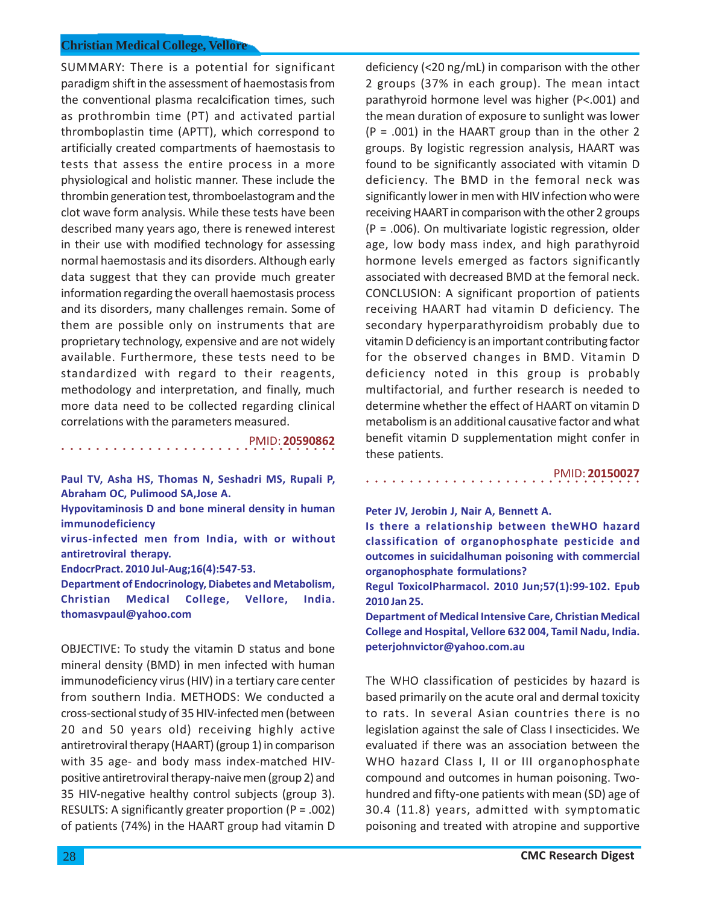SUMMARY: There is a potential for significant paradigm shift in the assessment of haemostasis from the conventional plasma recalcification times, such as prothrombin time (PT) and activated partial thromboplastin time (APTT), which correspond to artificially created compartments of haemostasis to tests that assess the entire process in a more physiological and holistic manner. These include the thrombin generation test, thromboelastogram and the clot wave form analysis. While these tests have been described many years ago, there is renewed interest in their use with modified technology for assessing normal haemostasis and its disorders. Although early data suggest that they can provide much greater information regarding the overall haemostasis process and its disorders, many challenges remain. Some of them are possible only on instruments that are proprietary technology, expensive and are not widely available. Furthermore, these tests need to be standardized with regard to their reagents, methodology and interpretation, and finally, much more data need to be collected regarding clinical correlations with the parameters measured.

PMID: **20590862**

**Paul TV, Asha HS, Thomas N, Seshadri MS, Rupali P, Abraham OC, Pulimood SA,Jose A.**

**Hypovitaminosis D and bone mineral density in human immunodeficiency virus-infected men from India, with or without antiretroviral therapy.**

**EndocrPract. 2010 Jul-Aug;16(4):547-53.**

**Department of Endocrinology, Diabetes and Metabolism, Christian Medical College, Vellore, India. thomasvpaul@yahoo.com**

OBJECTIVE: To study the vitamin D status and bone mineral density (BMD) in men infected with human immunodeficiency virus (HIV) in a tertiary care center from southern India. METHODS: We conducted a cross-sectional study of 35 HIV-infected men (between 20 and 50 years old) receiving highly active antiretroviral therapy (HAART) (group 1) in comparison with 35 age- and body mass index-matched HIV-positive antiretroviral therapy-naive men (group 2) and 35 HIV-negative healthy control subjects (group 3). RESULTS: A significantly greater proportion (P = .002) of patients (74%) in the HAART group had vitamin D deficiency (<20 ng/mL) in comparison with the other 2 groups (37% in each group). The mean intact parathyroid hormone level was higher (P<.001) and the mean duration of exposure to sunlight was lower (P = .001) in the HAART group than in the other 2 groups. By logistic regression analysis, HAART was found to be significantly associated with vitamin D deficiency. The BMD in the femoral neck was significantly lower in men with HIV infection who were receiving HAART in comparison with the other 2 groups (P = .006). On multivariate logistic regression, older age, low body mass index, and high parathyroid hormone levels emerged as factors significantly associated with decreased BMD at the femoral neck. CONCLUSION: A significant proportion of patients receiving HAART had vitamin D deficiency. The secondary hyperparathyroidism probably due to vitamin D deficiency is an important contributing factor for the observed changes in BMD. Vitamin D deficiency noted in this group is probably multifactorial, and further research is needed to determine whether the effect of HAART on vitamin D metabolism is an additional causative factor and what benefit vitamin D supplementation might confer in these patients.

PMID: **20150027**

**Peter JV, Jerobin J, Nair A, Bennett A.**

**Is there a relationship between theWHO hazard classification of organophosphate pesticide and outcomes in suicidalhuman poisoning with commercial organophosphate formulations?**

**Regul ToxicolPharmacol. 2010 Jun;57(1):99-102. Epub 2010 Jan 25.**

**Department of Medical Intensive Care, Christian Medical College and Hospital, Vellore 632 004, Tamil Nadu, India. peterjohnvictor@yahoo.com.au**

The WHO classification of pesticides by hazard is based primarily on the acute oral and dermal toxicity to rats. In several Asian countries there is no legislation against the sale of Class I insecticides. We evaluated if there was an association between the WHO hazard Class I, II or III organophosphate compound and outcomes in human poisoning. Two-hundred and fifty-one patients with mean (SD) age of 30.4 (11.8) years, admitted with symptomatic poisoning and treated with atropine and supportive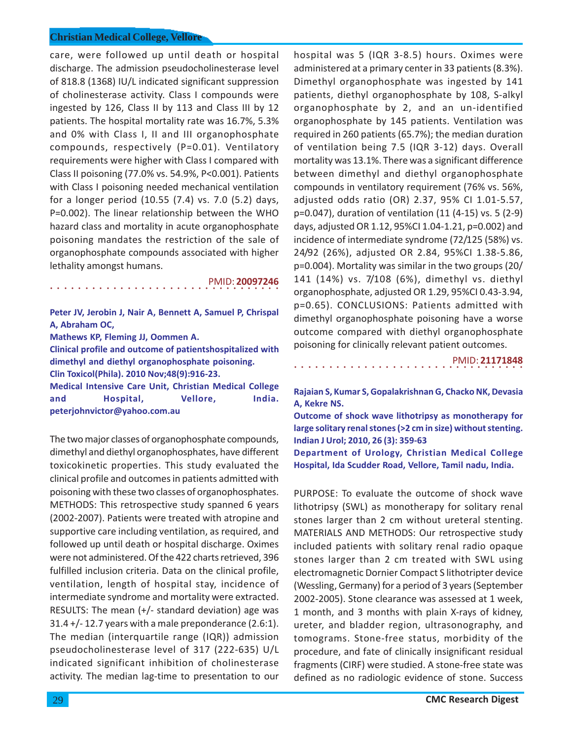care, were followed up until death or hospital discharge. The admission pseudocholinesterase level of 818.8 (1368) IU/L indicated significant suppression of cholinesterase activity. Class I compounds were ingested by 126, Class II by 113 and Class III by 12 patients. The hospital mortality rate was 16.7%, 5.3% and 0% with Class I, II and III organophosphate compounds, respectively (P=0.01). Ventilatory requirements were higher with Class I compared with Class II poisoning (77.0% vs. 54.9%, P<0.001). Patients with Class I poisoning needed mechanical ventilation for a longer period (10.55 (7.4) vs. 7.0 (5.2) days, P=0.002). The linear relationship between the WHO hazard class and mortality in acute organophosphate poisoning mandates the restriction of the sale of organophosphate compounds associated with higher lethality amongst humans.

PMID: **20097246**

**Peter JV, Jerobin J, Nair A, Bennett A, Samuel P, Chrispal A, Abraham OC, Mathews KP, Fleming JJ, Oommen A.**

**Clinical profile and outcome of patientshospitalized with dimethyl and diethyl organophosphate poisoning.**

**Clin Toxicol(Phila). 2010 Nov;48(9):916-23.**

**Medical Intensive Care Unit, Christian Medical College and Hospital, Vellore, India. peterjohnvictor@yahoo.com.au**

The two major classes of organophosphate compounds, dimethyl and diethyl organophosphates, have different toxicokinetic properties. This study evaluated the clinical profile and outcomes in patients admitted with poisoning with these two classes of organophosphates. METHODS: This retrospective study spanned 6 years (2002-2007). Patients were treated with atropine and supportive care including ventilation, as required, and followed up until death or hospital discharge. Oximes were not administered. Of the 422 charts retrieved, 396 fulfilled inclusion criteria. Data on the clinical profile, ventilation, length of hospital stay, incidence of intermediate syndrome and mortality were extracted. RESULTS: The mean (+/- standard deviation) age was 31.4 +/- 12.7 years with a male preponderance (2.6:1). The median (interquartile range (IQR)) admission pseudocholinesterase level of 317 (222-635) U/L indicated significant inhibition of cholinesterase activity. The median lag-time to presentation to our hospital was 5 (IQR 3-8.5) hours. Oximes were administered at a primary center in 33 patients (8.3%). Dimethyl organophosphate was ingested by 141 patients, diethyl organophosphate by 108, S-alkyl organophosphate by 2, and an un-identified organophosphate by 145 patients. Ventilation was required in 260 patients (65.7%); the median duration of ventilation being 7.5 (IQR 3-12) days. Overall mortality was 13.1%. There was a significant difference between dimethyl and diethyl organophosphate compounds in ventilatory requirement (76% vs. 56%, adjusted odds ratio (OR) 2.37, 95% CI 1.01-5.57, p=0.047), duration of ventilation (11 (4-15) vs. 5 (2-9) days, adjusted OR 1.12, 95%CI 1.04-1.21, p=0.002) and incidence of intermediate syndrome (72/125 (58%) vs. 24/92 (26%), adjusted OR 2.84, 95%CI 1.38-5.86, p=0.004). Mortality was similar in the two groups (20/141 (14%) vs. 7/108 (6%), dimethyl vs. diethyl organophosphate, adjusted OR 1.29, 95%CI 0.43-3.94, p=0.65). CONCLUSIONS: Patients admitted with dimethyl organophosphate poisoning have a worse outcome compared with diethyl organophosphate poisoning for clinically relevant patient outcomes.

PMID: **21171848**

**Rajaian S, Kumar S, Gopalakrishnan G, Chacko NK, Devasia A, Kekre NS.**

**Outcome of shock wave lithotripsy as monotherapy for large solitary renal stones (>2 cm in size) without stenting.**

**Indian J Urol; 2010, 26 (3): 359-63**

**Department of Urology, Christian Medical College Hospital, Ida Scudder Road, Vellore, Tamil nadu, India.**

PURPOSE: To evaluate the outcome of shock wave lithotripsy (SWL) as monotherapy for solitary renal stones larger than 2 cm without ureteral stenting. MATERIALS AND METHODS: Our retrospective study included patients with solitary renal radio opaque stones larger than 2 cm treated with SWL using electromagnetic Dornier Compact S lithotripter device (Wessling, Germany) for a period of 3 years (September 2002-2005). Stone clearance was assessed at 1 week, 1 month, and 3 months with plain X-rays of kidney, ureter, and bladder region, ultrasonography, and tomograms. Stone-free status, morbidity of the procedure, and fate of clinically insignificant residual fragments (CIRF) were studied. A stone-free state was defined as no radiologic evidence of stone. Success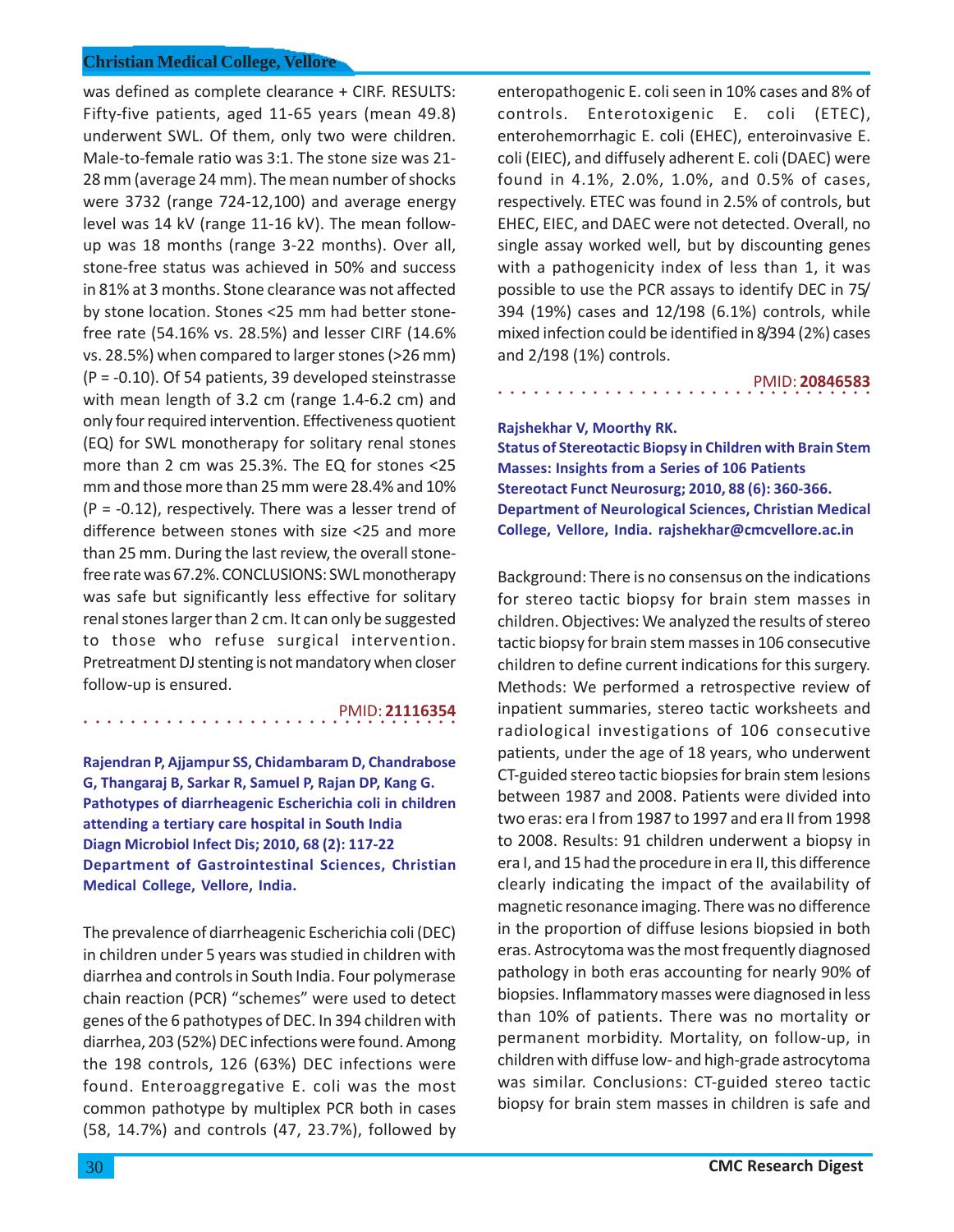was defined as complete clearance + CIRF. RESULTS: Fifty-five patients, aged 11-65 years (mean 49.8) underwent SWL. Of them, only two were children. Male-to-female ratio was 3:1. The stone size was 21-28 mm (average 24 mm). The mean number of shocks were 3732 (range 724-12,100) and average energy level was 14 kV (range 11-16 kV). The mean follow-up was 18 months (range 3-22 months). Over all, stone-free status was achieved in 50% and success in 81% at 3 months. Stone clearance was not affected by stone location. Stones <25 mm had better stone-free rate (54.16% vs. 28.5%) and lesser CIRF (14.6% vs. 28.5%) when compared to larger stones (>26 mm) (P = -0.10). Of 54 patients, 39 developed steinstrasse with mean length of 3.2 cm (range 1.4-6.2 cm) and only four required intervention. Effectiveness quotient (EQ) for SWL monotherapy for solitary renal stones more than 2 cm was 25.3%. The EQ for stones <25 mm and those more than 25 mm were 28.4% and 10% (P = -0.12), respectively. There was a lesser trend of difference between stones with size <25 and more than 25 mm. During the last review, the overall stone-free rate was 67.2%. CONCLUSIONS: SWL monotherapy was safe but significantly less effective for solitary renal stones larger than 2 cm. It can only be suggested to those who refuse surgical intervention. Pretreatment DJ stenting is not mandatory when closer follow-up is ensured.

PMID: **21116354**

**Rajendran P, Ajjampur SS, Chidambaram D, Chandrabose G, Thangaraj B, Sarkar R, Samuel P, Rajan DP, Kang G.**
**Pathotypes of diarrheagenic Escherichia coli in children attending a tertiary care hospital in South India**
**Diagn Microbiol Infect Dis; 2010, 68 (2): 117-22**
**Department of Gastrointestinal Sciences, Christian Medical College, Vellore, India.**

The prevalence of diarrheagenic Escherichia coli (DEC) in children under 5 years was studied in children with diarrhea and controls in South India. Four polymerase chain reaction (PCR) "schemes" were used to detect genes of the 6 pathotypes of DEC. In 394 children with diarrhea, 203 (52%) DEC infections were found. Among the 198 controls, 126 (63%) DEC infections were found. Enteroaggregative E. coli was the most common pathotype by multiplex PCR both in cases (58, 14.7%) and controls (47, 23.7%), followed by enteropathogenic E. coli seen in 10% cases and 8% of controls. Enterotoxigenic E. coli (ETEC), enterohemorrhagic E. coli (EHEC), enteroinvasive E. coli (EIEC), and diffusely adherent E. coli (DAEC) were found in 4.1%, 2.0%, 1.0%, and 0.5% of cases, respectively. ETEC was found in 2.5% of controls, but EHEC, EIEC, and DAEC were not detected. Overall, no single assay worked well, but by discounting genes with a pathogenicity index of less than 1, it was possible to use the PCR assays to identify DEC in 75/394 (19%) cases and 12/198 (6.1%) controls, while mixed infection could be identified in 8/394 (2%) cases and 2/198 (1%) controls.

PMID: **20846583**

**Rajshekhar V, Moorthy RK.**
**Status of Stereotactic Biopsy in Children with Brain Stem Masses: Insights from a Series of 106 Patients**
**Stereotact Funct Neurosurg; 2010, 88 (6): 360-366.**
**Department of Neurological Sciences, Christian Medical College, Vellore, India. rajshekhar@cmcvellore.ac.in**

Background: There is no consensus on the indications for stereo tactic biopsy for brain stem masses in children. Objectives: We analyzed the results of stereo tactic biopsy for brain stem masses in 106 consecutive children to define current indications for this surgery. Methods: We performed a retrospective review of inpatient summaries, stereo tactic worksheets and radiological investigations of 106 consecutive patients, under the age of 18 years, who underwent CT-guided stereo tactic biopsies for brain stem lesions between 1987 and 2008. Patients were divided into two eras: era I from 1987 to 1997 and era II from 1998 to 2008. Results: 91 children underwent a biopsy in era I, and 15 had the procedure in era II, this difference clearly indicating the impact of the availability of magnetic resonance imaging. There was no difference in the proportion of diffuse lesions biopsied in both eras. Astrocytoma was the most frequently diagnosed pathology in both eras accounting for nearly 90% of biopsies. Inflammatory masses were diagnosed in less than 10% of patients. There was no mortality or permanent morbidity. Mortality, on follow-up, in children with diffuse low- and high-grade astrocytoma was similar. Conclusions: CT-guided stereo tactic biopsy for brain stem masses in children is safe and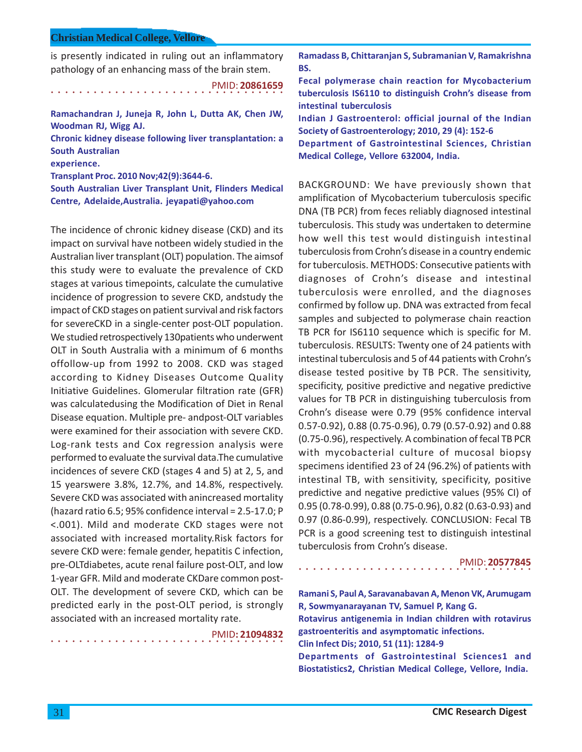is presently indicated in ruling out an inflammatory pathology of an enhancing mass of the brain stem.

PMID: **20861659**

**Ramachandran J, Juneja R, John L, Dutta AK, Chen JW, Woodman RJ, Wigg AJ.**

**Chronic kidney disease following liver transplantation: a South Australian experience.**

**Transplant Proc. 2010 Nov;42(9):3644-6.**

**South Australian Liver Transplant Unit, Flinders Medical Centre, Adelaide,Australia. jeyapati@yahoo.com**

The incidence of chronic kidney disease (CKD) and its impact on survival have notbeen widely studied in the Australian liver transplant (OLT) population. The aimsof this study were to evaluate the prevalence of CKD stages at various timepoints, calculate the cumulative incidence of progression to severe CKD, andstudy the impact of CKD stages on patient survival and risk factors for severeCKD in a single-center post-OLT population. We studied retrospectively 130patients who underwent OLT in South Australia with a minimum of 6 months offollow-up from 1992 to 2008. CKD was staged according to Kidney Diseases Outcome Quality Initiative Guidelines. Glomerular filtration rate (GFR) was calculatedusing the Modification of Diet in Renal Disease equation. Multiple pre- andpost-OLT variables were examined for their association with severe CKD. Log-rank tests and Cox regression analysis were performed to evaluate the survival data.The cumulative incidences of severe CKD (stages 4 and 5) at 2, 5, and 15 yearswere 3.8%, 12.7%, and 14.8%, respectively. Severe CKD was associated with anincreased mortality (hazard ratio 6.5; 95% confidence interval = 2.5-17.0; P <.001). Mild and moderate CKD stages were not associated with increased mortality.Risk factors for severe CKD were: female gender, hepatitis C infection, pre-OLTdiabetes, acute renal failure post-OLT, and low 1-year GFR. Mild and moderate CKDare common post-OLT. The development of severe CKD, which can be predicted early in the post-OLT period, is strongly associated with an increased mortality rate.

PMID**: 21094832**

**Ramadass B, Chittaranjan S, Subramanian V, Ramakrishna BS.**

**Fecal polymerase chain reaction for Mycobacterium tuberculosis IS6110 to distinguish Crohn's disease from intestinal tuberculosis**

**Indian J Gastroenterol: official journal of the Indian Society of Gastroenterology; 2010, 29 (4): 152-6**

**Department of Gastrointestinal Sciences, Christian Medical College, Vellore 632004, India.**

BACKGROUND: We have previously shown that amplification of Mycobacterium tuberculosis specific DNA (TB PCR) from feces reliably diagnosed intestinal tuberculosis. This study was undertaken to determine how well this test would distinguish intestinal tuberculosis from Crohn's disease in a country endemic for tuberculosis. METHODS: Consecutive patients with diagnoses of Crohn's disease and intestinal tuberculosis were enrolled, and the diagnoses confirmed by follow up. DNA was extracted from fecal samples and subjected to polymerase chain reaction TB PCR for IS6110 sequence which is specific for M. tuberculosis. RESULTS: Twenty one of 24 patients with intestinal tuberculosis and 5 of 44 patients with Crohn's disease tested positive by TB PCR. The sensitivity, specificity, positive predictive and negative predictive values for TB PCR in distinguishing tuberculosis from Crohn's disease were 0.79 (95% confidence interval 0.57-0.92), 0.88 (0.75-0.96), 0.79 (0.57-0.92) and 0.88 (0.75-0.96), respectively. A combination of fecal TB PCR with mycobacterial culture of mucosal biopsy specimens identified 23 of 24 (96.2%) of patients with intestinal TB, with sensitivity, specificity, positive predictive and negative predictive values (95% CI) of 0.95 (0.78-0.99), 0.88 (0.75-0.96), 0.82 (0.63-0.93) and 0.97 (0.86-0.99), respectively. CONCLUSION: Fecal TB PCR is a good screening test to distinguish intestinal tuberculosis from Crohn's disease.

PMID: **20577845**

**Ramani S, Paul A, Saravanabavan A, Menon VK, Arumugam R, Sowmyanarayanan TV, Samuel P, Kang G.**

**Rotavirus antigenemia in Indian children with rotavirus gastroenteritis and asymptomatic infections.**

**Clin Infect Dis; 2010, 51 (11): 1284-9**

**Departments of Gastrointestinal Sciences1 and Biostatistics2, Christian Medical College, Vellore, India.**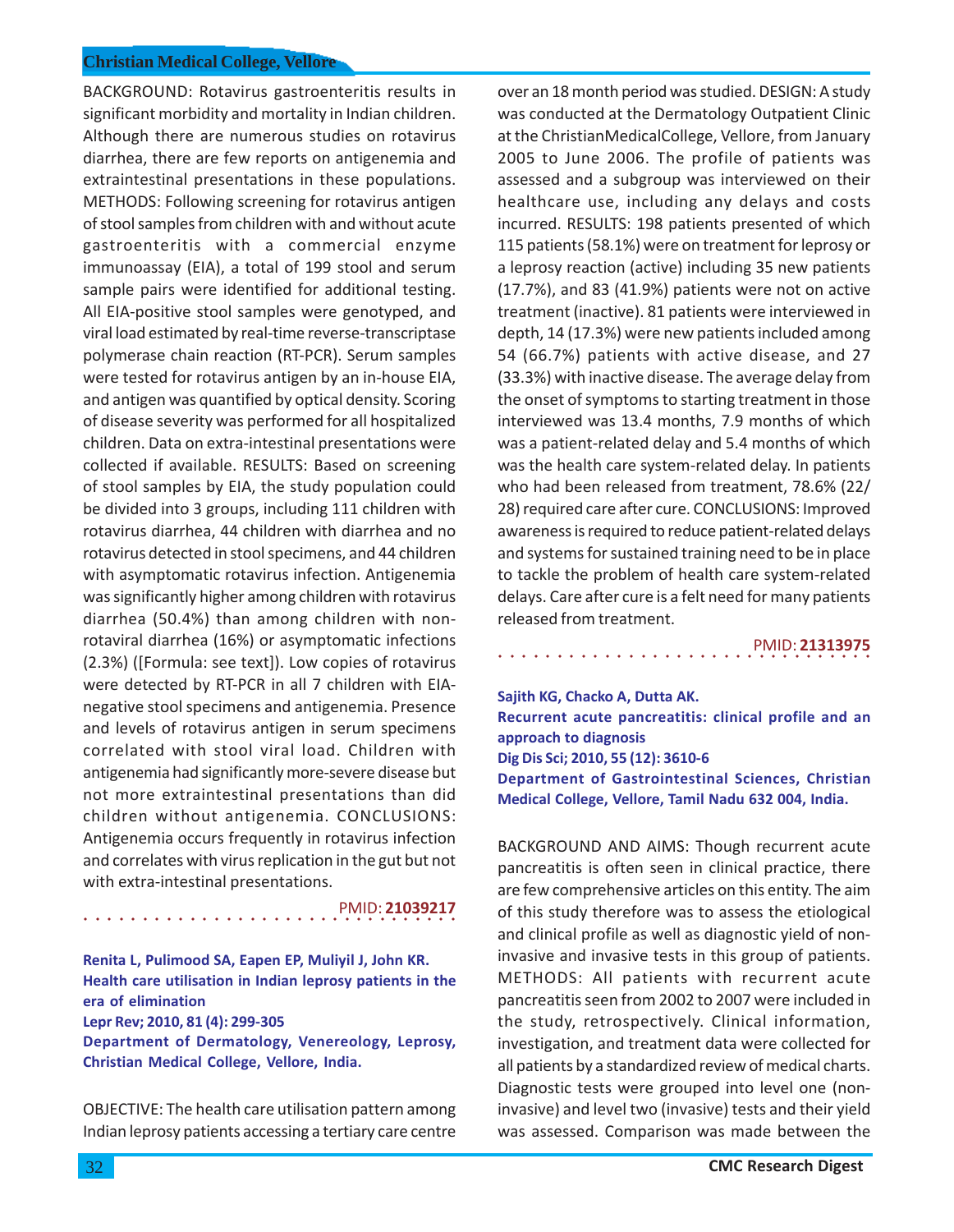BACKGROUND: Rotavirus gastroenteritis results in significant morbidity and mortality in Indian children. Although there are numerous studies on rotavirus diarrhea, there are few reports on antigenemia and extraintestinal presentations in these populations. METHODS: Following screening for rotavirus antigen of stool samples from children with and without acute gastroenteritis with a commercial enzyme immunoassay (EIA), a total of 199 stool and serum sample pairs were identified for additional testing. All EIA-positive stool samples were genotyped, and viral load estimated by real-time reverse-transcriptase polymerase chain reaction (RT-PCR). Serum samples were tested for rotavirus antigen by an in-house EIA, and antigen was quantified by optical density. Scoring of disease severity was performed for all hospitalized children. Data on extra-intestinal presentations were collected if available. RESULTS: Based on screening of stool samples by EIA, the study population could be divided into 3 groups, including 111 children with rotavirus diarrhea, 44 children with diarrhea and no rotavirus detected in stool specimens, and 44 children with asymptomatic rotavirus infection. Antigenemia was significantly higher among children with rotavirus diarrhea (50.4%) than among children with non-rotaviral diarrhea (16%) or asymptomatic infections (2.3%) ([Formula: see text]). Low copies of rotavirus were detected by RT-PCR in all 7 children with EIA-negative stool specimens and antigenemia. Presence and levels of rotavirus antigen in serum specimens correlated with stool viral load. Children with antigenemia had significantly more-severe disease but not more extraintestinal presentations than did children without antigenemia. CONCLUSIONS: Antigenemia occurs frequently in rotavirus infection and correlates with virus replication in the gut but not with extra-intestinal presentations.

PMID: **21039217**

**Renita L, Pulimood SA, Eapen EP, Muliyil J, John KR.**
**Health care utilisation in Indian leprosy patients in the era of elimination**
**Lepr Rev; 2010, 81 (4): 299-305**
**Department of Dermatology, Venereology, Leprosy, Christian Medical College, Vellore, India.**

OBJECTIVE: The health care utilisation pattern among Indian leprosy patients accessing a tertiary care centre over an 18 month period was studied. DESIGN: A study was conducted at the Dermatology Outpatient Clinic at the ChristianMedicalCollege, Vellore, from January 2005 to June 2006. The profile of patients was assessed and a subgroup was interviewed on their healthcare use, including any delays and costs incurred. RESULTS: 198 patients presented of which 115 patients (58.1%) were on treatment for leprosy or a leprosy reaction (active) including 35 new patients (17.7%), and 83 (41.9%) patients were not on active treatment (inactive). 81 patients were interviewed in depth, 14 (17.3%) were new patients included among 54 (66.7%) patients with active disease, and 27 (33.3%) with inactive disease. The average delay from the onset of symptoms to starting treatment in those interviewed was 13.4 months, 7.9 months of which was a patient-related delay and 5.4 months of which was the health care system-related delay. In patients who had been released from treatment, 78.6% (22/28) required care after cure. CONCLUSIONS: Improved awareness is required to reduce patient-related delays and systems for sustained training need to be in place to tackle the problem of health care system-related delays. Care after cure is a felt need for many patients released from treatment.

PMID: **21313975**

**Sajith KG, Chacko A, Dutta AK.**
**Recurrent acute pancreatitis: clinical profile and an approach to diagnosis**
**Dig Dis Sci; 2010, 55 (12): 3610-6**
**Department of Gastrointestinal Sciences, Christian Medical College, Vellore, Tamil Nadu 632 004, India.**

BACKGROUND AND AIMS: Though recurrent acute pancreatitis is often seen in clinical practice, there are few comprehensive articles on this entity. The aim of this study therefore was to assess the etiological and clinical profile as well as diagnostic yield of non-invasive and invasive tests in this group of patients. METHODS: All patients with recurrent acute pancreatitis seen from 2002 to 2007 were included in the study, retrospectively. Clinical information, investigation, and treatment data were collected for all patients by a standardized review of medical charts. Diagnostic tests were grouped into level one (non-invasive) and level two (invasive) tests and their yield was assessed. Comparison was made between the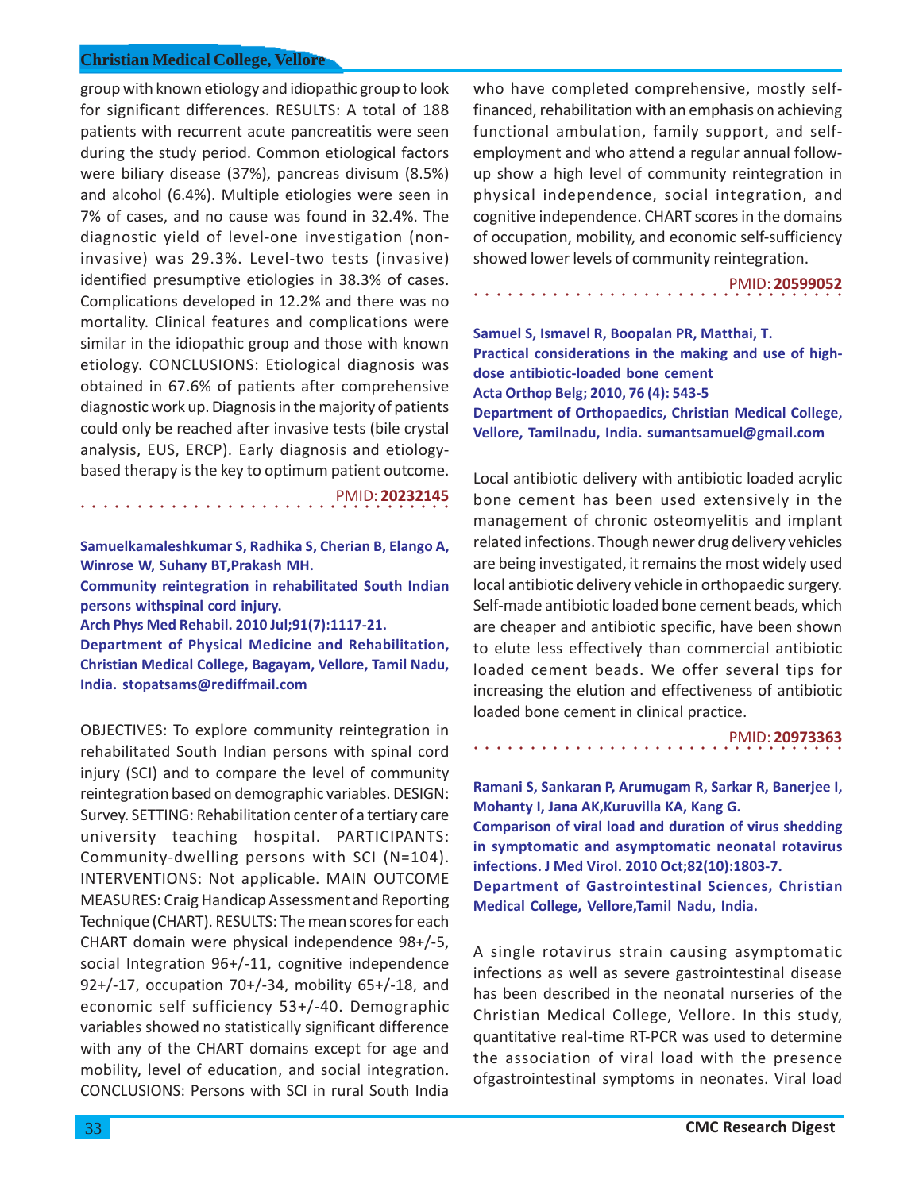group with known etiology and idiopathic group to look for significant differences. RESULTS: A total of 188 patients with recurrent acute pancreatitis were seen during the study period. Common etiological factors were biliary disease (37%), pancreas divisum (8.5%) and alcohol (6.4%). Multiple etiologies were seen in 7% of cases, and no cause was found in 32.4%. The diagnostic yield of level-one investigation (non-invasive) was 29.3%. Level-two tests (invasive) identified presumptive etiologies in 38.3% of cases. Complications developed in 12.2% and there was no mortality. Clinical features and complications were similar in the idiopathic group and those with known etiology. CONCLUSIONS: Etiological diagnosis was obtained in 67.6% of patients after comprehensive diagnostic work up. Diagnosis in the majority of patients could only be reached after invasive tests (bile crystal analysis, EUS, ERCP). Early diagnosis and etiology-based therapy is the key to optimum patient outcome.

PMID: **20232145**

**Samuelkamaleshkumar S, Radhika S, Cherian B, Elango A, Winrose W, Suhany BT,Prakash MH.**
**Community reintegration in rehabilitated South Indian persons withspinal cord injury.**
**Arch Phys Med Rehabil. 2010 Jul;91(7):1117-21.**
**Department of Physical Medicine and Rehabilitation, Christian Medical College, Bagayam, Vellore, Tamil Nadu, India. stopatsams@rediffmail.com**

OBJECTIVES: To explore community reintegration in rehabilitated South Indian persons with spinal cord injury (SCI) and to compare the level of community reintegration based on demographic variables. DESIGN: Survey. SETTING: Rehabilitation center of a tertiary care university teaching hospital. PARTICIPANTS: Community-dwelling persons with SCI (N=104). INTERVENTIONS: Not applicable. MAIN OUTCOME MEASURES: Craig Handicap Assessment and Reporting Technique (CHART). RESULTS: The mean scores for each CHART domain were physical independence 98+/-5, social Integration 96+/-11, cognitive independence 92+/-17, occupation 70+/-34, mobility 65+/-18, and economic self sufficiency 53+/-40. Demographic variables showed no statistically significant difference with any of the CHART domains except for age and mobility, level of education, and social integration. CONCLUSIONS: Persons with SCI in rural South India who have completed comprehensive, mostly self-financed, rehabilitation with an emphasis on achieving functional ambulation, family support, and self-employment and who attend a regular annual follow-up show a high level of community reintegration in physical independence, social integration, and cognitive independence. CHART scores in the domains of occupation, mobility, and economic self-sufficiency showed lower levels of community reintegration.

PMID: **20599052**

**Samuel S, Ismavel R, Boopalan PR, Matthai, T.**
**Practical considerations in the making and use of high-dose antibiotic-loaded bone cement**
**Acta Orthop Belg; 2010, 76 (4): 543-5**
**Department of Orthopaedics, Christian Medical College, Vellore, Tamilnadu, India. sumantsamuel@gmail.com**

Local antibiotic delivery with antibiotic loaded acrylic bone cement has been used extensively in the management of chronic osteomyelitis and implant related infections. Though newer drug delivery vehicles are being investigated, it remains the most widely used local antibiotic delivery vehicle in orthopaedic surgery. Self-made antibiotic loaded bone cement beads, which are cheaper and antibiotic specific, have been shown to elute less effectively than commercial antibiotic loaded cement beads. We offer several tips for increasing the elution and effectiveness of antibiotic loaded bone cement in clinical practice.

PMID: **20973363**

**Ramani S, Sankaran P, Arumugam R, Sarkar R, Banerjee I, Mohanty I, Jana AK,Kuruvilla KA, Kang G.**
**Comparison of viral load and duration of virus shedding in symptomatic and asymptomatic neonatal rotavirus infections. J Med Virol. 2010 Oct;82(10):1803-7.**
**Department of Gastrointestinal Sciences, Christian Medical College, Vellore,Tamil Nadu, India.**

A single rotavirus strain causing asymptomatic infections as well as severe gastrointestinal disease has been described in the neonatal nurseries of the Christian Medical College, Vellore. In this study, quantitative real-time RT-PCR was used to determine the association of viral load with the presence ofgastrointestinal symptoms in neonates. Viral load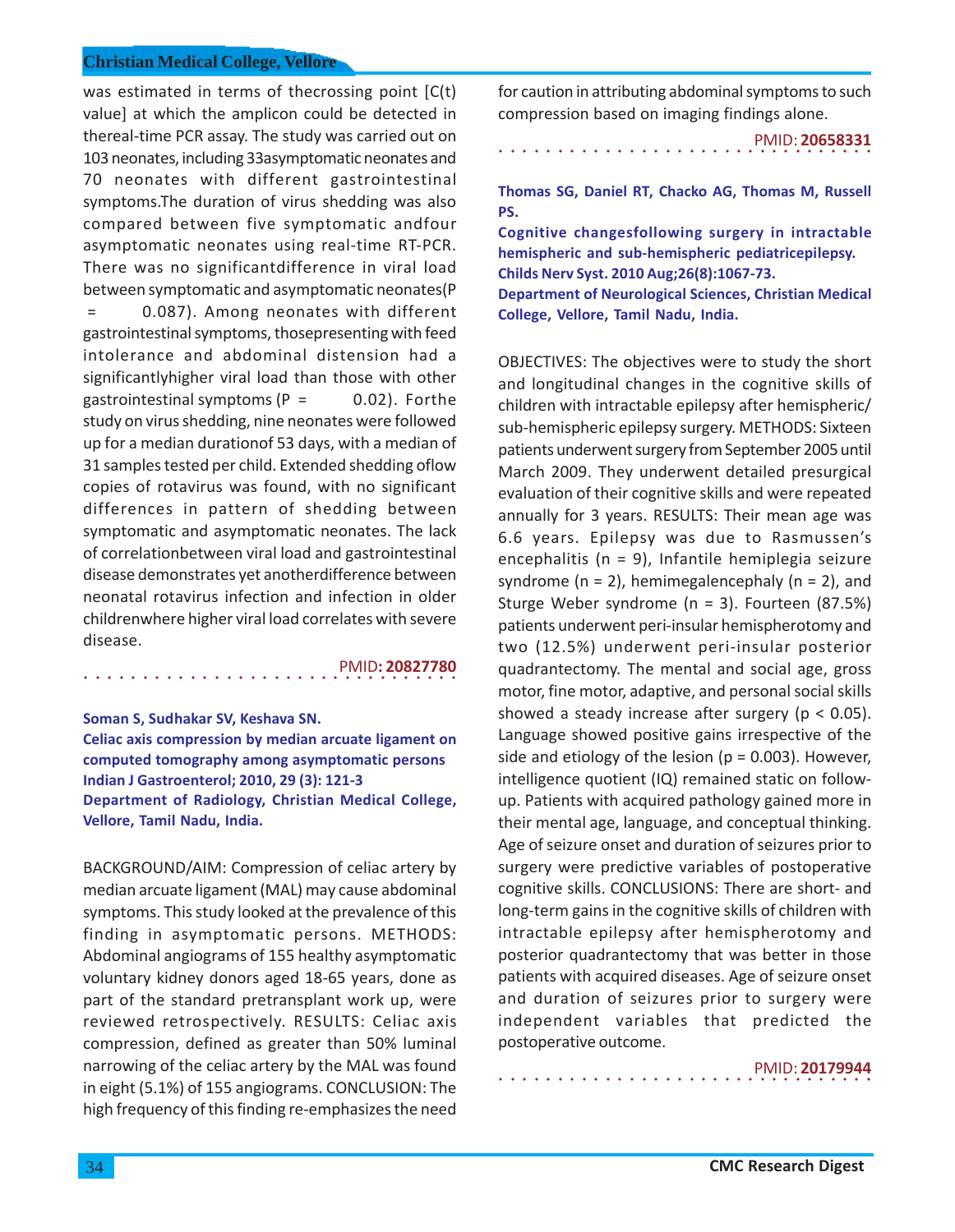was estimated in terms of thecrossing point [C(t) value] at which the amplicon could be detected in thereal-time PCR assay. The study was carried out on 103 neonates, including 33asymptomatic neonates and 70 neonates with different gastrointestinal symptoms.The duration of virus shedding was also compared between five symptomatic andfour asymptomatic neonates using real-time RT-PCR. There was no significantdifference in viral load between symptomatic and asymptomatic neonates($P = 0.087$). Among neonates with different gastrointestinal symptoms, thosepresenting with feed intolerance and abdominal distension had a significantlyhigher viral load than those with other gastrointestinal symptoms ($P = 0.02$). Forthe study on virus shedding, nine neonates were followed up for a median durationof 53 days, with a median of 31 samples tested per child. Extended shedding oflow copies of rotavirus was found, with no significant differences in pattern of shedding between symptomatic and asymptomatic neonates. The lack of correlationbetween viral load and gastrointestinal disease demonstrates yet anotherdifference between neonatal rotavirus infection and infection in older childrenwhere higher viral load correlates with severe disease.

PMID: **20827780**

---

**Soman S, Sudhakar SV, Keshava SN.**

**Celiac axis compression by median arcuate ligament on computed tomography among asymptomatic persons**

**Indian J Gastroenterol; 2010, 29 (3): 121-3**

**Department of Radiology, Christian Medical College, Vellore, Tamil Nadu, India.**

BACKGROUND/AIM: Compression of celiac artery by median arcuate ligament (MAL) may cause abdominal symptoms. This study looked at the prevalence of this finding in asymptomatic persons. METHODS: Abdominal angiograms of 155 healthy asymptomatic voluntary kidney donors aged 18-65 years, done as part of the standard pretransplant work up, were reviewed retrospectively. RESULTS: Celiac axis compression, defined as greater than 50% luminal narrowing of the celiac artery by the MAL was found in eight (5.1%) of 155 angiograms. CONCLUSION: The high frequency of this finding re-emphasizes the need for caution in attributing abdominal symptoms to such compression based on imaging findings alone.

PMID: **20658331**

---

**Thomas SG, Daniel RT, Chacko AG, Thomas M, Russell PS.**

**Cognitive changesfollowing surgery in intractable hemispheric and sub-hemispheric pediatricepilepsy.**

**Childs Nerv Syst. 2010 Aug;26(8):1067-73.**

**Department of Neurological Sciences, Christian Medical College, Vellore, Tamil Nadu, India.**

OBJECTIVES: The objectives were to study the short and longitudinal changes in the cognitive skills of children with intractable epilepsy after hemispheric/ sub-hemispheric epilepsy surgery. METHODS: Sixteen patients underwent surgery from September 2005 until March 2009. They underwent detailed presurgical evaluation of their cognitive skills and were repeated annually for 3 years. RESULTS: Their mean age was 6.6 years. Epilepsy was due to Rasmussen's encephalitis (n = 9), Infantile hemiplegia seizure syndrome (n = 2), hemimegalencephaly (n = 2), and Sturge Weber syndrome (n = 3). Fourteen (87.5%) patients underwent peri-insular hemispherotomy and two (12.5%) underwent peri-insular posterior quadrantectomy. The mental and social age, gross motor, fine motor, adaptive, and personal social skills showed a steady increase after surgery ($p < 0.05$). Language showed positive gains irrespective of the side and etiology of the lesion ($p = 0.003$). However, intelligence quotient (IQ) remained static on follow-up. Patients with acquired pathology gained more in their mental age, language, and conceptual thinking. Age of seizure onset and duration of seizures prior to surgery were predictive variables of postoperative cognitive skills. CONCLUSIONS: There are short- and long-term gains in the cognitive skills of children with intractable epilepsy after hemispherotomy and posterior quadrantectomy that was better in those patients with acquired diseases. Age of seizure onset and duration of seizures prior to surgery were independent variables that predicted the postoperative outcome.

PMID: **20179944**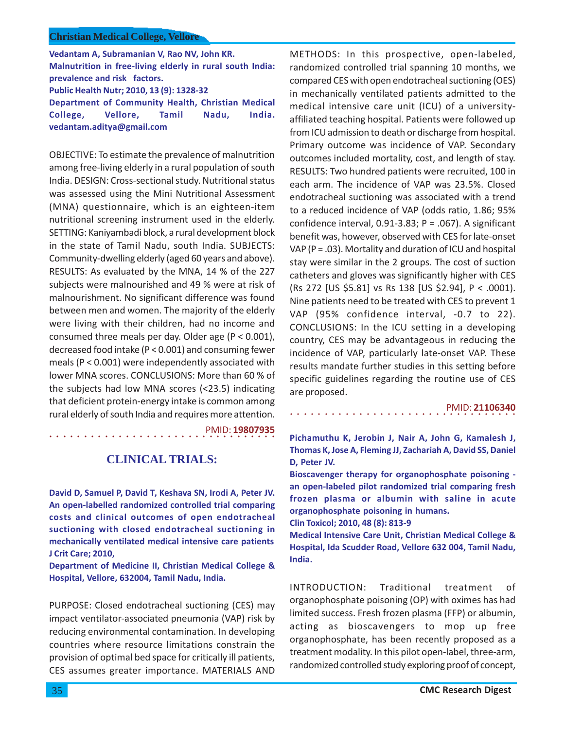**Vedantam A, Subramanian V, Rao NV, John KR.**
**Malnutrition in free-living elderly in rural south India: prevalence and risk factors.**
**Public Health Nutr; 2010, 13 (9): 1328-32**
**Department of Community Health, Christian Medical College, Vellore, Tamil Nadu, India. vedantam.aditya@gmail.com**

OBJECTIVE: To estimate the prevalence of malnutrition among free-living elderly in a rural population of south India. DESIGN: Cross-sectional study. Nutritional status was assessed using the Mini Nutritional Assessment (MNA) questionnaire, which is an eighteen-item nutritional screening instrument used in the elderly. SETTING: Kaniyambadi block, a rural development block in the state of Tamil Nadu, south India. SUBJECTS: Community-dwelling elderly (aged 60 years and above). RESULTS: As evaluated by the MNA, 14 % of the 227 subjects were malnourished and 49 % were at risk of malnourishment. No significant difference was found between men and women. The majority of the elderly were living with their children, had no income and consumed three meals per day. Older age ($P < 0.001$), decreased food intake ($P < 0.001$) and consuming fewer meals ($P < 0.001$) were independently associated with lower MNA scores. CONCLUSIONS: More than 60 % of the subjects had low MNA scores (<23.5) indicating that deficient protein-energy intake is common among rural elderly of south India and requires more attention.

PMID: **19807935**

## CLINICAL TRIALS:

**David D, Samuel P, David T, Keshava SN, Irodi A, Peter JV.**
**An open-labelled randomized controlled trial comparing costs and clinical outcomes of open endotracheal suctioning with closed endotracheal suctioning in mechanically ventilated medical intensive care patients**
**J Crit Care; 2010,**
**Department of Medicine II, Christian Medical College & Hospital, Vellore, 632004, Tamil Nadu, India.**

PURPOSE: Closed endotracheal suctioning (CES) may impact ventilator-associated pneumonia (VAP) risk by reducing environmental contamination. In developing countries where resource limitations constrain the provision of optimal bed space for critically ill patients, CES assumes greater importance. MATERIALS AND METHODS: In this prospective, open-labeled, randomized controlled trial spanning 10 months, we compared CES with open endotracheal suctioning (OES) in mechanically ventilated patients admitted to the medical intensive care unit (ICU) of a university-affiliated teaching hospital. Patients were followed up from ICU admission to death or discharge from hospital. Primary outcome was incidence of VAP. Secondary outcomes included mortality, cost, and length of stay. RESULTS: Two hundred patients were recruited, 100 in each arm. The incidence of VAP was 23.5%. Closed endotracheal suctioning was associated with a trend to a reduced incidence of VAP (odds ratio, 1.86; 95% confidence interval, 0.91-3.83; $P = .067$). A significant benefit was, however, observed with CES for late-onset VAP ($P = .03$). Mortality and duration of ICU and hospital stay were similar in the 2 groups. The cost of suction catheters and gloves was significantly higher with CES (Rs 272 [US $5.81] vs Rs 138 [US $2.94], $P < .0001$). Nine patients need to be treated with CES to prevent 1 VAP (95% confidence interval, -0.7 to 22). CONCLUSIONS: In the ICU setting in a developing country, CES may be advantageous in reducing the incidence of VAP, particularly late-onset VAP. These results mandate further studies in this setting before specific guidelines regarding the routine use of CES are proposed.

PMID: **21106340**

**Pichamuthu K, Jerobin J, Nair A, John G, Kamalesh J, Thomas K, Jose A, Fleming JJ, Zachariah A, David SS, Daniel D, Peter JV.**
**Bioscavenger therapy for organophosphate poisoning - an open-labeled pilot randomized trial comparing fresh frozen plasma or albumin with saline in acute organophosphate poisoning in humans.**
**Clin Toxicol; 2010, 48 (8): 813-9**
**Medical Intensive Care Unit, Christian Medical College & Hospital, Ida Scudder Road, Vellore 632 004, Tamil Nadu, India.**

INTRODUCTION: Traditional treatment of organophosphate poisoning (OP) with oximes has had limited success. Fresh frozen plasma (FFP) or albumin, acting as bioscavengers to mop up free organophosphate, has been recently proposed as a treatment modality. In this pilot open-label, three-arm, randomized controlled study exploring proof of concept,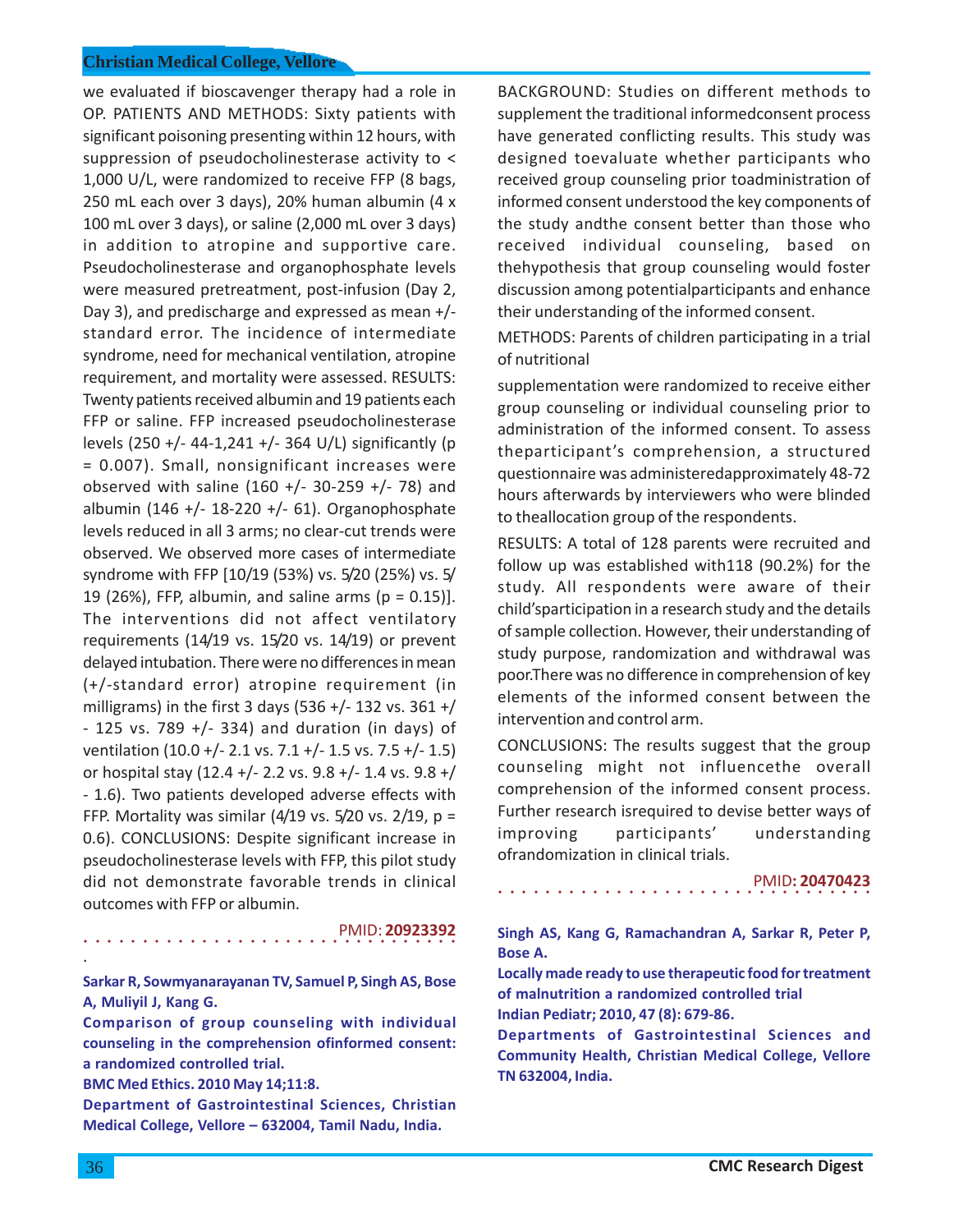we evaluated if bioscavenger therapy had a role in OP. PATIENTS AND METHODS: Sixty patients with significant poisoning presenting within 12 hours, with suppression of pseudocholinesterase activity to < 1,000 U/L, were randomized to receive FFP (8 bags, 250 mL each over 3 days), 20% human albumin (4 x 100 mL over 3 days), or saline (2,000 mL over 3 days) in addition to atropine and supportive care. Pseudocholinesterase and organophosphate levels were measured pretreatment, post-infusion (Day 2, Day 3), and predischarge and expressed as mean +/- standard error. The incidence of intermediate syndrome, need for mechanical ventilation, atropine requirement, and mortality were assessed. RESULTS: Twenty patients received albumin and 19 patients each FFP or saline. FFP increased pseudocholinesterase levels (250 +/- 44-1,241 +/- 364 U/L) significantly (p = 0.007). Small, nonsignificant increases were observed with saline (160 +/- 30-259 +/- 78) and albumin (146 +/- 18-220 +/- 61). Organophosphate levels reduced in all 3 arms; no clear-cut trends were observed. We observed more cases of intermediate syndrome with FFP [10/19 (53%) vs. 5/20 (25%) vs. 5/19 (26%), FFP, albumin, and saline arms (p = 0.15)]. The interventions did not affect ventilatory requirements (14/19 vs. 15/20 vs. 14/19) or prevent delayed intubation. There were no differences in mean (+/-standard error) atropine requirement (in milligrams) in the first 3 days (536 +/- 132 vs. 361 +/- 125 vs. 789 +/- 334) and duration (in days) of ventilation (10.0 +/- 2.1 vs. 7.1 +/- 1.5 vs. 7.5 +/- 1.5) or hospital stay (12.4 +/- 2.2 vs. 9.8 +/- 1.4 vs. 9.8 +/- 1.6). Two patients developed adverse effects with FFP. Mortality was similar (4/19 vs. 5/20 vs. 2/19, p = 0.6). CONCLUSIONS: Despite significant increase in pseudocholinesterase levels with FFP, this pilot study did not demonstrate favorable trends in clinical outcomes with FFP or albumin.

PMID: **20923392**

**Sarkar R, Sowmyanarayanan TV, Samuel P, Singh AS, Bose A, Muliyil J, Kang G.**

**Comparison of group counseling with individual counseling in the comprehension ofinformed consent: a randomized controlled trial.**

**BMC Med Ethics. 2010 May 14;11:8.**

**Department of Gastrointestinal Sciences, Christian Medical College, Vellore – 632004, Tamil Nadu, India.**

BACKGROUND: Studies on different methods to supplement the traditional informedconsent process have generated conflicting results. This study was designed toevaluate whether participants who received group counseling prior toadministration of informed consent understood the key components of the study andthe consent better than those who received individual counseling, based on thehypothesis that group counseling would foster discussion among potentialparticipants and enhance their understanding of the informed consent.

METHODS: Parents of children participating in a trial of nutritional

supplementation were randomized to receive either group counseling or individual counseling prior to administration of the informed consent. To assess theparticipant's comprehension, a structured questionnaire was administeredapproximately 48-72 hours afterwards by interviewers who were blinded to theallocation group of the respondents.

RESULTS: A total of 128 parents were recruited and follow up was established with118 (90.2%) for the study. All respondents were aware of their child'sparticipation in a research study and the details of sample collection. However, their understanding of study purpose, randomization and withdrawal was poor.There was no difference in comprehension of key elements of the informed consent between the intervention and control arm.

CONCLUSIONS: The results suggest that the group counseling might not influencethe overall comprehension of the informed consent process. Further research isrequired to devise better ways of improving participants' understanding ofrandomization in clinical trials.

PMID: **20470423**

**Singh AS, Kang G, Ramachandran A, Sarkar R, Peter P, Bose A.**

**Locally made ready to use therapeutic food for treatment of malnutrition a randomized controlled trial**

**Indian Pediatr; 2010, 47 (8): 679-86.**

**Departments of Gastrointestinal Sciences and Community Health, Christian Medical College, Vellore TN 632004, India.**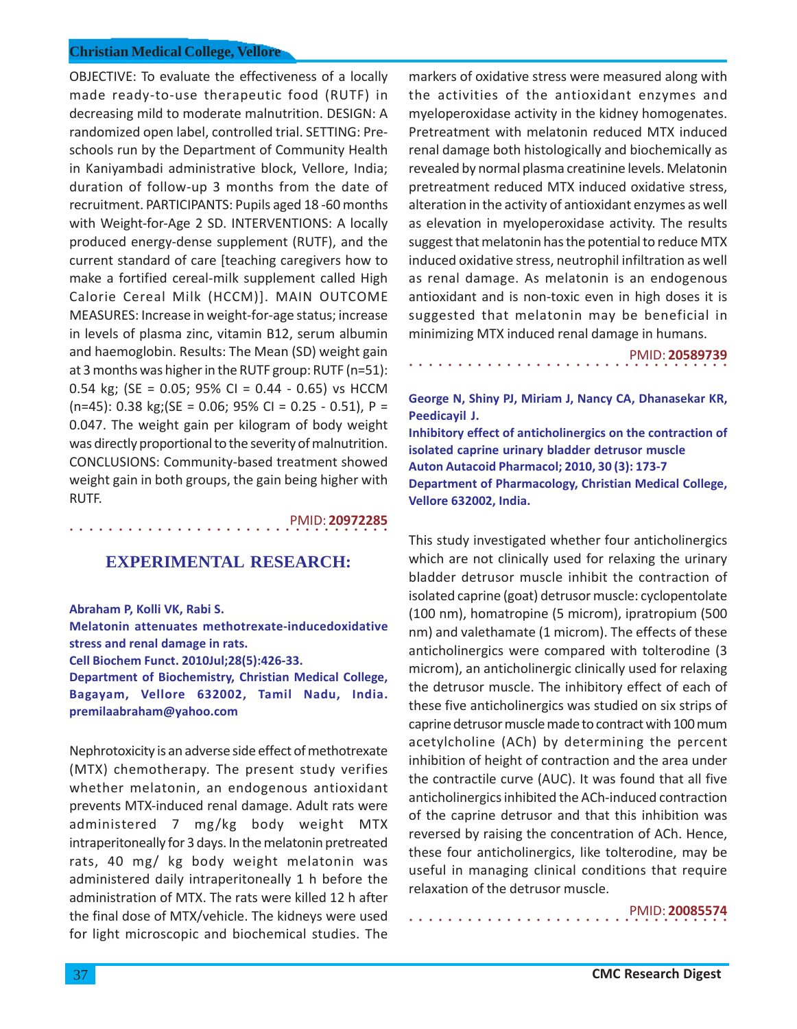OBJECTIVE: To evaluate the effectiveness of a locally made ready-to-use therapeutic food (RUTF) in decreasing mild to moderate malnutrition. DESIGN: A randomized open label, controlled trial. SETTING: Pre-schools run by the Department of Community Health in Kaniyambadi administrative block, Vellore, India; duration of follow-up 3 months from the date of recruitment. PARTICIPANTS: Pupils aged 18 -60 months with Weight-for-Age 2 SD. INTERVENTIONS: A locally produced energy-dense supplement (RUTF), and the current standard of care [teaching caregivers how to make a fortified cereal-milk supplement called High Calorie Cereal Milk (HCCM)]. MAIN OUTCOME MEASURES: Increase in weight-for-age status; increase in levels of plasma zinc, vitamin B12, serum albumin and haemoglobin. Results: The Mean (SD) weight gain at 3 months was higher in the RUTF group: RUTF (n=51): 0.54 kg; (SE = 0.05; 95% CI = 0.44 - 0.65) vs HCCM (n=45): 0.38 kg;(SE = 0.06; 95% CI = 0.25 - 0.51), P = 0.047. The weight gain per kilogram of body weight was directly proportional to the severity of malnutrition. CONCLUSIONS: Community-based treatment showed weight gain in both groups, the gain being higher with RUTF.

PMID: **20972285**

## EXPERIMENTAL RESEARCH:

**Abraham P, Kolli VK, Rabi S.**
**Melatonin attenuates methotrexate-inducedoxidative stress and renal damage in rats.**
**Cell Biochem Funct. 2010Jul;28(5):426-33.**
**Department of Biochemistry, Christian Medical College, Bagayam, Vellore 632002, Tamil Nadu, India. premilaabraham@yahoo.com**

Nephrotoxicity is an adverse side effect of methotrexate (MTX) chemotherapy. The present study verifies whether melatonin, an endogenous antioxidant prevents MTX-induced renal damage. Adult rats were administered 7 mg/kg body weight MTX intraperitoneally for 3 days. In the melatonin pretreated rats, 40 mg/ kg body weight melatonin was administered daily intraperitoneally 1 h before the administration of MTX. The rats were killed 12 h after the final dose of MTX/vehicle. The kidneys were used for light microscopic and biochemical studies. The markers of oxidative stress were measured along with the activities of the antioxidant enzymes and myeloperoxidase activity in the kidney homogenates. Pretreatment with melatonin reduced MTX induced renal damage both histologically and biochemically as revealed by normal plasma creatinine levels. Melatonin pretreatment reduced MTX induced oxidative stress, alteration in the activity of antioxidant enzymes as well as elevation in myeloperoxidase activity. The results suggest that melatonin has the potential to reduce MTX induced oxidative stress, neutrophil infiltration as well as renal damage. As melatonin is an endogenous antioxidant and is non-toxic even in high doses it is suggested that melatonin may be beneficial in minimizing MTX induced renal damage in humans.

PMID: **20589739**

**George N, Shiny PJ, Miriam J, Nancy CA, Dhanasekar KR, Peedicayil J.**
**Inhibitory effect of anticholinergics on the contraction of isolated caprine urinary bladder detrusor muscle**
**Auton Autacoid Pharmacol; 2010, 30 (3): 173-7**
**Department of Pharmacology, Christian Medical College, Vellore 632002, India.**

This study investigated whether four anticholinergics which are not clinically used for relaxing the urinary bladder detrusor muscle inhibit the contraction of isolated caprine (goat) detrusor muscle: cyclopentolate (100 nm), homatropine (5 microm), ipratropium (500 nm) and valethamate (1 microm). The effects of these anticholinergics were compared with tolterodine (3 microm), an anticholinergic clinically used for relaxing the detrusor muscle. The inhibitory effect of each of these five anticholinergics was studied on six strips of caprine detrusor muscle made to contract with 100 mum acetylcholine (ACh) by determining the percent inhibition of height of contraction and the area under the contractile curve (AUC). It was found that all five anticholinergics inhibited the ACh-induced contraction of the caprine detrusor and that this inhibition was reversed by raising the concentration of ACh. Hence, these four anticholinergics, like tolterodine, may be useful in managing clinical conditions that require relaxation of the detrusor muscle.

PMID: **20085574**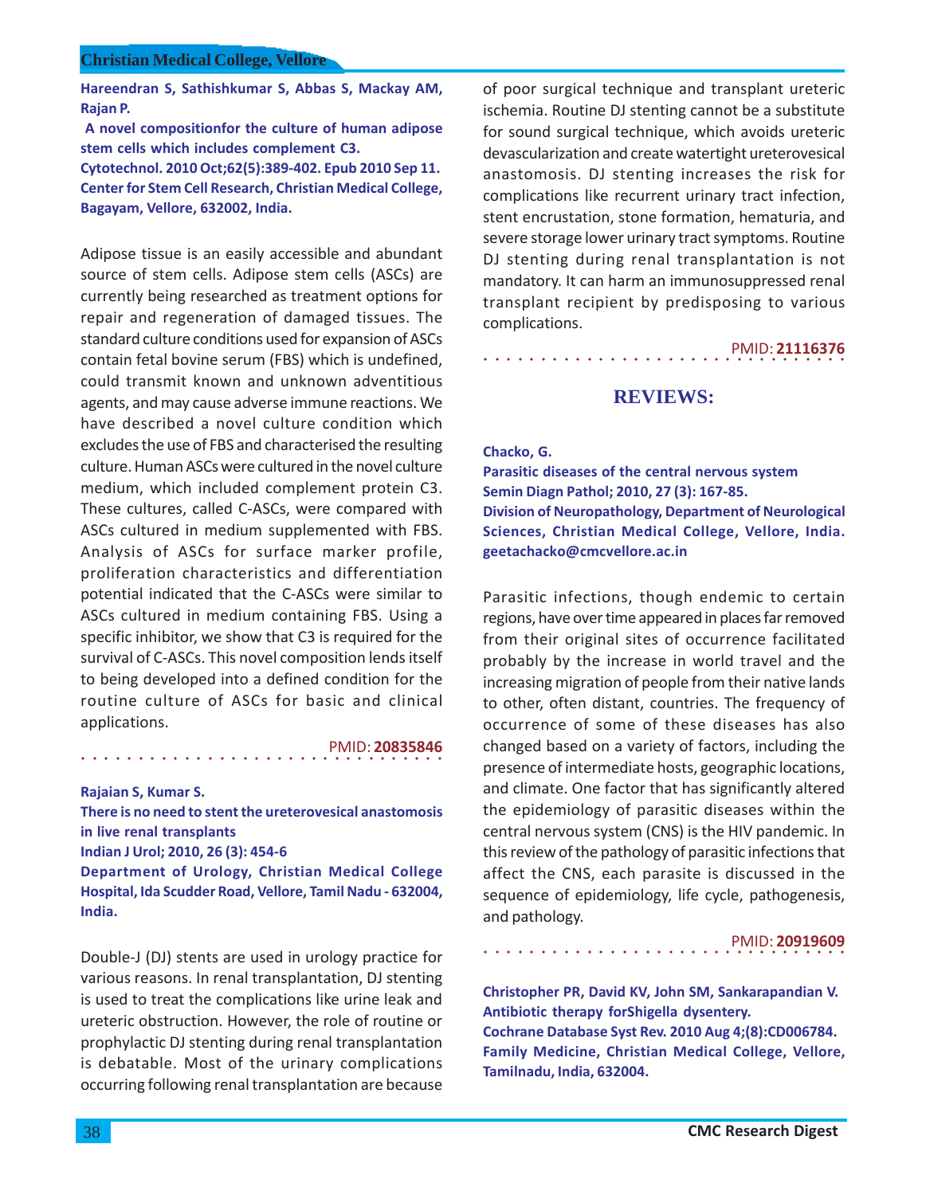**Hareendran S, Sathishkumar S, Abbas S, Mackay AM, Rajan P.**

**A novel compositionfor the culture of human adipose stem cells which includes complement C3.**

**Cytotechnol. 2010 Oct;62(5):389-402. Epub 2010 Sep 11.**

**Center for Stem Cell Research, Christian Medical College, Bagayam, Vellore, 632002, India.**

Adipose tissue is an easily accessible and abundant source of stem cells. Adipose stem cells (ASCs) are currently being researched as treatment options for repair and regeneration of damaged tissues. The standard culture conditions used for expansion of ASCs contain fetal bovine serum (FBS) which is undefined, could transmit known and unknown adventitious agents, and may cause adverse immune reactions. We have described a novel culture condition which excludes the use of FBS and characterised the resulting culture. Human ASCs were cultured in the novel culture medium, which included complement protein C3. These cultures, called C-ASCs, were compared with ASCs cultured in medium supplemented with FBS. Analysis of ASCs for surface marker profile, proliferation characteristics and differentiation potential indicated that the C-ASCs were similar to ASCs cultured in medium containing FBS. Using a specific inhibitor, we show that C3 is required for the survival of C-ASCs. This novel composition lends itself to being developed into a defined condition for the routine culture of ASCs for basic and clinical applications.

PMID: **20835846**

**Rajaian S, Kumar S.**

**There is no need to stent the ureterovesical anastomosis in live renal transplants**

**Indian J Urol; 2010, 26 (3): 454-6**

**Department of Urology, Christian Medical College Hospital, Ida Scudder Road, Vellore, Tamil Nadu - 632004, India.**

Double-J (DJ) stents are used in urology practice for various reasons. In renal transplantation, DJ stenting is used to treat the complications like urine leak and ureteric obstruction. However, the role of routine or prophylactic DJ stenting during renal transplantation is debatable. Most of the urinary complications occurring following renal transplantation are because of poor surgical technique and transplant ureteric ischemia. Routine DJ stenting cannot be a substitute for sound surgical technique, which avoids ureteric devascularization and create watertight ureterovesical anastomosis. DJ stenting increases the risk for complications like recurrent urinary tract infection, stent encrustation, stone formation, hematuria, and severe storage lower urinary tract symptoms. Routine DJ stenting during renal transplantation is not mandatory. It can harm an immunosuppressed renal transplant recipient by predisposing to various complications.

PMID: **21116376**

## REVIEWS:

**Chacko, G.**

**Parasitic diseases of the central nervous system**

**Semin Diagn Pathol; 2010, 27 (3): 167-85.**

**Division of Neuropathology, Department of Neurological Sciences, Christian Medical College, Vellore, India. geetachacko@cmcvellore.ac.in**

Parasitic infections, though endemic to certain regions, have over time appeared in places far removed from their original sites of occurrence facilitated probably by the increase in world travel and the increasing migration of people from their native lands to other, often distant, countries. The frequency of occurrence of some of these diseases has also changed based on a variety of factors, including the presence of intermediate hosts, geographic locations, and climate. One factor that has significantly altered the epidemiology of parasitic diseases within the central nervous system (CNS) is the HIV pandemic. In this review of the pathology of parasitic infections that affect the CNS, each parasite is discussed in the sequence of epidemiology, life cycle, pathogenesis, and pathology.

PMID: **20919609**

**Christopher PR, David KV, John SM, Sankarapandian V.**

**Antibiotic therapy forShigella dysentery.**

**Cochrane Database Syst Rev. 2010 Aug 4;(8):CD006784.**

**Family Medicine, Christian Medical College, Vellore, Tamilnadu, India, 632004.**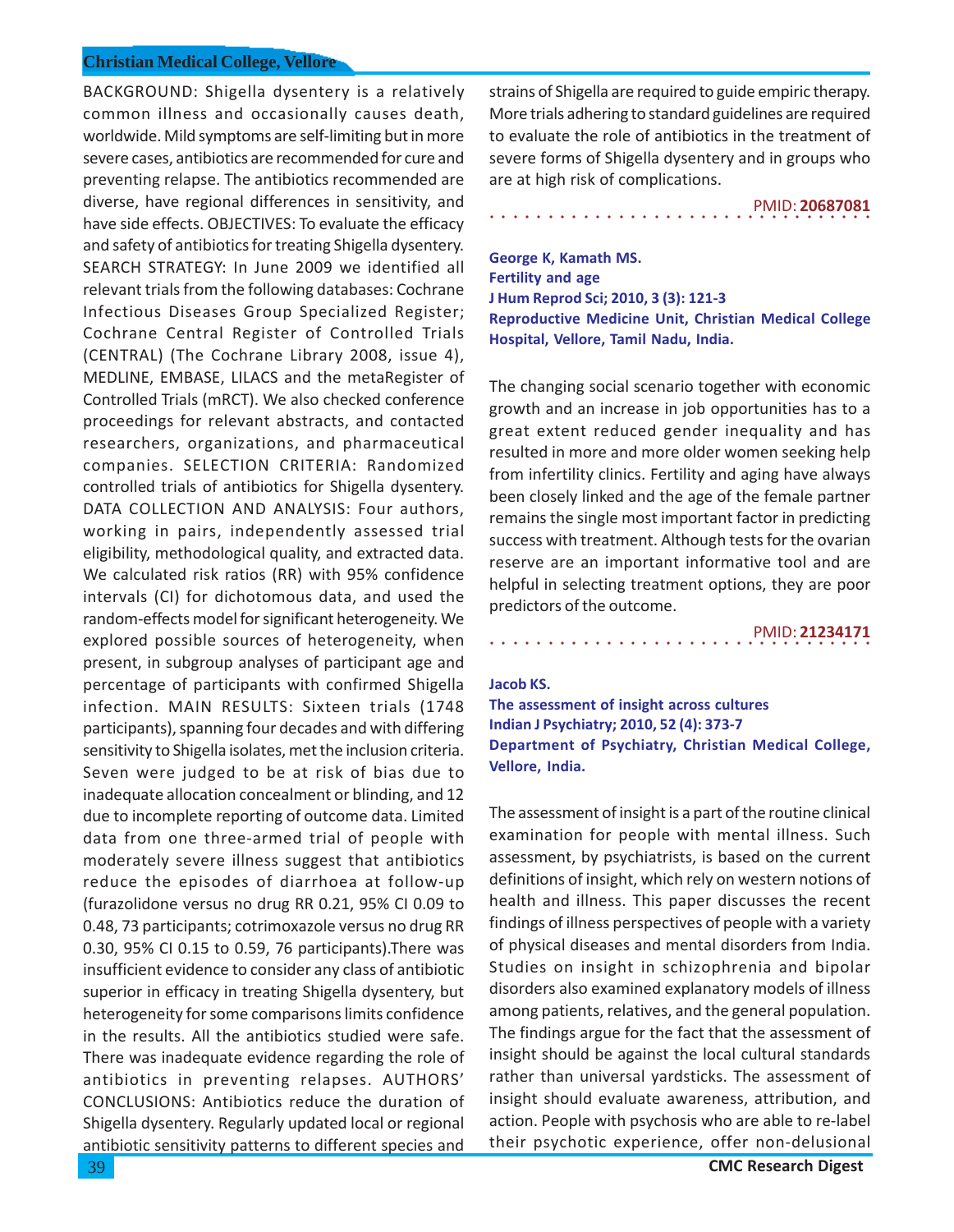BACKGROUND: Shigella dysentery is a relatively common illness and occasionally causes death, worldwide. Mild symptoms are self-limiting but in more severe cases, antibiotics are recommended for cure and preventing relapse. The antibiotics recommended are diverse, have regional differences in sensitivity, and have side effects. OBJECTIVES: To evaluate the efficacy and safety of antibiotics for treating Shigella dysentery. SEARCH STRATEGY: In June 2009 we identified all relevant trials from the following databases: Cochrane Infectious Diseases Group Specialized Register; Cochrane Central Register of Controlled Trials (CENTRAL) (The Cochrane Library 2008, issue 4), MEDLINE, EMBASE, LILACS and the metaRegister of Controlled Trials (mRCT). We also checked conference proceedings for relevant abstracts, and contacted researchers, organizations, and pharmaceutical companies. SELECTION CRITERIA: Randomized controlled trials of antibiotics for Shigella dysentery. DATA COLLECTION AND ANALYSIS: Four authors, working in pairs, independently assessed trial eligibility, methodological quality, and extracted data. We calculated risk ratios (RR) with 95% confidence intervals (CI) for dichotomous data, and used the random-effects model for significant heterogeneity. We explored possible sources of heterogeneity, when present, in subgroup analyses of participant age and percentage of participants with confirmed Shigella infection. MAIN RESULTS: Sixteen trials (1748 participants), spanning four decades and with differing sensitivity to Shigella isolates, met the inclusion criteria. Seven were judged to be at risk of bias due to inadequate allocation concealment or blinding, and 12 due to incomplete reporting of outcome data. Limited data from one three-armed trial of people with moderately severe illness suggest that antibiotics reduce the episodes of diarrhoea at follow-up (furazolidone versus no drug RR 0.21, 95% CI 0.09 to 0.48, 73 participants; cotrimoxazole versus no drug RR 0.30, 95% CI 0.15 to 0.59, 76 participants).There was insufficient evidence to consider any class of antibiotic superior in efficacy in treating Shigella dysentery, but heterogeneity for some comparisons limits confidence in the results. All the antibiotics studied were safe. There was inadequate evidence regarding the role of antibiotics in preventing relapses. AUTHORS' CONCLUSIONS: Antibiotics reduce the duration of Shigella dysentery. Regularly updated local or regional antibiotic sensitivity patterns to different species and strains of Shigella are required to guide empiric therapy. More trials adhering to standard guidelines are required to evaluate the role of antibiotics in the treatment of severe forms of Shigella dysentery and in groups who are at high risk of complications.

PMID: **20687081**

---

**George K, Kamath MS.**
**Fertility and age**
**J Hum Reprod Sci; 2010, 3 (3): 121-3**
**Reproductive Medicine Unit, Christian Medical College Hospital, Vellore, Tamil Nadu, India.**

The changing social scenario together with economic growth and an increase in job opportunities has to a great extent reduced gender inequality and has resulted in more and more older women seeking help from infertility clinics. Fertility and aging have always been closely linked and the age of the female partner remains the single most important factor in predicting success with treatment. Although tests for the ovarian reserve are an important informative tool and are helpful in selecting treatment options, they are poor predictors of the outcome.

PMID: **21234171**

---

**Jacob KS.**
**The assessment of insight across cultures**
**Indian J Psychiatry; 2010, 52 (4): 373-7**
**Department of Psychiatry, Christian Medical College, Vellore, India.**

The assessment of insight is a part of the routine clinical examination for people with mental illness. Such assessment, by psychiatrists, is based on the current definitions of insight, which rely on western notions of health and illness. This paper discusses the recent findings of illness perspectives of people with a variety of physical diseases and mental disorders from India. Studies on insight in schizophrenia and bipolar disorders also examined explanatory models of illness among patients, relatives, and the general population. The findings argue for the fact that the assessment of insight should be against the local cultural standards rather than universal yardsticks. The assessment of insight should evaluate awareness, attribution, and action. People with psychosis who are able to re-label their psychotic experience, offer non-delusional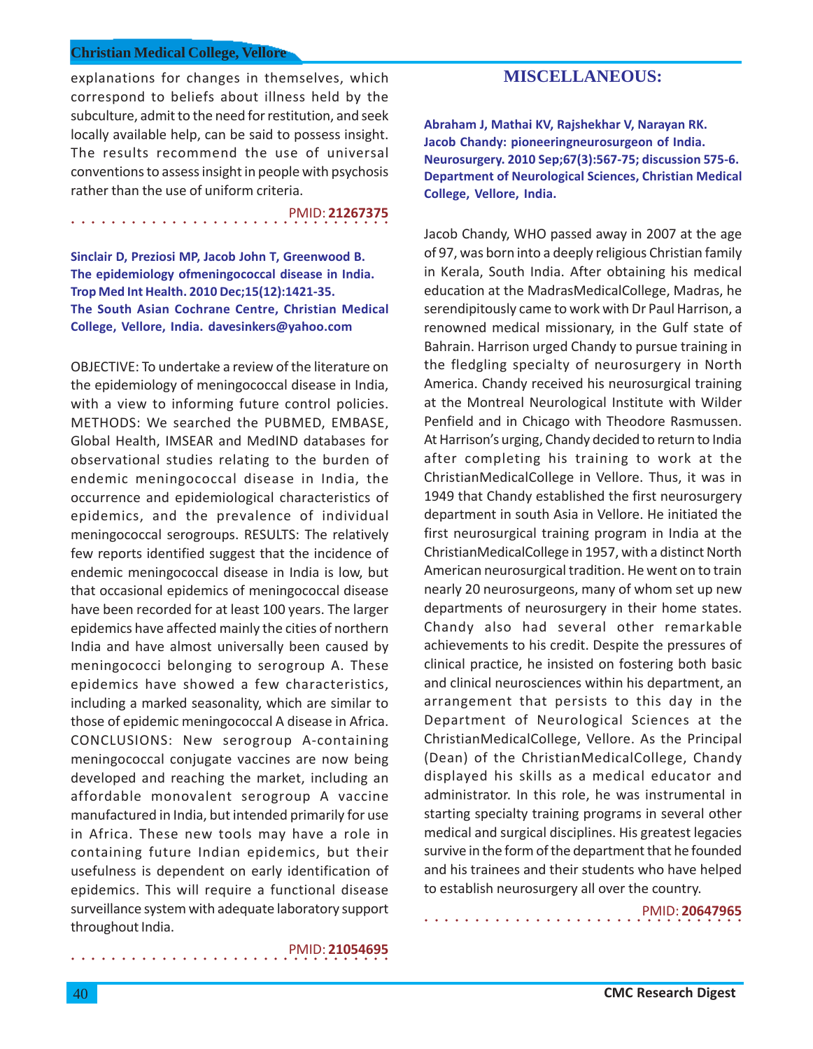explanations for changes in themselves, which correspond to beliefs about illness held by the subculture, admit to the need for restitution, and seek locally available help, can be said to possess insight. The results recommend the use of universal conventions to assess insight in people with psychosis rather than the use of uniform criteria.

PMID: **21267375**

**Sinclair D, Preziosi MP, Jacob John T, Greenwood B.**
**The epidemiology ofmeningococcal disease in India.**
**Trop Med Int Health. 2010 Dec;15(12):1421-35.**
**The South Asian Cochrane Centre, Christian Medical College, Vellore, India. davesinkers@yahoo.com**

OBJECTIVE: To undertake a review of the literature on the epidemiology of meningococcal disease in India, with a view to informing future control policies. METHODS: We searched the PUBMED, EMBASE, Global Health, IMSEAR and MedIND databases for observational studies relating to the burden of endemic meningococcal disease in India, the occurrence and epidemiological characteristics of epidemics, and the prevalence of individual meningococcal serogroups. RESULTS: The relatively few reports identified suggest that the incidence of endemic meningococcal disease in India is low, but that occasional epidemics of meningococcal disease have been recorded for at least 100 years. The larger epidemics have affected mainly the cities of northern India and have almost universally been caused by meningococci belonging to serogroup A. These epidemics have showed a few characteristics, including a marked seasonality, which are similar to those of epidemic meningococcal A disease in Africa. CONCLUSIONS: New serogroup A-containing meningococcal conjugate vaccines are now being developed and reaching the market, including an affordable monovalent serogroup A vaccine manufactured in India, but intended primarily for use in Africa. These new tools may have a role in containing future Indian epidemics, but their usefulness is dependent on early identification of epidemics. This will require a functional disease surveillance system with adequate laboratory support throughout India.

PMID: **21054695**

## MISCELLANEOUS:

**Abraham J, Mathai KV, Rajshekhar V, Narayan RK.**
**Jacob Chandy: pioneeringneurosurgeon of India.**
**Neurosurgery. 2010 Sep;67(3):567-75; discussion 575-6.**
**Department of Neurological Sciences, Christian Medical College, Vellore, India.**

Jacob Chandy, WHO passed away in 2007 at the age of 97, was born into a deeply religious Christian family in Kerala, South India. After obtaining his medical education at the MadrasMedicalCollege, Madras, he serendipitously came to work with Dr Paul Harrison, a renowned medical missionary, in the Gulf state of Bahrain. Harrison urged Chandy to pursue training in the fledgling specialty of neurosurgery in North America. Chandy received his neurosurgical training at the Montreal Neurological Institute with Wilder Penfield and in Chicago with Theodore Rasmussen. At Harrison's urging, Chandy decided to return to India after completing his training to work at the ChristianMedicalCollege in Vellore. Thus, it was in 1949 that Chandy established the first neurosurgery department in south Asia in Vellore. He initiated the first neurosurgical training program in India at the ChristianMedicalCollege in 1957, with a distinct North American neurosurgical tradition. He went on to train nearly 20 neurosurgeons, many of whom set up new departments of neurosurgery in their home states. Chandy also had several other remarkable achievements to his credit. Despite the pressures of clinical practice, he insisted on fostering both basic and clinical neurosciences within his department, an arrangement that persists to this day in the Department of Neurological Sciences at the ChristianMedicalCollege, Vellore. As the Principal (Dean) of the ChristianMedicalCollege, Chandy displayed his skills as a medical educator and administrator. In this role, he was instrumental in starting specialty training programs in several other medical and surgical disciplines. His greatest legacies survive in the form of the department that he founded and his trainees and their students who have helped to establish neurosurgery all over the country.

PMID: **20647965**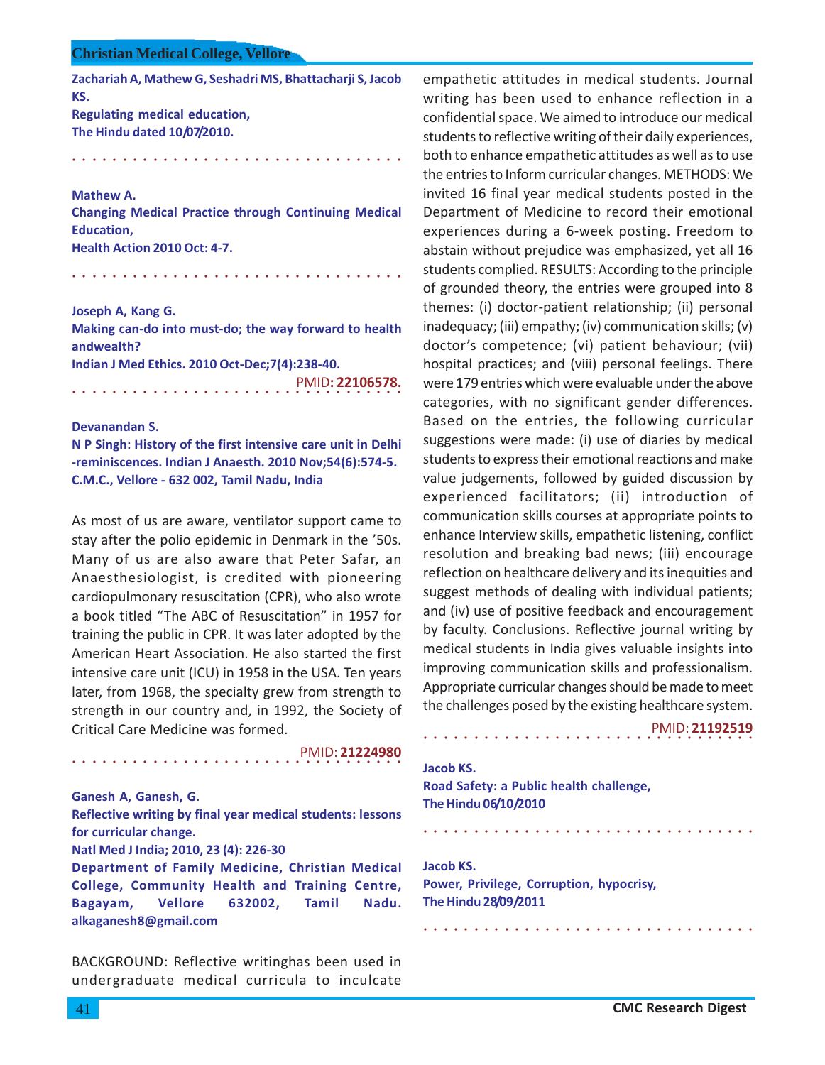**Zachariah A, Mathew G, Seshadri MS, Bhattacharji S, Jacob KS.**
**Regulating medical education,**
**The Hindu dated 10/07/2010.**

---

**Mathew A.**
**Changing Medical Practice through Continuing Medical Education,**
**Health Action 2010 Oct: 4-7.**

---

**Joseph A, Kang G.**
**Making can-do into must-do; the way forward to health andwealth?**
**Indian J Med Ethics. 2010 Oct-Dec;7(4):238-40.**

PMID: **22106578.**

---

**Devanandan S.**
**N P Singh: History of the first intensive care unit in Delhi -reminiscences. Indian J Anaesth. 2010 Nov;54(6):574-5.**
**C.M.C., Vellore - 632 002, Tamil Nadu, India**

As most of us are aware, ventilator support came to stay after the polio epidemic in Denmark in the '50s. Many of us are also aware that Peter Safar, an Anaesthesiologist, is credited with pioneering cardiopulmonary resuscitation (CPR), who also wrote a book titled "The ABC of Resuscitation" in 1957 for training the public in CPR. It was later adopted by the American Heart Association. He also started the first intensive care unit (ICU) in 1958 in the USA. Ten years later, from 1968, the specialty grew from strength to strength in our country and, in 1992, the Society of Critical Care Medicine was formed.

PMID: **21224980**

---

**Ganesh A, Ganesh, G.**
**Reflective writing by final year medical students: lessons for curricular change.**
**Natl Med J India; 2010, 23 (4): 226-30**
**Department of Family Medicine, Christian Medical College, Community Health and Training Centre, Bagayam, Vellore 632002, Tamil Nadu. alkaganesh8@gmail.com**

BACKGROUND: Reflective writinghas been used in undergraduate medical curricula to inculcate empathetic attitudes in medical students. Journal writing has been used to enhance reflection in a confidential space. We aimed to introduce our medical students to reflective writing of their daily experiences, both to enhance empathetic attitudes as well as to use the entries to Inform curricular changes. METHODS: We invited 16 final year medical students posted in the Department of Medicine to record their emotional experiences during a 6-week posting. Freedom to abstain without prejudice was emphasized, yet all 16 students complied. RESULTS: According to the principle of grounded theory, the entries were grouped into 8 themes: (i) doctor-patient relationship; (ii) personal inadequacy; (iii) empathy; (iv) communication skills; (v) doctor's competence; (vi) patient behaviour; (vii) hospital practices; and (viii) personal feelings. There were 179 entries which were evaluable under the above categories, with no significant gender differences. Based on the entries, the following curricular suggestions were made: (i) use of diaries by medical students to express their emotional reactions and make value judgements, followed by guided discussion by experienced facilitators; (ii) introduction of communication skills courses at appropriate points to enhance Interview skills, empathetic listening, conflict resolution and breaking bad news; (iii) encourage reflection on healthcare delivery and its inequities and suggest methods of dealing with individual patients; and (iv) use of positive feedback and encouragement by faculty. Conclusions. Reflective journal writing by medical students in India gives valuable insights into improving communication skills and professionalism. Appropriate curricular changes should be made to meet the challenges posed by the existing healthcare system.

PMID: **21192519**

---

**Jacob KS.**
**Road Safety: a Public health challenge,**
**The Hindu 06/10/2010**

---

**Jacob KS.**
**Power, Privilege, Corruption, hypocrisy,**
**The Hindu 28/09/2011**

---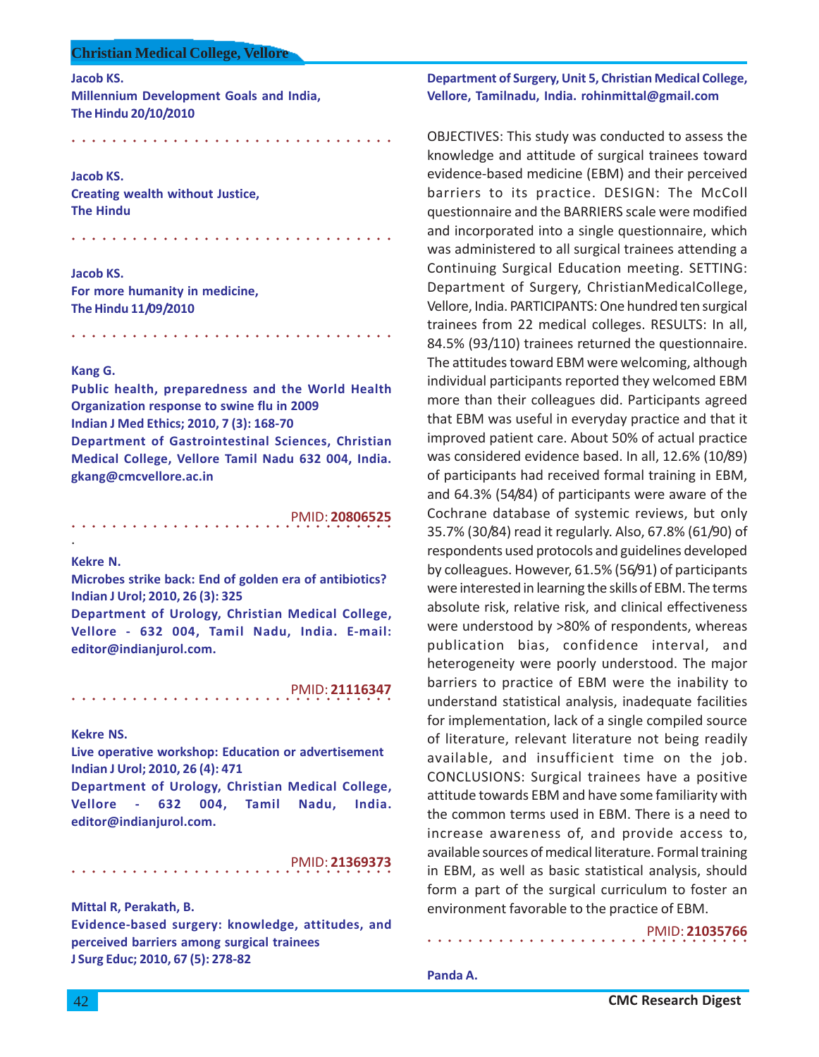Jacob KS.
**Millennium Development Goals and India,**
**The Hindu 20/10/2010**

---

Jacob KS.
**Creating wealth without Justice,**
**The Hindu**

---

Jacob KS.
**For more humanity in medicine,**
**The Hindu 11/09/2010**

---

Kang G.
**Public health, preparedness and the World Health Organization response to swine flu in 2009**
**Indian J Med Ethics; 2010, 7 (3): 168-70**
Department of Gastrointestinal Sciences, Christian Medical College, Vellore Tamil Nadu 632 004, India. gkang@cmcvellore.ac.in

PMID: **20806525**

---

Kekre N.
**Microbes strike back: End of golden era of antibiotics?**
**Indian J Urol; 2010, 26 (3): 325**
Department of Urology, Christian Medical College, Vellore - 632 004, Tamil Nadu, India. E-mail: editor@indianjurol.com.

PMID: **21116347**

---

Kekre NS.
**Live operative workshop: Education or advertisement**
**Indian J Urol; 2010, 26 (4): 471**
Department of Urology, Christian Medical College, Vellore - 632 004, Tamil Nadu, India. editor@indianjurol.com.

PMID: **21369373**

---

Mittal R, Perakath, B.
**Evidence-based surgery: knowledge, attitudes, and perceived barriers among surgical trainees**
**J Surg Educ; 2010, 67 (5): 278-82**
Department of Surgery, Unit 5, Christian Medical College, Vellore, Tamilnadu, India. rohinmittal@gmail.com

OBJECTIVES: This study was conducted to assess the knowledge and attitude of surgical trainees toward evidence-based medicine (EBM) and their perceived barriers to its practice. DESIGN: The McColl questionnaire and the BARRIERS scale were modified and incorporated into a single questionnaire, which was administered to all surgical trainees attending a Continuing Surgical Education meeting. SETTING: Department of Surgery, ChristianMedicalCollege, Vellore, India. PARTICIPANTS: One hundred ten surgical trainees from 22 medical colleges. RESULTS: In all, 84.5% (93/110) trainees returned the questionnaire. The attitudes toward EBM were welcoming, although individual participants reported they welcomed EBM more than their colleagues did. Participants agreed that EBM was useful in everyday practice and that it improved patient care. About 50% of actual practice was considered evidence based. In all, 12.6% (10/89) of participants had received formal training in EBM, and 64.3% (54/84) of participants were aware of the Cochrane database of systemic reviews, but only 35.7% (30/84) read it regularly. Also, 67.8% (61/90) of respondents used protocols and guidelines developed by colleagues. However, 61.5% (56/91) of participants were interested in learning the skills of EBM. The terms absolute risk, relative risk, and clinical effectiveness were understood by >80% of respondents, whereas publication bias, confidence interval, and heterogeneity were poorly understood. The major barriers to practice of EBM were the inability to understand statistical analysis, inadequate facilities for implementation, lack of a single compiled source of literature, relevant literature not being readily available, and insufficient time on the job. CONCLUSIONS: Surgical trainees have a positive attitude towards EBM and have some familiarity with the common terms used in EBM. There is a need to increase awareness of, and provide access to, available sources of medical literature. Formal training in EBM, as well as basic statistical analysis, should form a part of the surgical curriculum to foster an environment favorable to the practice of EBM.

PMID: **21035766**

---

Panda A.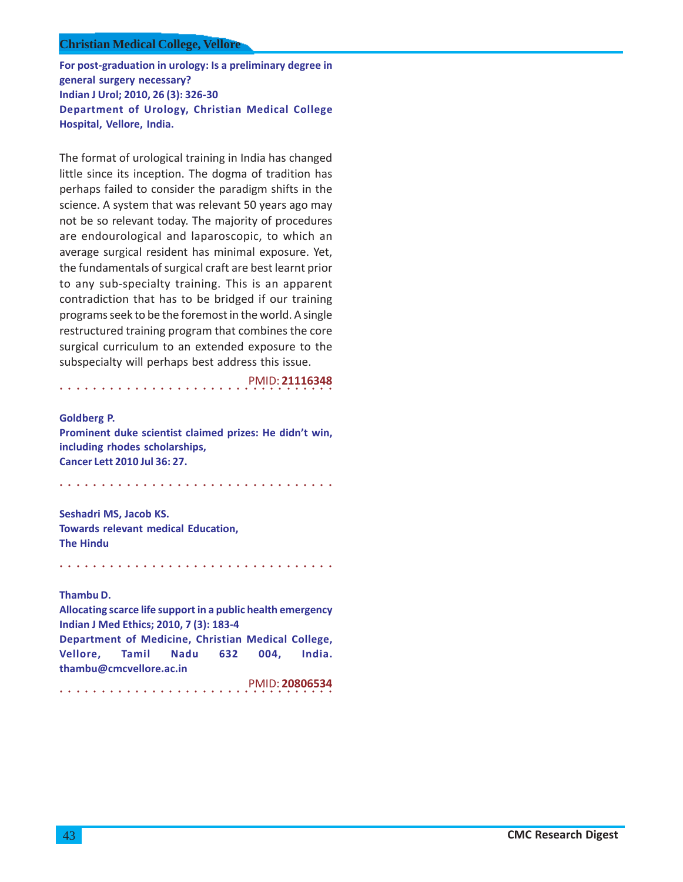**For post-graduation in urology: Is a preliminary degree in general surgery necessary?**
**Indian J Urol; 2010, 26 (3): 326-30**
**Department of Urology, Christian Medical College Hospital, Vellore, India.**

The format of urological training in India has changed little since its inception. The dogma of tradition has perhaps failed to consider the paradigm shifts in the science. A system that was relevant 50 years ago may not be so relevant today. The majority of procedures are endourological and laparoscopic, to which an average surgical resident has minimal exposure. Yet, the fundamentals of surgical craft are best learnt prior to any sub-specialty training. This is an apparent contradiction that has to be bridged if our training programs seek to be the foremost in the world. A single restructured training program that combines the core surgical curriculum to an extended exposure to the subspecialty will perhaps best address this issue.

PMID: **21116348**

---

**Goldberg P.**
**Prominent duke scientist claimed prizes: He didn't win, including rhodes scholarships,**
**Cancer Lett 2010 Jul 36: 27.**

---

**Seshadri MS, Jacob KS.**
**Towards relevant medical Education,**
**The Hindu**

---

**Thambu D.**
**Allocating scarce life support in a public health emergency**
**Indian J Med Ethics; 2010, 7 (3): 183-4**
**Department of Medicine, Christian Medical College, Vellore, Tamil Nadu 632 004, India. thambu@cmcvellore.ac.in**

PMID: **20806534**